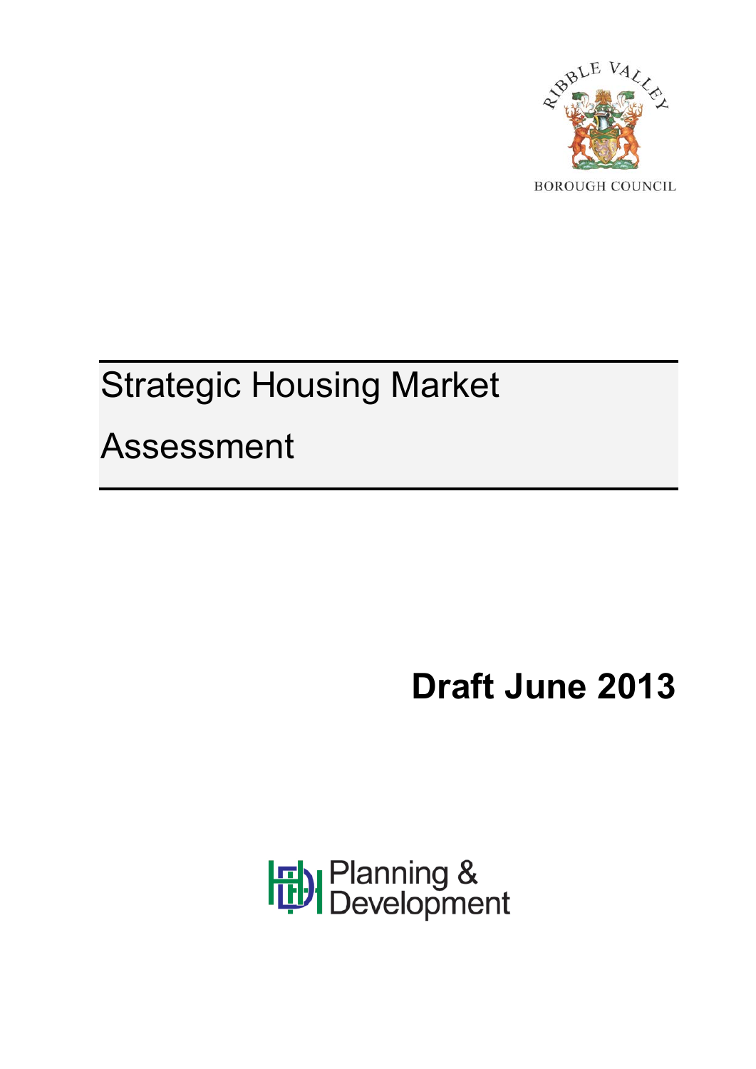RIBBLE VALLEY

BOROUGH COUNCIL

# Strategic Housing Market Assessment

**Draft June 2013**

Planning & Development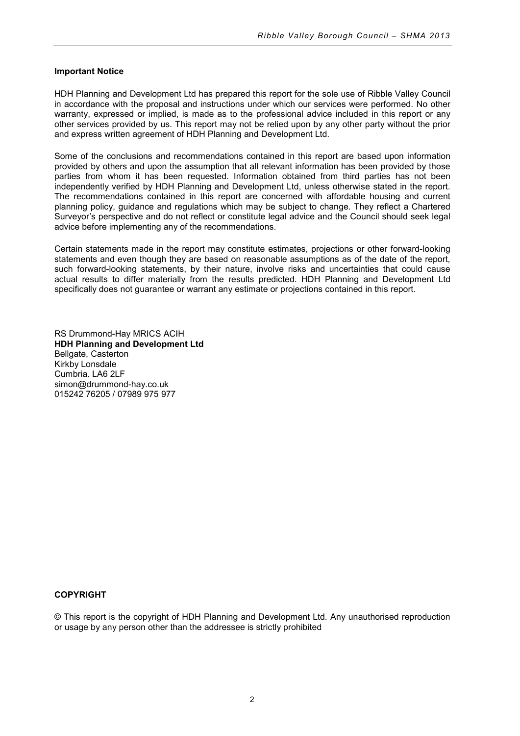**Important Notice**

HDH Planning and Development Ltd has prepared this report for the sole use of Ribble Valley Council in accordance with the proposal and instructions under which our services were performed. No other warranty, expressed or implied, is made as to the professional advice included in this report or any other services provided by us. This report may not be relied upon by any other party without the prior and express written agreement of HDH Planning and Development Ltd.

Some of the conclusions and recommendations contained in this report are based upon information provided by others and upon the assumption that all relevant information has been provided by those parties from whom it has been requested. Information obtained from third parties has not been independently verified by HDH Planning and Development Ltd, unless otherwise stated in the report. The recommendations contained in this report are concerned with affordable housing and current planning policy, guidance and regulations which may be subject to change. They reflect a Chartered Surveyor's perspective and do not reflect or constitute legal advice and the Council should seek legal advice before implementing any of the recommendations.

Certain statements made in the report may constitute estimates, projections or other forward-looking statements and even though they are based on reasonable assumptions as of the date of the report, such forward-looking statements, by their nature, involve risks and uncertainties that could cause actual results to differ materially from the results predicted. HDH Planning and Development Ltd specifically does not guarantee or warrant any estimate or projections contained in this report.

RS Drummond-Hay MRICS ACIH
**HDH Planning and Development Ltd**
Bellgate, Casterton
Kirkby Lonsdale
Cumbria. LA6 2LF
simon@drummond-hay.co.uk
015242 76205 / 07989 975 977

**COPYRIGHT**

© This report is the copyright of HDH Planning and Development Ltd. Any unauthorised reproduction or usage by any person other than the addressee is strictly prohibited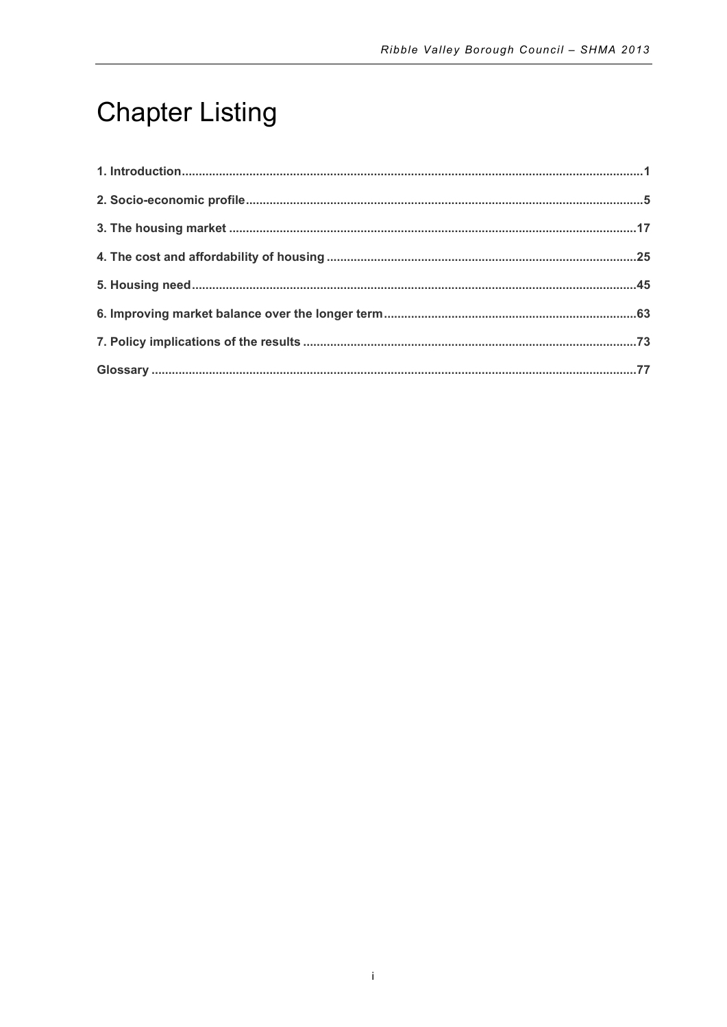# Chapter Listing

**1. Introduction** .......................................................................................................................................1

**2. Socio-economic profile** .........................................................................................................................5

**3. The housing market** .............................................................................................................................17

**4. The cost and affordability of housing** ................................................................................................25

**5. Housing need** ......................................................................................................................................45

**6. Improving market balance over the longer term** ..............................................................................63

**7. Policy implications of the results** ......................................................................................................73

**Glossary** ..................................................................................................................................................77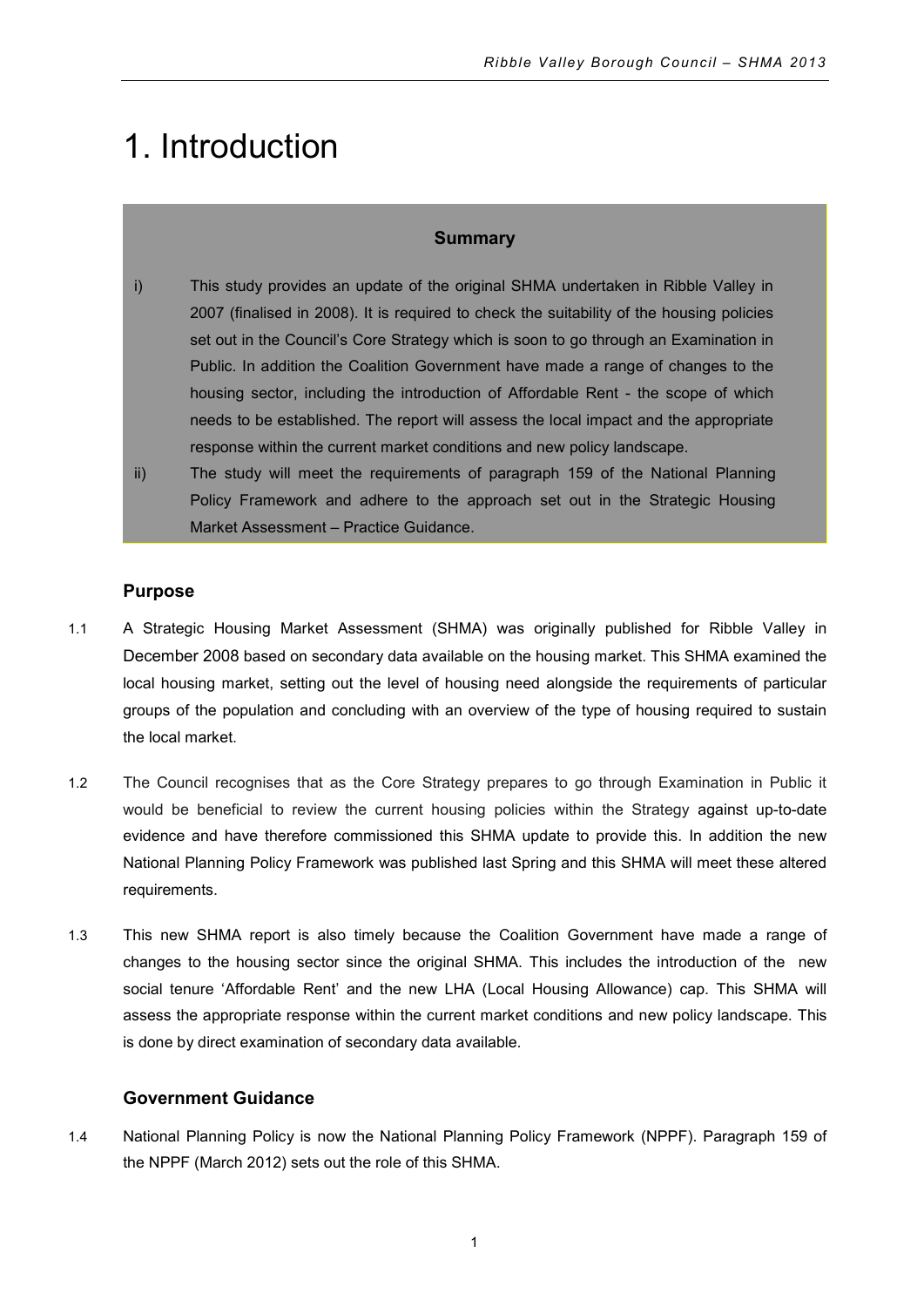# 1. Introduction

**Summary**

i) This study provides an update of the original SHMA undertaken in Ribble Valley in 2007 (finalised in 2008). It is required to check the suitability of the housing policies set out in the Council's Core Strategy which is soon to go through an Examination in Public. In addition the Coalition Government have made a range of changes to the housing sector, including the introduction of Affordable Rent - the scope of which needs to be established. The report will assess the local impact and the appropriate response within the current market conditions and new policy landscape.

ii) The study will meet the requirements of paragraph 159 of the National Planning Policy Framework and adhere to the approach set out in the Strategic Housing Market Assessment – Practice Guidance.

## Purpose

1.1 A Strategic Housing Market Assessment (SHMA) was originally published for Ribble Valley in December 2008 based on secondary data available on the housing market. This SHMA examined the local housing market, setting out the level of housing need alongside the requirements of particular groups of the population and concluding with an overview of the type of housing required to sustain the local market.

1.2 The Council recognises that as the Core Strategy prepares to go through Examination in Public it would be beneficial to review the current housing policies within the Strategy against up-to-date evidence and have therefore commissioned this SHMA update to provide this. In addition the new National Planning Policy Framework was published last Spring and this SHMA will meet these altered requirements.

1.3 This new SHMA report is also timely because the Coalition Government have made a range of changes to the housing sector since the original SHMA. This includes the introduction of the new social tenure 'Affordable Rent' and the new LHA (Local Housing Allowance) cap. This SHMA will assess the appropriate response within the current market conditions and new policy landscape. This is done by direct examination of secondary data available.

## Government Guidance

1.4 National Planning Policy is now the National Planning Policy Framework (NPPF). Paragraph 159 of the NPPF (March 2012) sets out the role of this SHMA.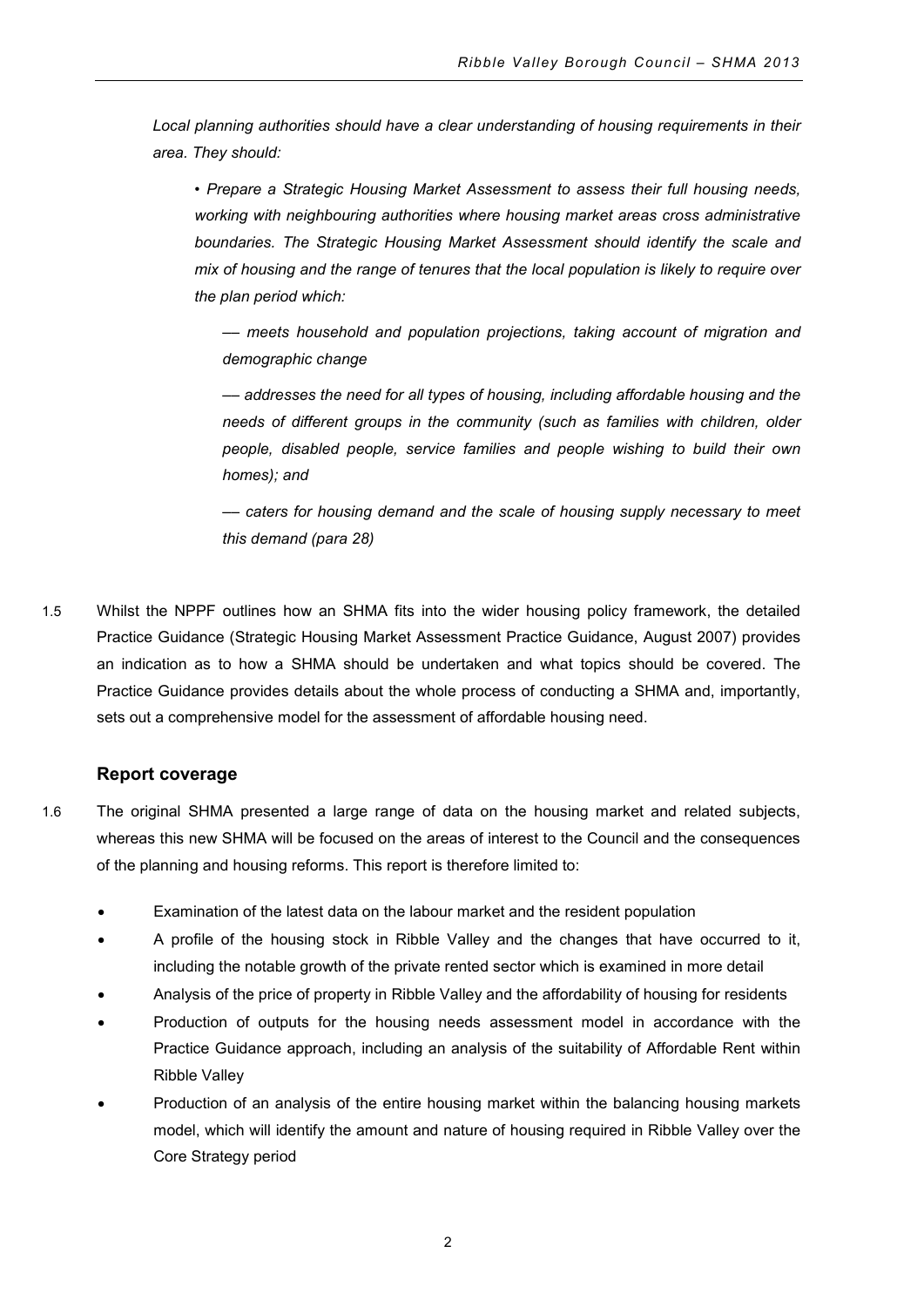*Local planning authorities should have a clear understanding of housing requirements in their area. They should:*

> *• Prepare a Strategic Housing Market Assessment to assess their full housing needs, working with neighbouring authorities where housing market areas cross administrative boundaries. The Strategic Housing Market Assessment should identify the scale and mix of housing and the range of tenures that the local population is likely to require over the plan period which:*
>
> > *–– meets household and population projections, taking account of migration and demographic change*
> >
> > *–– addresses the need for all types of housing, including affordable housing and the needs of different groups in the community (such as families with children, older people, disabled people, service families and people wishing to build their own homes); and*
> >
> > *–– caters for housing demand and the scale of housing supply necessary to meet this demand (para 28)*

1.5 Whilst the NPPF outlines how an SHMA fits into the wider housing policy framework, the detailed Practice Guidance (Strategic Housing Market Assessment Practice Guidance, August 2007) provides an indication as to how a SHMA should be undertaken and what topics should be covered. The Practice Guidance provides details about the whole process of conducting a SHMA and, importantly, sets out a comprehensive model for the assessment of affordable housing need.

### Report coverage

1.6 The original SHMA presented a large range of data on the housing market and related subjects, whereas this new SHMA will be focused on the areas of interest to the Council and the consequences of the planning and housing reforms. This report is therefore limited to:

- Examination of the latest data on the labour market and the resident population
- A profile of the housing stock in Ribble Valley and the changes that have occurred to it, including the notable growth of the private rented sector which is examined in more detail
- Analysis of the price of property in Ribble Valley and the affordability of housing for residents
- Production of outputs for the housing needs assessment model in accordance with the Practice Guidance approach, including an analysis of the suitability of Affordable Rent within Ribble Valley
- Production of an analysis of the entire housing market within the balancing housing markets model, which will identify the amount and nature of housing required in Ribble Valley over the Core Strategy period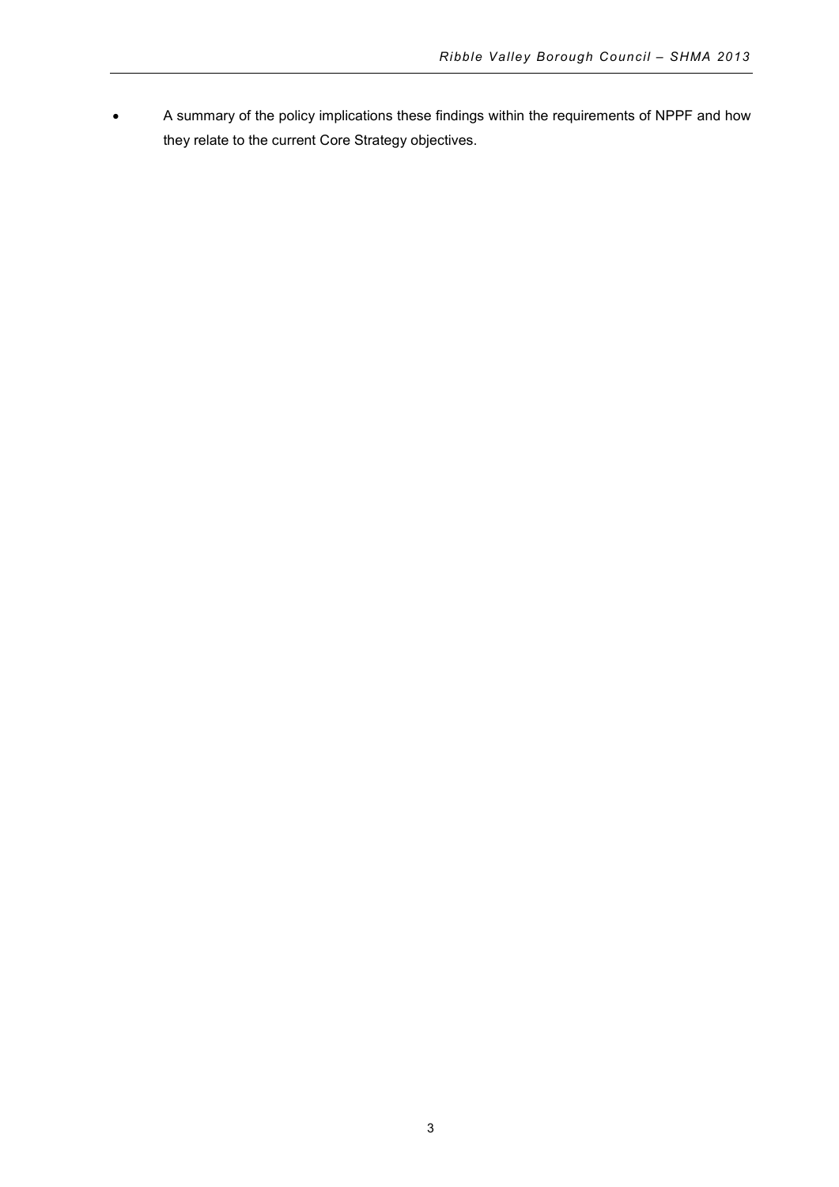- A summary of the policy implications these findings within the requirements of NPPF and how they relate to the current Core Strategy objectives.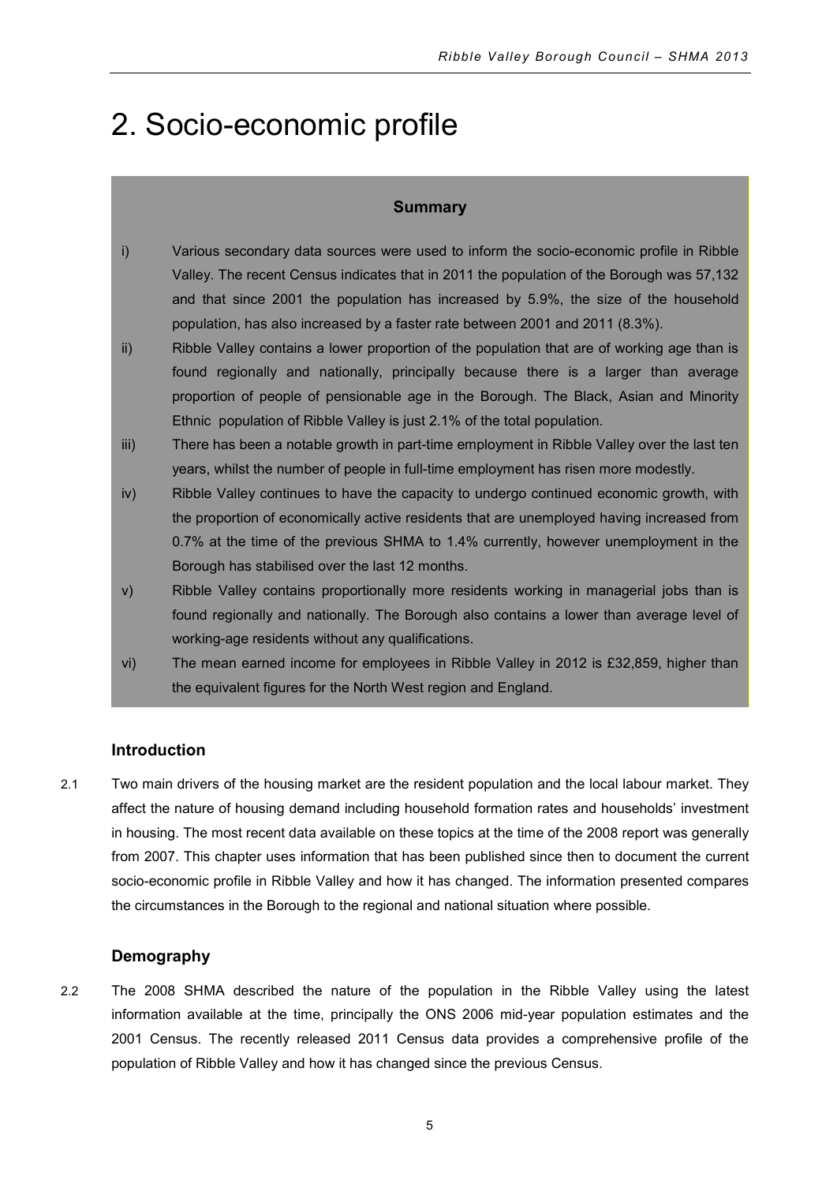# 2. Socio-economic profile

**Summary**

i) Various secondary data sources were used to inform the socio-economic profile in Ribble Valley. The recent Census indicates that in 2011 the population of the Borough was 57,132 and that since 2001 the population has increased by 5.9%, the size of the household population, has also increased by a faster rate between 2001 and 2011 (8.3%).

ii) Ribble Valley contains a lower proportion of the population that are of working age than is found regionally and nationally, principally because there is a larger than average proportion of people of pensionable age in the Borough. The Black, Asian and Minority Ethnic population of Ribble Valley is just 2.1% of the total population.

iii) There has been a notable growth in part-time employment in Ribble Valley over the last ten years, whilst the number of people in full-time employment has risen more modestly.

iv) Ribble Valley continues to have the capacity to undergo continued economic growth, with the proportion of economically active residents that are unemployed having increased from 0.7% at the time of the previous SHMA to 1.4% currently, however unemployment in the Borough has stabilised over the last 12 months.

v) Ribble Valley contains proportionally more residents working in managerial jobs than is found regionally and nationally. The Borough also contains a lower than average level of working-age residents without any qualifications.

vi) The mean earned income for employees in Ribble Valley in 2012 is £32,859, higher than the equivalent figures for the North West region and England.

### Introduction

2.1 Two main drivers of the housing market are the resident population and the local labour market. They affect the nature of housing demand including household formation rates and households' investment in housing. The most recent data available on these topics at the time of the 2008 report was generally from 2007. This chapter uses information that has been published since then to document the current socio-economic profile in Ribble Valley and how it has changed. The information presented compares the circumstances in the Borough to the regional and national situation where possible.

### Demography

2.2 The 2008 SHMA described the nature of the population in the Ribble Valley using the latest information available at the time, principally the ONS 2006 mid-year population estimates and the 2001 Census. The recently released 2011 Census data provides a comprehensive profile of the population of Ribble Valley and how it has changed since the previous Census.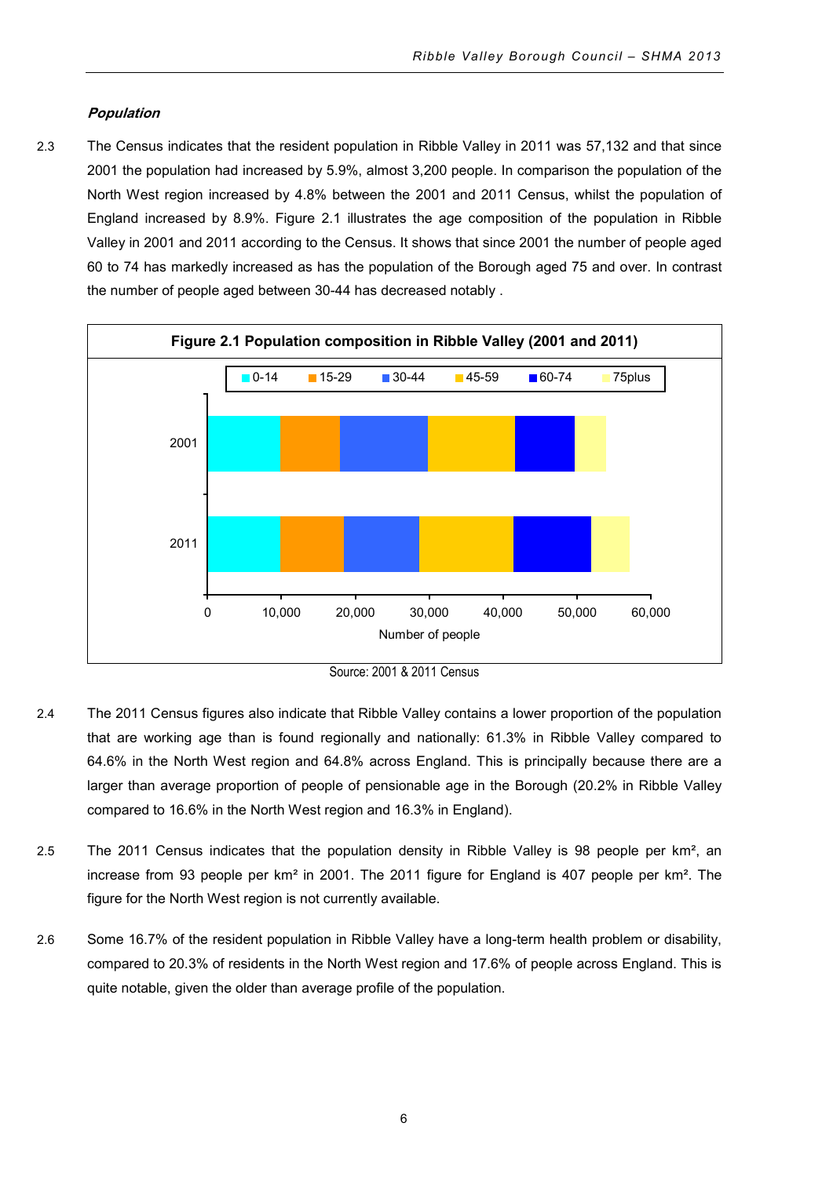***Population***

2.3 The Census indicates that the resident population in Ribble Valley in 2011 was 57,132 and that since 2001 the population had increased by 5.9%, almost 3,200 people. In comparison the population of the North West region increased by 4.8% between the 2001 and 2011 Census, whilst the population of England increased by 8.9%. Figure 2.1 illustrates the age composition of the population in Ribble Valley in 2001 and 2011 according to the Census. It shows that since 2001 the number of people aged 60 to 74 has markedly increased as has the population of the Borough aged 75 and over. In contrast the number of people aged between 30-44 has decreased notably .

**Figure 2.1 Population composition in Ribble Valley (2001 and 2011)**

Source: 2001 & 2011 Census

2.4 The 2011 Census figures also indicate that Ribble Valley contains a lower proportion of the population that are working age than is found regionally and nationally: 61.3% in Ribble Valley compared to 64.6% in the North West region and 64.8% across England. This is principally because there are a larger than average proportion of people of pensionable age in the Borough (20.2% in Ribble Valley compared to 16.6% in the North West region and 16.3% in England).

2.5 The 2011 Census indicates that the population density in Ribble Valley is 98 people per km², an increase from 93 people per km² in 2001. The 2011 figure for England is 407 people per km². The figure for the North West region is not currently available.

2.6 Some 16.7% of the resident population in Ribble Valley have a long-term health problem or disability, compared to 20.3% of residents in the North West region and 17.6% of people across England. This is quite notable, given the older than average profile of the population.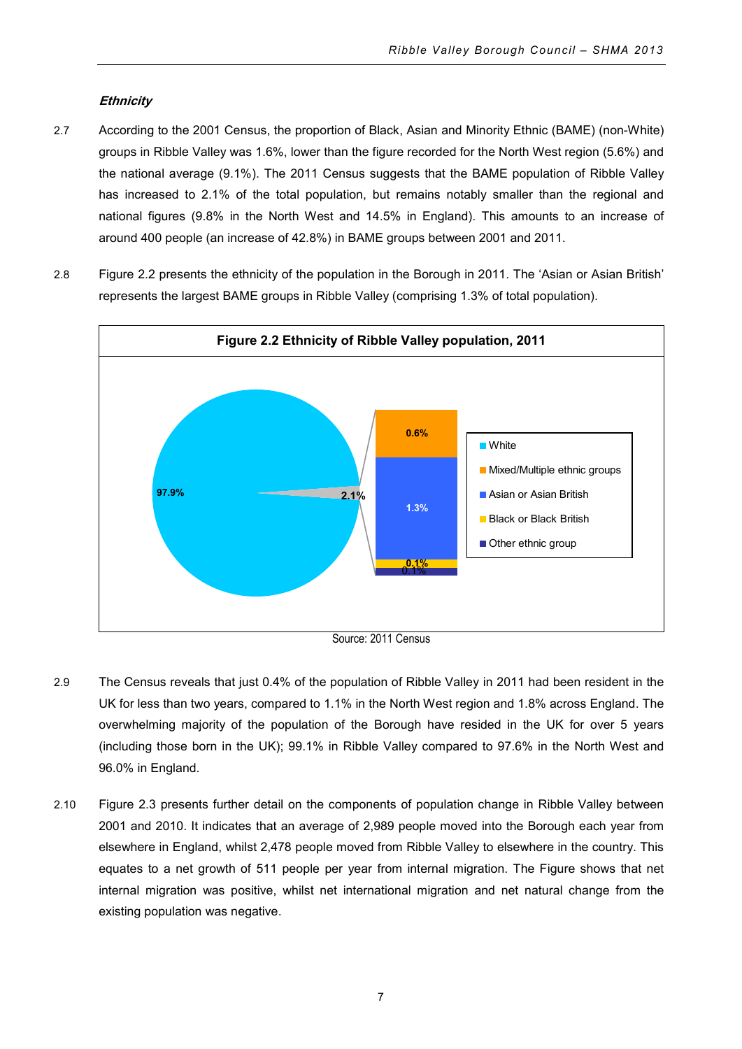### *Ethnicity*

2.7 According to the 2001 Census, the proportion of Black, Asian and Minority Ethnic (BAME) (non-White) groups in Ribble Valley was 1.6%, lower than the figure recorded for the North West region (5.6%) and the national average (9.1%). The 2011 Census suggests that the BAME population of Ribble Valley has increased to 2.1% of the total population, but remains notably smaller than the regional and national figures (9.8% in the North West and 14.5% in England). This amounts to an increase of around 400 people (an increase of 42.8%) in BAME groups between 2001 and 2011.

2.8 Figure 2.2 presents the ethnicity of the population in the Borough in 2011. The 'Asian or Asian British' represents the largest BAME groups in Ribble Valley (comprising 1.3% of total population).

**Figure 2.2 Ethnicity of Ribble Valley population, 2011**

| Ethnic group | % |
| --- | --- |
| White | 97.9% |
| BAME (total) | 2.1% |
| Mixed/Multiple ethnic groups | 0.6% |
| Asian or Asian British | 1.3% |
| Black or Black British | 0.1% |
| Other ethnic group | 0.1% |

Source: 2011 Census

2.9 The Census reveals that just 0.4% of the population of Ribble Valley in 2011 had been resident in the UK for less than two years, compared to 1.1% in the North West region and 1.8% across England. The overwhelming majority of the population of the Borough have resided in the UK for over 5 years (including those born in the UK); 99.1% in Ribble Valley compared to 97.6% in the North West and 96.0% in England.

2.10 Figure 2.3 presents further detail on the components of population change in Ribble Valley between 2001 and 2010. It indicates that an average of 2,989 people moved into the Borough each year from elsewhere in England, whilst 2,478 people moved from Ribble Valley to elsewhere in the country. This equates to a net growth of 511 people per year from internal migration. The Figure shows that net internal migration was positive, whilst net international migration and net natural change from the existing population was negative.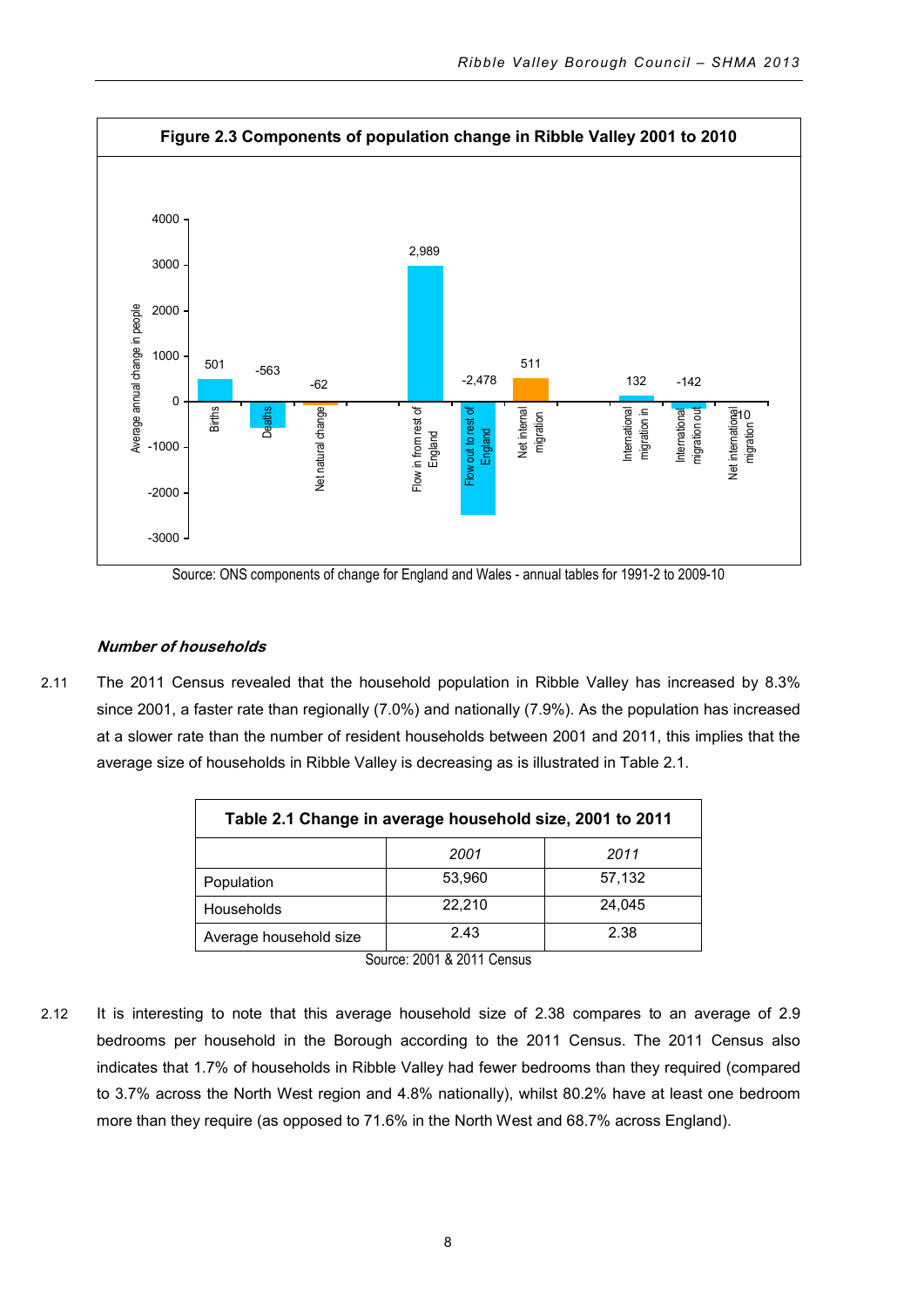**Figure 2.3 Components of population change in Ribble Valley 2001 to 2010**

| Component | Average annual change in people |
|---|---|
| Births | 501 |
| Deaths | -563 |
| Net natural change | -62 |
| Flow in from rest of England | 2,989 |
| Flow out to rest of England | -2,478 |
| Net internal migration | 511 |
| International migration in | 132 |
| International migration out | -142 |
| Net international migration | -10 |

Source: ONS components of change for England and Wales - annual tables for 1991-2 to 2009-10

***Number of households***

2.11 The 2011 Census revealed that the household population in Ribble Valley has increased by 8.3% since 2001, a faster rate than regionally (7.0%) and nationally (7.9%). As the population has increased at a slower rate than the number of resident households between 2001 and 2011, this implies that the average size of households in Ribble Valley is decreasing as is illustrated in Table 2.1.

**Table 2.1 Change in average household size, 2001 to 2011**

| | *2001* | *2011* |
|---|---|---|
| Population | 53,960 | 57,132 |
| Households | 22,210 | 24,045 |
| Average household size | 2.43 | 2.38 |

Source: 2001 & 2011 Census

2.12 It is interesting to note that this average household size of 2.38 compares to an average of 2.9 bedrooms per household in the Borough according to the 2011 Census. The 2011 Census also indicates that 1.7% of households in Ribble Valley had fewer bedrooms than they required (compared to 3.7% across the North West region and 4.8% nationally), whilst 80.2% have at least one bedroom more than they require (as opposed to 71.6% in the North West and 68.7% across England).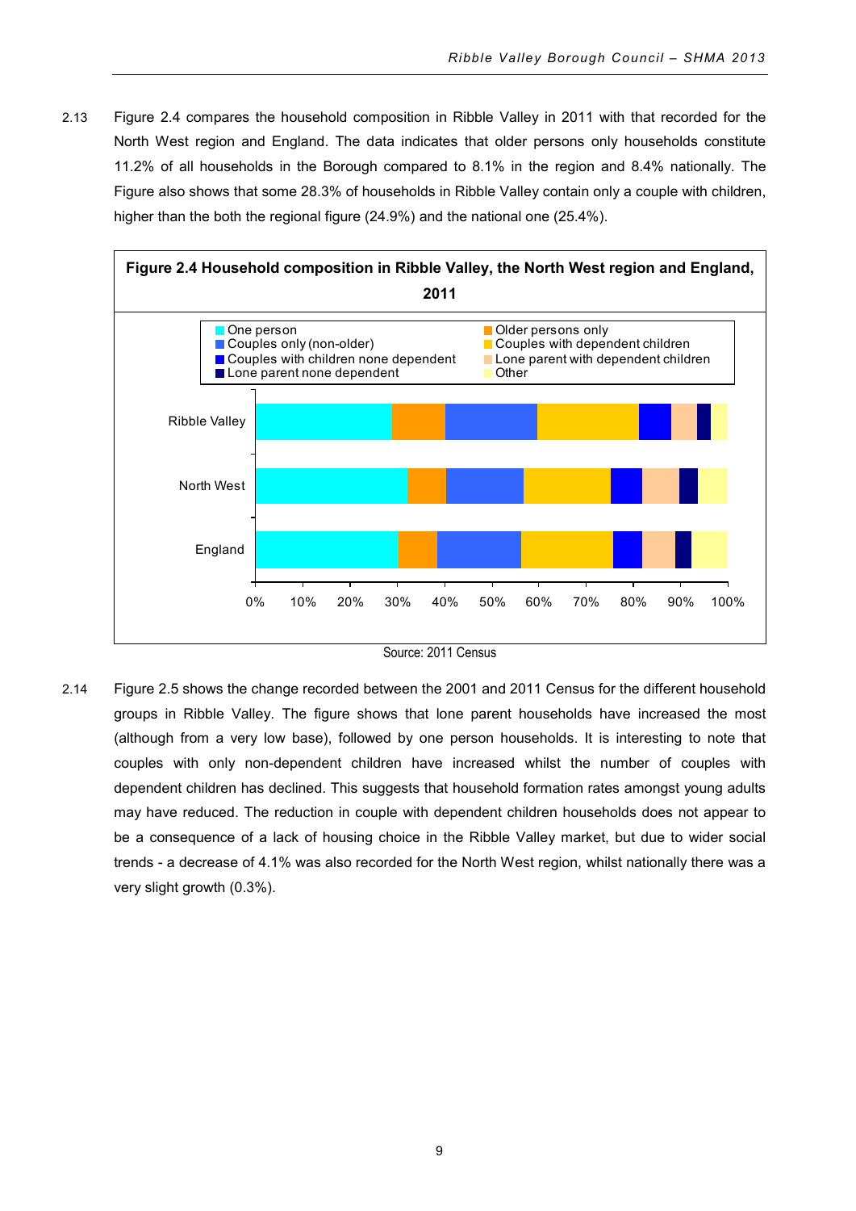2.13 Figure 2.4 compares the household composition in Ribble Valley in 2011 with that recorded for the North West region and England. The data indicates that older persons only households constitute 11.2% of all households in the Borough compared to 8.1% in the region and 8.4% nationally. The Figure also shows that some 28.3% of households in Ribble Valley contain only a couple with children, higher than the both the regional figure (24.9%) and the national one (25.4%).

**Figure 2.4 Household composition in Ribble Valley, the North West region and England, 2011**

Source: 2011 Census

2.14 Figure 2.5 shows the change recorded between the 2001 and 2011 Census for the different household groups in Ribble Valley. The figure shows that lone parent households have increased the most (although from a very low base), followed by one person households. It is interesting to note that couples with only non-dependent children have increased whilst the number of couples with dependent children has declined. This suggests that household formation rates amongst young adults may have reduced. The reduction in couple with dependent children households does not appear to be a consequence of a lack of housing choice in the Ribble Valley market, but due to wider social trends - a decrease of 4.1% was also recorded for the North West region, whilst nationally there was a very slight growth (0.3%).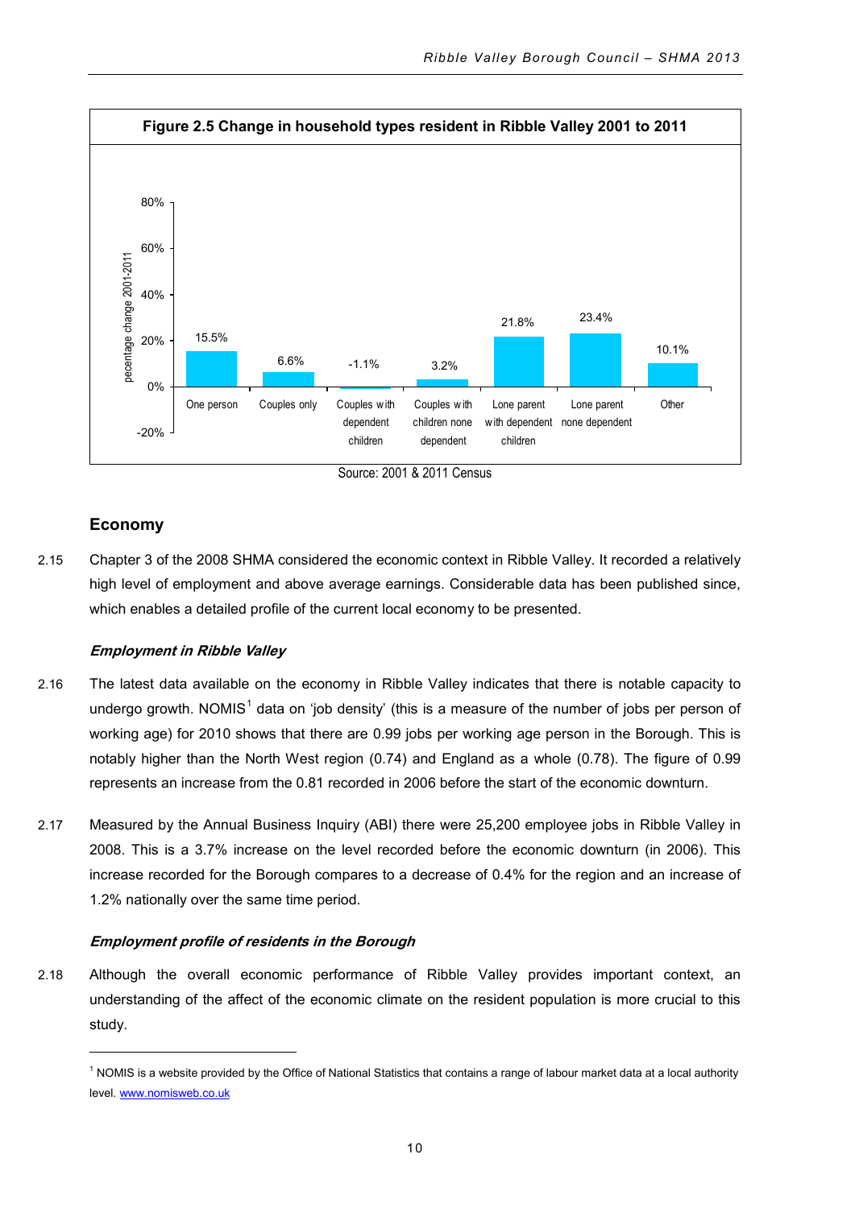**Figure 2.5 Change in household types resident in Ribble Valley 2001 to 2011**

| Household type | Percentage change 2001-2011 |
|---|---|
| One person | 15.5% |
| Couples only | 6.6% |
| Couples with dependent children | -1.1% |
| Couples with children none dependent | 3.2% |
| Lone parent with dependent children | 21.8% |
| Lone parent none dependent | 23.4% |
| Other | 10.1% |

Source: 2001 & 2011 Census

## Economy

2.15 Chapter 3 of the 2008 SHMA considered the economic context in Ribble Valley. It recorded a relatively high level of employment and above average earnings. Considerable data has been published since, which enables a detailed profile of the current local economy to be presented.

### *Employment in Ribble Valley*

2.16 The latest data available on the economy in Ribble Valley indicates that there is notable capacity to undergo growth. NOMIS[1] data on 'job density' (this is a measure of the number of jobs per person of working age) for 2010 shows that there are 0.99 jobs per working age person in the Borough. This is notably higher than the North West region (0.74) and England as a whole (0.78). The figure of 0.99 represents an increase from the 0.81 recorded in 2006 before the start of the economic downturn.

2.17 Measured by the Annual Business Inquiry (ABI) there were 25,200 employee jobs in Ribble Valley in 2008. This is a 3.7% increase on the level recorded before the economic downturn (in 2006). This increase recorded for the Borough compares to a decrease of 0.4% for the region and an increase of 1.2% nationally over the same time period.

### *Employment profile of residents in the Borough*

2.18 Although the overall economic performance of Ribble Valley provides important context, an understanding of the affect of the economic climate on the resident population is more crucial to this study.

[1] NOMIS is a website provided by the Office of National Statistics that contains a range of labour market data at a local authority level. www.nomisweb.co.uk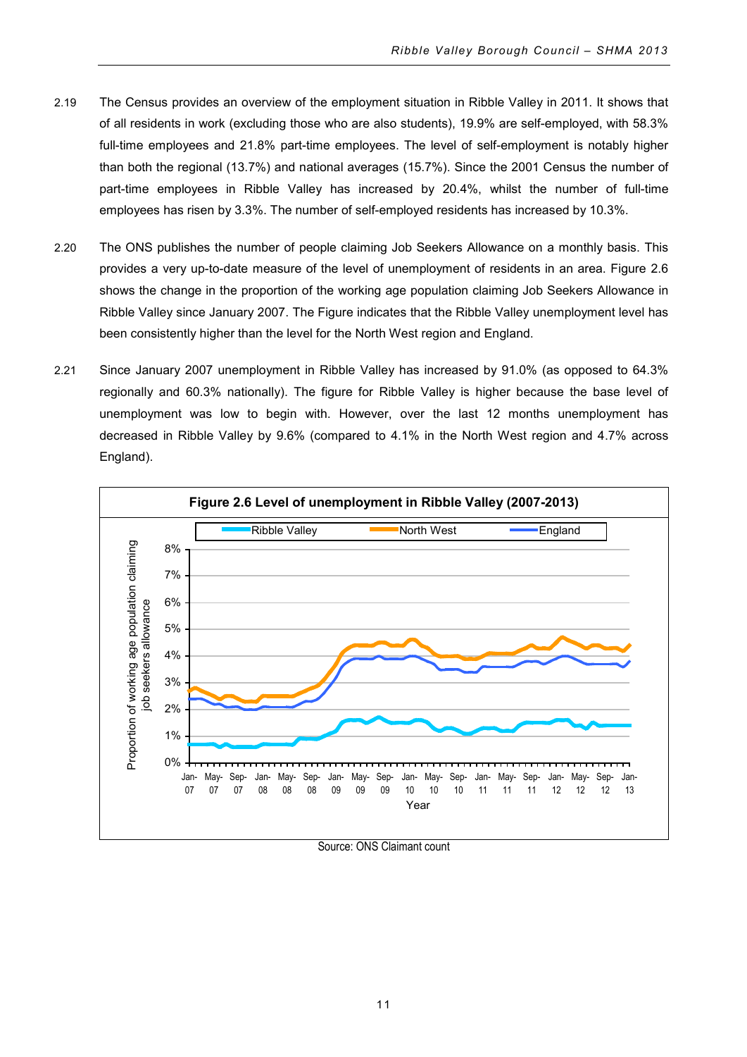2.19 The Census provides an overview of the employment situation in Ribble Valley in 2011. It shows that of all residents in work (excluding those who are also students), 19.9% are self-employed, with 58.3% full-time employees and 21.8% part-time employees. The level of self-employment is notably higher than both the regional (13.7%) and national averages (15.7%). Since the 2001 Census the number of part-time employees in Ribble Valley has increased by 20.4%, whilst the number of full-time employees has risen by 3.3%. The number of self-employed residents has increased by 10.3%.

2.20 The ONS publishes the number of people claiming Job Seekers Allowance on a monthly basis. This provides a very up-to-date measure of the level of unemployment of residents in an area. Figure 2.6 shows the change in the proportion of the working age population claiming Job Seekers Allowance in Ribble Valley since January 2007. The Figure indicates that the Ribble Valley unemployment level has been consistently higher than the level for the North West region and England.

2.21 Since January 2007 unemployment in Ribble Valley has increased by 91.0% (as opposed to 64.3% regionally and 60.3% nationally). The figure for Ribble Valley is higher because the base level of unemployment was low to begin with. However, over the last 12 months unemployment has decreased in Ribble Valley by 9.6% (compared to 4.1% in the North West region and 4.7% across England).

**Figure 2.6 Level of unemployment in Ribble Valley (2007-2013)**

Source: ONS Claimant count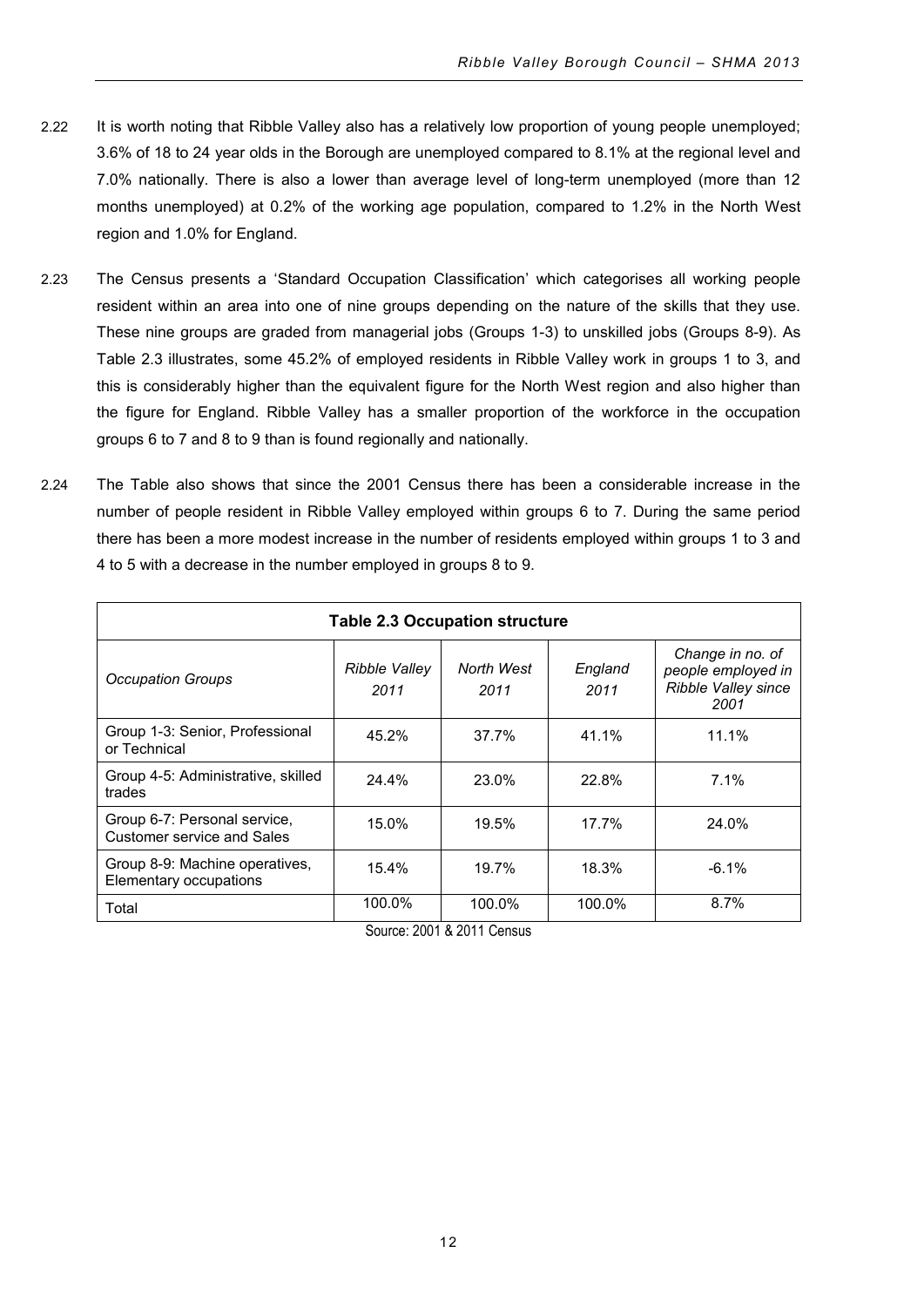2.22 It is worth noting that Ribble Valley also has a relatively low proportion of young people unemployed; 3.6% of 18 to 24 year olds in the Borough are unemployed compared to 8.1% at the regional level and 7.0% nationally. There is also a lower than average level of long-term unemployed (more than 12 months unemployed) at 0.2% of the working age population, compared to 1.2% in the North West region and 1.0% for England.

2.23 The Census presents a 'Standard Occupation Classification' which categorises all working people resident within an area into one of nine groups depending on the nature of the skills that they use. These nine groups are graded from managerial jobs (Groups 1-3) to unskilled jobs (Groups 8-9). As Table 2.3 illustrates, some 45.2% of employed residents in Ribble Valley work in groups 1 to 3, and this is considerably higher than the equivalent figure for the North West region and also higher than the figure for England. Ribble Valley has a smaller proportion of the workforce in the occupation groups 6 to 7 and 8 to 9 than is found regionally and nationally.

2.24 The Table also shows that since the 2001 Census there has been a considerable increase in the number of people resident in Ribble Valley employed within groups 6 to 7. During the same period there has been a more modest increase in the number of residents employed within groups 1 to 3 and 4 to 5 with a decrease in the number employed in groups 8 to 9.

**Table 2.3 Occupation structure**

| *Occupation Groups* | *Ribble Valley 2011* | *North West 2011* | *England 2011* | *Change in no. of people employed in Ribble Valley since 2001* |
|---|---|---|---|---|
| Group 1-3: Senior, Professional or Technical | 45.2% | 37.7% | 41.1% | 11.1% |
| Group 4-5: Administrative, skilled trades | 24.4% | 23.0% | 22.8% | 7.1% |
| Group 6-7: Personal service, Customer service and Sales | 15.0% | 19.5% | 17.7% | 24.0% |
| Group 8-9: Machine operatives, Elementary occupations | 15.4% | 19.7% | 18.3% | -6.1% |
| Total | 100.0% | 100.0% | 100.0% | 8.7% |

Source: 2001 & 2011 Census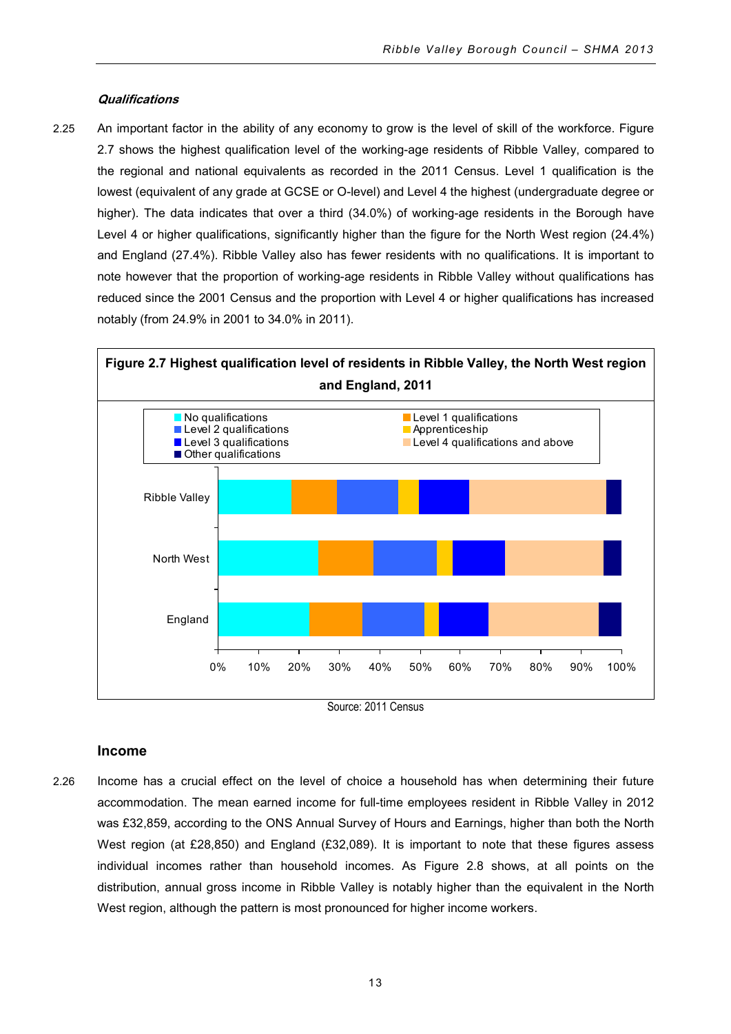### *Qualifications*

2.25 An important factor in the ability of any economy to grow is the level of skill of the workforce. Figure 2.7 shows the highest qualification level of the working-age residents of Ribble Valley, compared to the regional and national equivalents as recorded in the 2011 Census. Level 1 qualification is the lowest (equivalent of any grade at GCSE or O-level) and Level 4 the highest (undergraduate degree or higher). The data indicates that over a third (34.0%) of working-age residents in the Borough have Level 4 or higher qualifications, significantly higher than the figure for the North West region (24.4%) and England (27.4%). Ribble Valley also has fewer residents with no qualifications. It is important to note however that the proportion of working-age residents in Ribble Valley without qualifications has reduced since the 2001 Census and the proportion with Level 4 or higher qualifications has increased notably (from 24.9% in 2001 to 34.0% in 2011).

**Figure 2.7 Highest qualification level of residents in Ribble Valley, the North West region and England, 2011**

Source: 2011 Census

## Income

2.26 Income has a crucial effect on the level of choice a household has when determining their future accommodation. The mean earned income for full-time employees resident in Ribble Valley in 2012 was £32,859, according to the ONS Annual Survey of Hours and Earnings, higher than both the North West region (at £28,850) and England (£32,089). It is important to note that these figures assess individual incomes rather than household incomes. As Figure 2.8 shows, at all points on the distribution, annual gross income in Ribble Valley is notably higher than the equivalent in the North West region, although the pattern is most pronounced for higher income workers.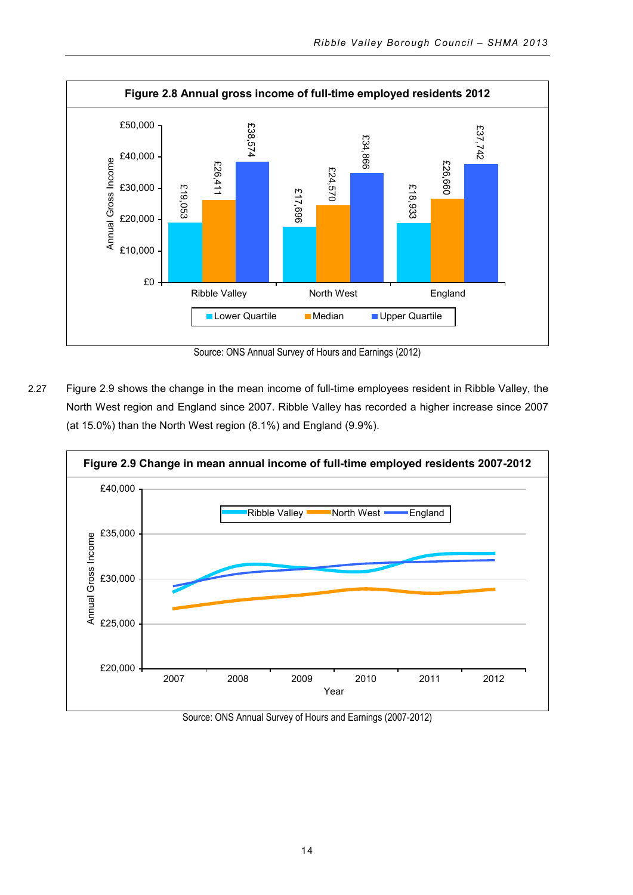**Figure 2.8 Annual gross income of full-time employed residents 2012**

| | Lower Quartile | Median | Upper Quartile |
|---|---|---|---|
| Ribble Valley | £19,053 | £26,411 | £38,574 |
| North West | £17,696 | £24,570 | £34,866 |
| England | £18,933 | £26,660 | £37,742 |

Source: ONS Annual Survey of Hours and Earnings (2012)

2.27 Figure 2.9 shows the change in the mean income of full-time employees resident in Ribble Valley, the North West region and England since 2007. Ribble Valley has recorded a higher increase since 2007 (at 15.0%) than the North West region (8.1%) and England (9.9%).

**Figure 2.9 Change in mean annual income of full-time employed residents 2007-2012**

Source: ONS Annual Survey of Hours and Earnings (2007-2012)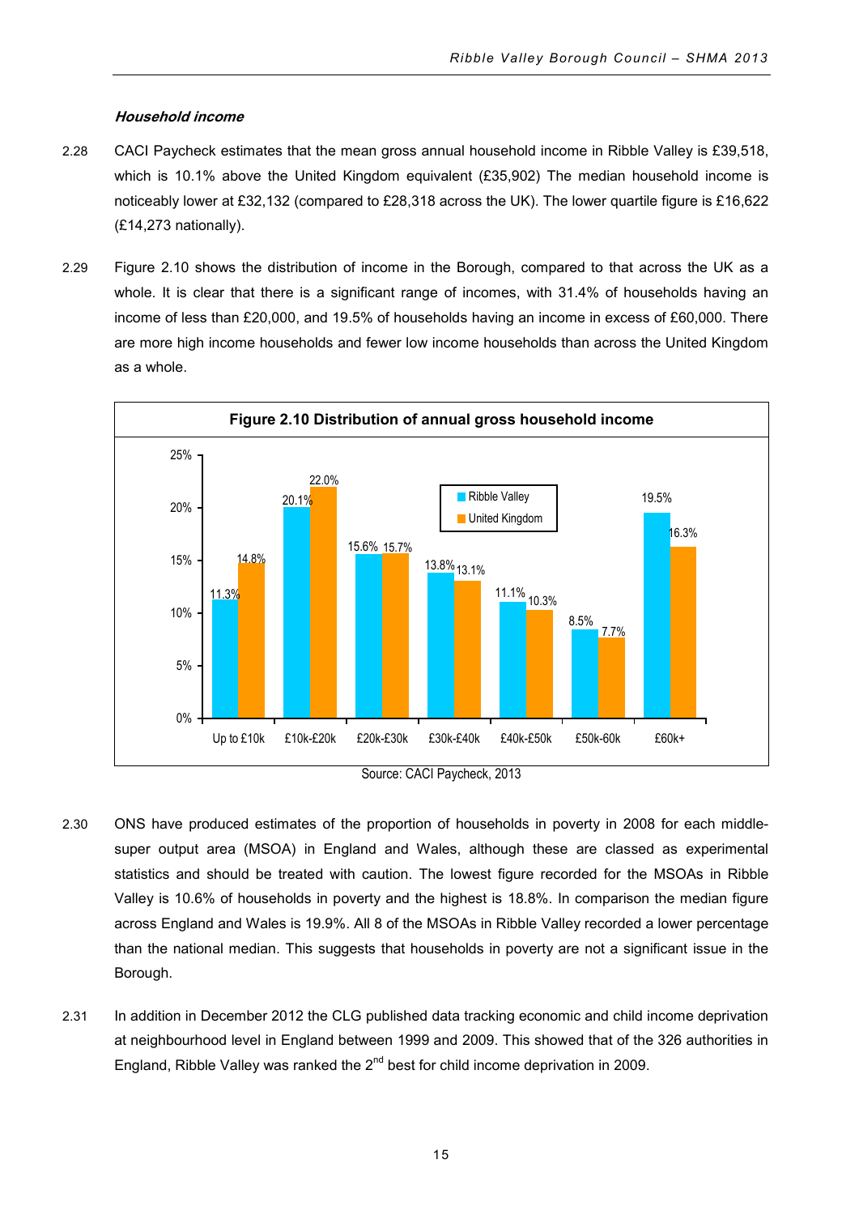#### *Household income*

2.28 CACI Paycheck estimates that the mean gross annual household income in Ribble Valley is £39,518, which is 10.1% above the United Kingdom equivalent (£35,902) The median household income is noticeably lower at £32,132 (compared to £28,318 across the UK). The lower quartile figure is £16,622 (£14,273 nationally).

2.29 Figure 2.10 shows the distribution of income in the Borough, compared to that across the UK as a whole. It is clear that there is a significant range of incomes, with 31.4% of households having an income of less than £20,000, and 19.5% of households having an income in excess of £60,000. There are more high income households and fewer low income households than across the United Kingdom as a whole.

**Figure 2.10 Distribution of annual gross household income**

| Income band | Ribble Valley | United Kingdom |
|---|---|---|
| Up to £10k | 11.3% | 14.8% |
| £10k-£20k | 20.1% | 22.0% |
| £20k-£30k | 15.6% | 15.7% |
| £30k-£40k | 13.8% | 13.1% |
| £40k-£50k | 11.1% | 10.3% |
| £50k-60k | 8.5% | 7.7% |
| £60k+ | 19.5% | 16.3% |

Source: CACI Paycheck, 2013

2.30 ONS have produced estimates of the proportion of households in poverty in 2008 for each middle-super output area (MSOA) in England and Wales, although these are classed as experimental statistics and should be treated with caution. The lowest figure recorded for the MSOAs in Ribble Valley is 10.6% of households in poverty and the highest is 18.8%. In comparison the median figure across England and Wales is 19.9%. All 8 of the MSOAs in Ribble Valley recorded a lower percentage than the national median. This suggests that households in poverty are not a significant issue in the Borough.

2.31 In addition in December 2012 the CLG published data tracking economic and child income deprivation at neighbourhood level in England between 1999 and 2009. This showed that of the 326 authorities in England, Ribble Valley was ranked the 2nd best for child income deprivation in 2009.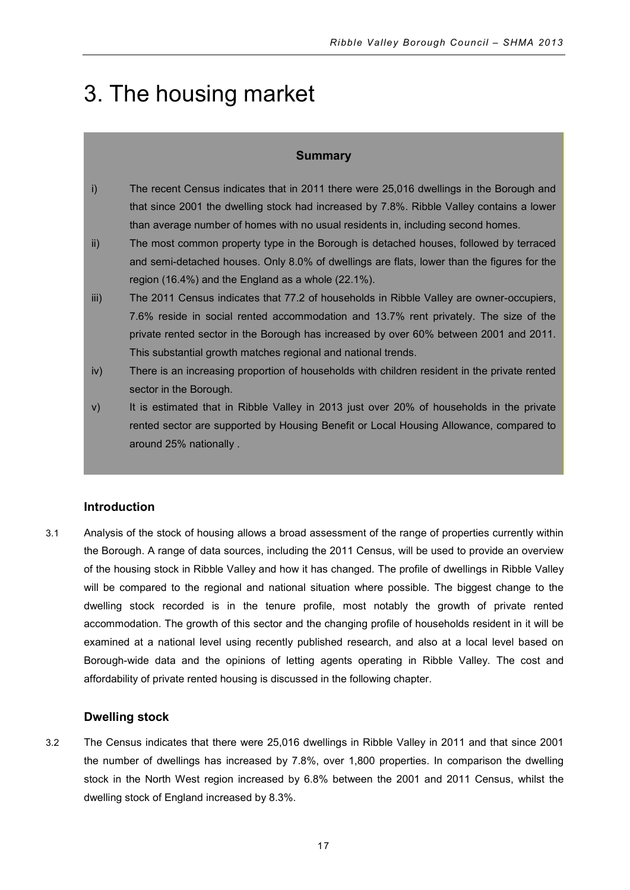# 3. The housing market

**Summary**

i) The recent Census indicates that in 2011 there were 25,016 dwellings in the Borough and that since 2001 the dwelling stock had increased by 7.8%. Ribble Valley contains a lower than average number of homes with no usual residents in, including second homes.

ii) The most common property type in the Borough is detached houses, followed by terraced and semi-detached houses. Only 8.0% of dwellings are flats, lower than the figures for the region (16.4%) and the England as a whole (22.1%).

iii) The 2011 Census indicates that 77.2 of households in Ribble Valley are owner-occupiers, 7.6% reside in social rented accommodation and 13.7% rent privately. The size of the private rented sector in the Borough has increased by over 60% between 2001 and 2011. This substantial growth matches regional and national trends.

iv) There is an increasing proportion of households with children resident in the private rented sector in the Borough.

v) It is estimated that in Ribble Valley in 2013 just over 20% of households in the private rented sector are supported by Housing Benefit or Local Housing Allowance, compared to around 25% nationally .

### Introduction

3.1 Analysis of the stock of housing allows a broad assessment of the range of properties currently within the Borough. A range of data sources, including the 2011 Census, will be used to provide an overview of the housing stock in Ribble Valley and how it has changed. The profile of dwellings in Ribble Valley will be compared to the regional and national situation where possible. The biggest change to the dwelling stock recorded is in the tenure profile, most notably the growth of private rented accommodation. The growth of this sector and the changing profile of households resident in it will be examined at a national level using recently published research, and also at a local level based on Borough-wide data and the opinions of letting agents operating in Ribble Valley. The cost and affordability of private rented housing is discussed in the following chapter.

### Dwelling stock

3.2 The Census indicates that there were 25,016 dwellings in Ribble Valley in 2011 and that since 2001 the number of dwellings has increased by 7.8%, over 1,800 properties. In comparison the dwelling stock in the North West region increased by 6.8% between the 2001 and 2011 Census, whilst the dwelling stock of England increased by 8.3%.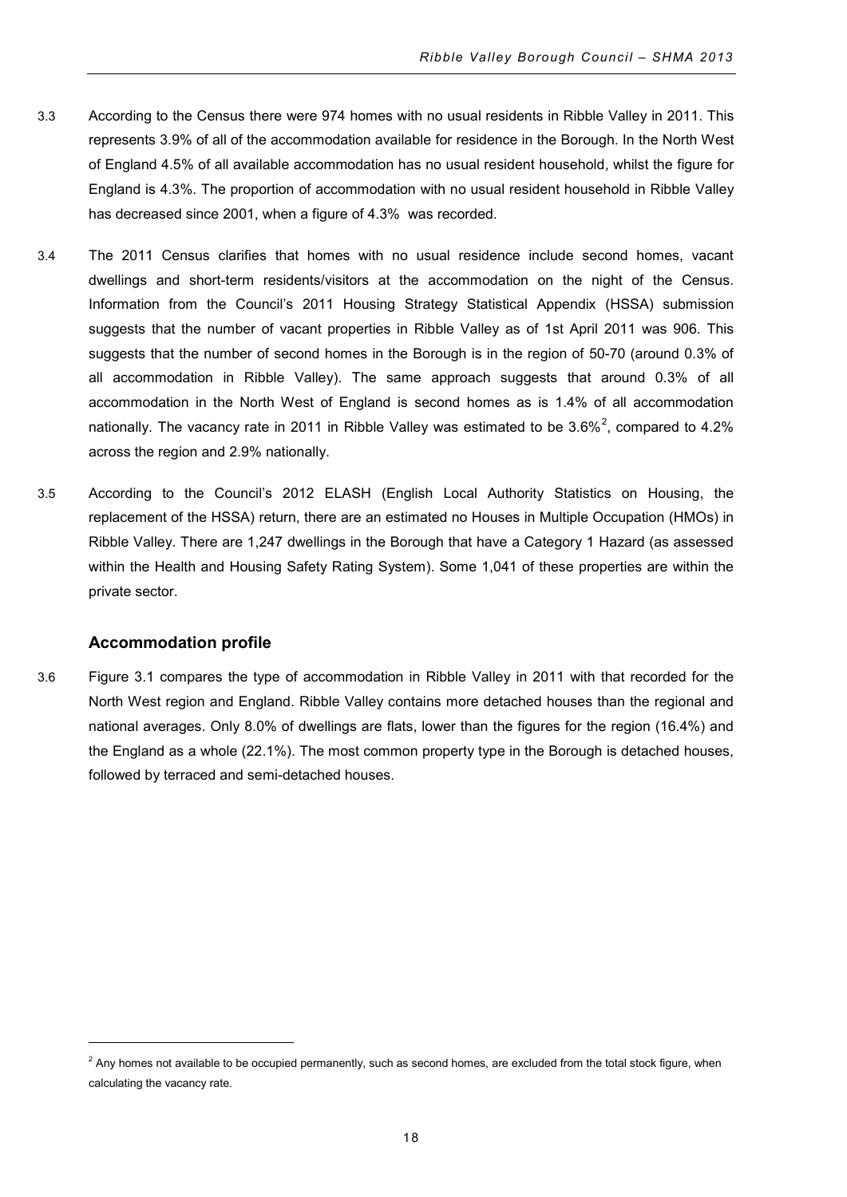3.3 According to the Census there were 974 homes with no usual residents in Ribble Valley in 2011. This represents 3.9% of all of the accommodation available for residence in the Borough. In the North West of England 4.5% of all available accommodation has no usual resident household, whilst the figure for England is 4.3%. The proportion of accommodation with no usual resident household in Ribble Valley has decreased since 2001, when a figure of 4.3% was recorded.

3.4 The 2011 Census clarifies that homes with no usual residence include second homes, vacant dwellings and short-term residents/visitors at the accommodation on the night of the Census. Information from the Council's 2011 Housing Strategy Statistical Appendix (HSSA) submission suggests that the number of vacant properties in Ribble Valley as of 1st April 2011 was 906. This suggests that the number of second homes in the Borough is in the region of 50-70 (around 0.3% of all accommodation in Ribble Valley). The same approach suggests that around 0.3% of all accommodation in the North West of England is second homes as is 1.4% of all accommodation nationally. The vacancy rate in 2011 in Ribble Valley was estimated to be 3.6%[2], compared to 4.2% across the region and 2.9% nationally.

3.5 According to the Council's 2012 ELASH (English Local Authority Statistics on Housing, the replacement of the HSSA) return, there are an estimated no Houses in Multiple Occupation (HMOs) in Ribble Valley. There are 1,247 dwellings in the Borough that have a Category 1 Hazard (as assessed within the Health and Housing Safety Rating System). Some 1,041 of these properties are within the private sector.

### Accommodation profile

3.6 Figure 3.1 compares the type of accommodation in Ribble Valley in 2011 with that recorded for the North West region and England. Ribble Valley contains more detached houses than the regional and national averages. Only 8.0% of dwellings are flats, lower than the figures for the region (16.4%) and the England as a whole (22.1%). The most common property type in the Borough is detached houses, followed by terraced and semi-detached houses.

[2] Any homes not available to be occupied permanently, such as second homes, are excluded from the total stock figure, when calculating the vacancy rate.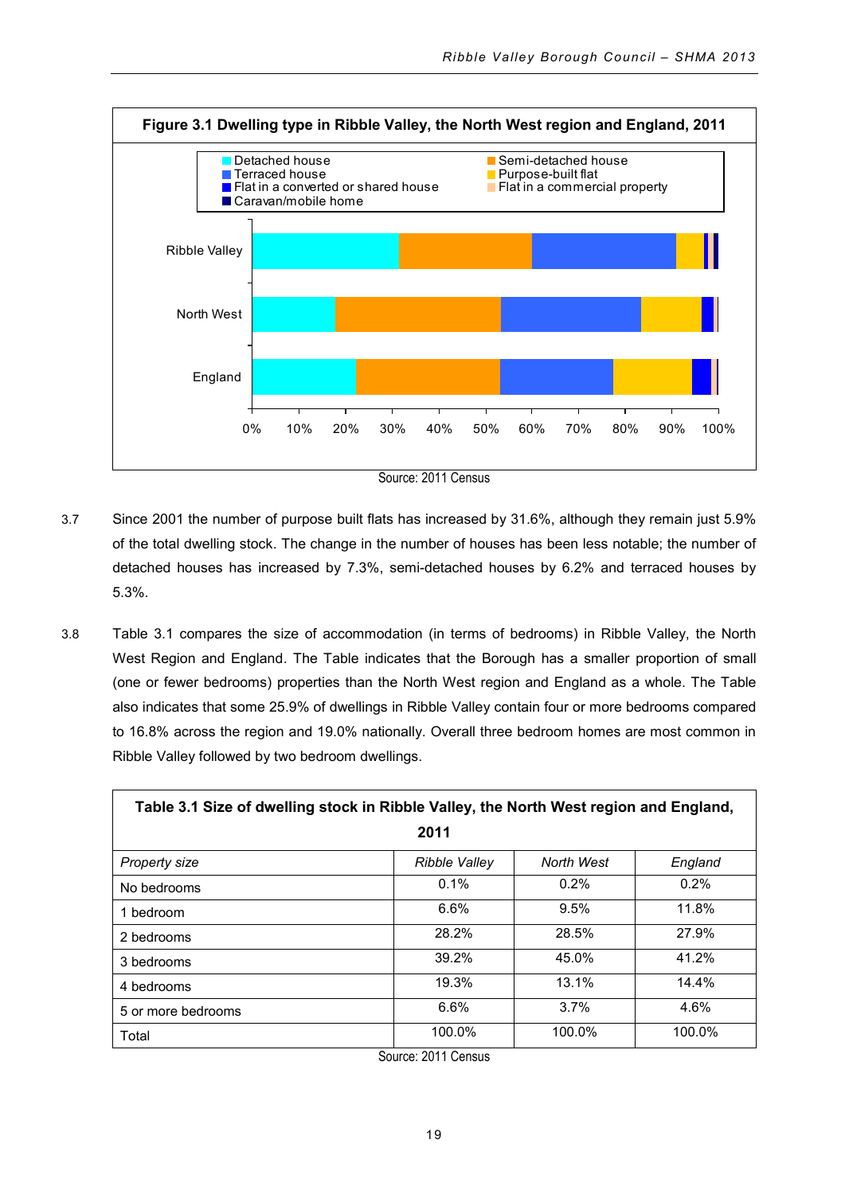**Figure 3.1 Dwelling type in Ribble Valley, the North West region and England, 2011**

Source: 2011 Census

3.7 Since 2001 the number of purpose built flats has increased by 31.6%, although they remain just 5.9% of the total dwelling stock. The change in the number of houses has been less notable; the number of detached houses has increased by 7.3%, semi-detached houses by 6.2% and terraced houses by 5.3%.

3.8 Table 3.1 compares the size of accommodation (in terms of bedrooms) in Ribble Valley, the North West Region and England. The Table indicates that the Borough has a smaller proportion of small (one or fewer bedrooms) properties than the North West region and England as a whole. The Table also indicates that some 25.9% of dwellings in Ribble Valley contain four or more bedrooms compared to 16.8% across the region and 19.0% nationally. Overall three bedroom homes are most common in Ribble Valley followed by two bedroom dwellings.

**Table 3.1 Size of dwelling stock in Ribble Valley, the North West region and England, 2011**

| *Property size* | *Ribble Valley* | *North West* | *England* |
|---|---|---|---|
| No bedrooms | 0.1% | 0.2% | 0.2% |
| 1 bedroom | 6.6% | 9.5% | 11.8% |
| 2 bedrooms | 28.2% | 28.5% | 27.9% |
| 3 bedrooms | 39.2% | 45.0% | 41.2% |
| 4 bedrooms | 19.3% | 13.1% | 14.4% |
| 5 or more bedrooms | 6.6% | 3.7% | 4.6% |
| Total | 100.0% | 100.0% | 100.0% |

Source: 2011 Census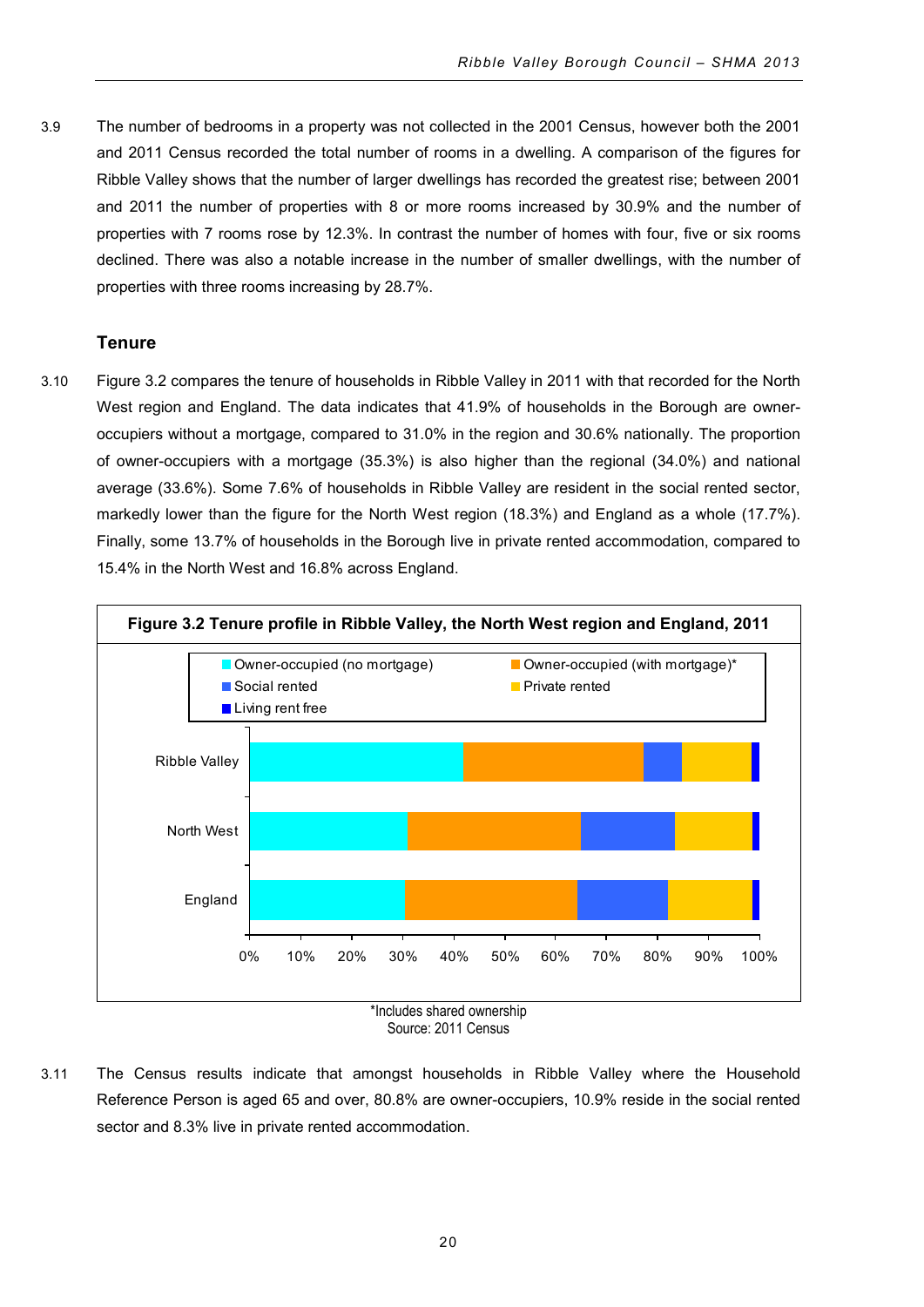3.9 The number of bedrooms in a property was not collected in the 2001 Census, however both the 2001 and 2011 Census recorded the total number of rooms in a dwelling. A comparison of the figures for Ribble Valley shows that the number of larger dwellings has recorded the greatest rise; between 2001 and 2011 the number of properties with 8 or more rooms increased by 30.9% and the number of properties with 7 rooms rose by 12.3%. In contrast the number of homes with four, five or six rooms declined. There was also a notable increase in the number of smaller dwellings, with the number of properties with three rooms increasing by 28.7%.

### Tenure

3.10 Figure 3.2 compares the tenure of households in Ribble Valley in 2011 with that recorded for the North West region and England. The data indicates that 41.9% of households in the Borough are owner-occupiers without a mortgage, compared to 31.0% in the region and 30.6% nationally. The proportion of owner-occupiers with a mortgage (35.3%) is also higher than the regional (34.0%) and national average (33.6%). Some 7.6% of households in Ribble Valley are resident in the social rented sector, markedly lower than the figure for the North West region (18.3%) and England as a whole (17.7%). Finally, some 13.7% of households in the Borough live in private rented accommodation, compared to 15.4% in the North West and 16.8% across England.

**Figure 3.2 Tenure profile in Ribble Valley, the North West region and England, 2011**

Legend: Owner-occupied (no mortgage); Owner-occupied (with mortgage)*; Social rented; Private rented; Living rent free

Categories: Ribble Valley, North West, England

Axis: 0%, 10%, 20%, 30%, 40%, 50%, 60%, 70%, 80%, 90%, 100%

*Includes shared ownership
Source: 2011 Census

3.11 The Census results indicate that amongst households in Ribble Valley where the Household Reference Person is aged 65 and over, 80.8% are owner-occupiers, 10.9% reside in the social rented sector and 8.3% live in private rented accommodation.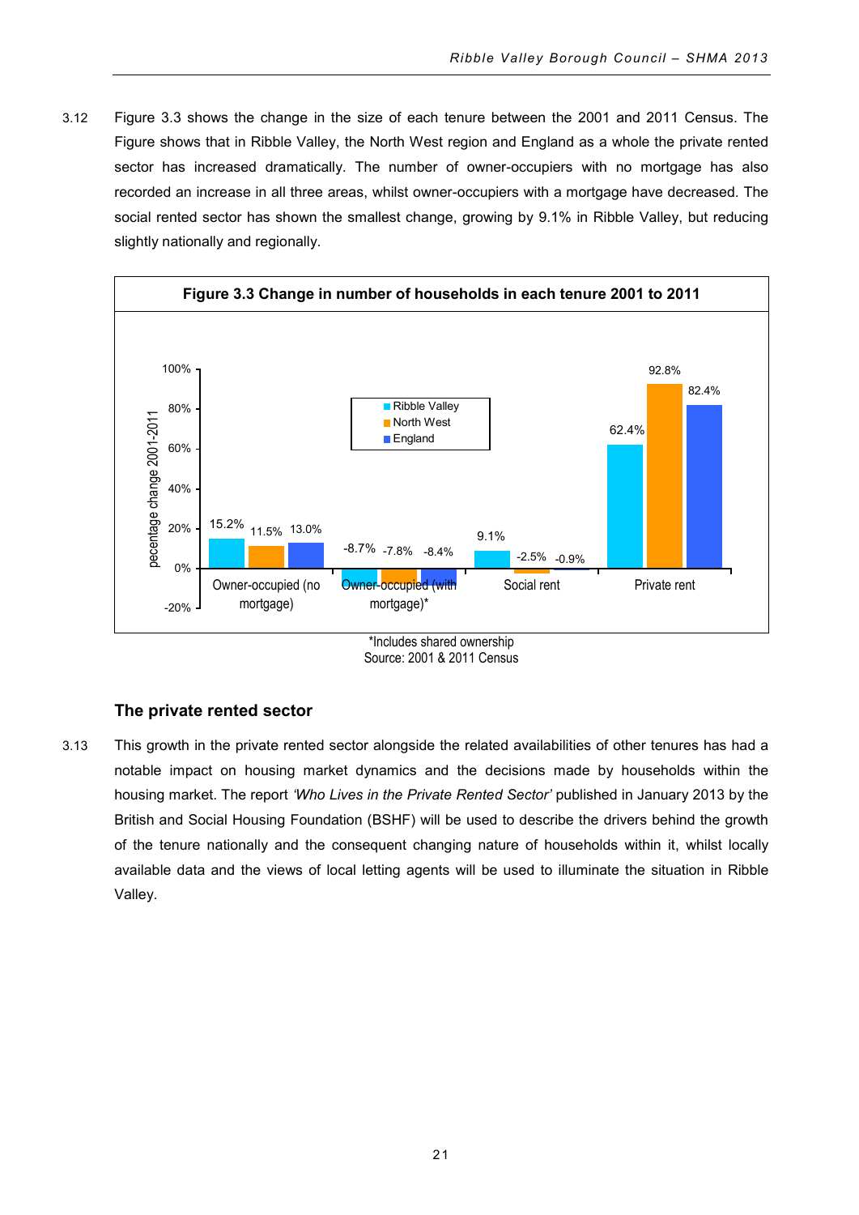3.12 Figure 3.3 shows the change in the size of each tenure between the 2001 and 2011 Census. The Figure shows that in Ribble Valley, the North West region and England as a whole the private rented sector has increased dramatically. The number of owner-occupiers with no mortgage has also recorded an increase in all three areas, whilst owner-occupiers with a mortgage have decreased. The social rented sector has shown the smallest change, growing by 9.1% in Ribble Valley, but reducing slightly nationally and regionally.

**Figure 3.3 Change in number of households in each tenure 2001 to 2011**

| | Ribble Valley | North West | England |
|---|---|---|---|
| Owner-occupied (no mortgage) | 15.2% | 11.5% | 13.0% |
| Owner-occupied (with mortgage)* | -8.7% | -7.8% | -8.4% |
| Social rent | 9.1% | -2.5% | -0.9% |
| Private rent | 62.4% | 92.8% | 82.4% |

*Includes shared ownership
Source: 2001 & 2011 Census

### The private rented sector

3.13 This growth in the private rented sector alongside the related availabilities of other tenures has had a notable impact on housing market dynamics and the decisions made by households within the housing market. The report *'Who Lives in the Private Rented Sector'* published in January 2013 by the British and Social Housing Foundation (BSHF) will be used to describe the drivers behind the growth of the tenure nationally and the consequent changing nature of households within it, whilst locally available data and the views of local letting agents will be used to illuminate the situation in Ribble Valley.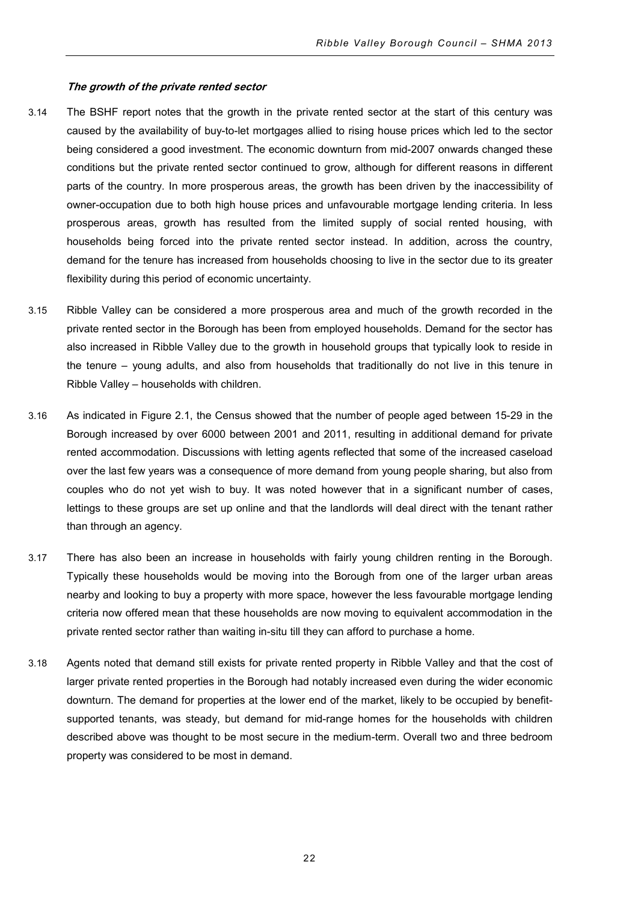***The growth of the private rented sector***

3.14 The BSHF report notes that the growth in the private rented sector at the start of this century was caused by the availability of buy-to-let mortgages allied to rising house prices which led to the sector being considered a good investment. The economic downturn from mid-2007 onwards changed these conditions but the private rented sector continued to grow, although for different reasons in different parts of the country. In more prosperous areas, the growth has been driven by the inaccessibility of owner-occupation due to both high house prices and unfavourable mortgage lending criteria. In less prosperous areas, growth has resulted from the limited supply of social rented housing, with households being forced into the private rented sector instead. In addition, across the country, demand for the tenure has increased from households choosing to live in the sector due to its greater flexibility during this period of economic uncertainty.

3.15 Ribble Valley can be considered a more prosperous area and much of the growth recorded in the private rented sector in the Borough has been from employed households. Demand for the sector has also increased in Ribble Valley due to the growth in household groups that typically look to reside in the tenure – young adults, and also from households that traditionally do not live in this tenure in Ribble Valley – households with children.

3.16 As indicated in Figure 2.1, the Census showed that the number of people aged between 15-29 in the Borough increased by over 6000 between 2001 and 2011, resulting in additional demand for private rented accommodation. Discussions with letting agents reflected that some of the increased caseload over the last few years was a consequence of more demand from young people sharing, but also from couples who do not yet wish to buy. It was noted however that in a significant number of cases, lettings to these groups are set up online and that the landlords will deal direct with the tenant rather than through an agency.

3.17 There has also been an increase in households with fairly young children renting in the Borough. Typically these households would be moving into the Borough from one of the larger urban areas nearby and looking to buy a property with more space, however the less favourable mortgage lending criteria now offered mean that these households are now moving to equivalent accommodation in the private rented sector rather than waiting in-situ till they can afford to purchase a home.

3.18 Agents noted that demand still exists for private rented property in Ribble Valley and that the cost of larger private rented properties in the Borough had notably increased even during the wider economic downturn. The demand for properties at the lower end of the market, likely to be occupied by benefit-supported tenants, was steady, but demand for mid-range homes for the households with children described above was thought to be most secure in the medium-term. Overall two and three bedroom property was considered to be most in demand.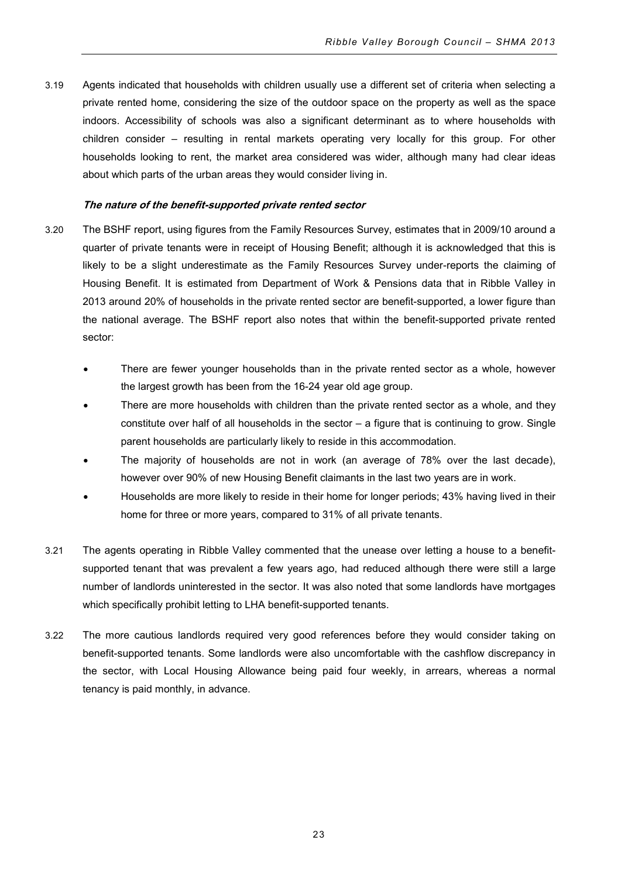3.19 Agents indicated that households with children usually use a different set of criteria when selecting a private rented home, considering the size of the outdoor space on the property as well as the space indoors. Accessibility of schools was also a significant determinant as to where households with children consider – resulting in rental markets operating very locally for this group. For other households looking to rent, the market area considered was wider, although many had clear ideas about which parts of the urban areas they would consider living in.

#### *The nature of the benefit-supported private rented sector*

3.20 The BSHF report, using figures from the Family Resources Survey, estimates that in 2009/10 around a quarter of private tenants were in receipt of Housing Benefit; although it is acknowledged that this is likely to be a slight underestimate as the Family Resources Survey under-reports the claiming of Housing Benefit. It is estimated from Department of Work & Pensions data that in Ribble Valley in 2013 around 20% of households in the private rented sector are benefit-supported, a lower figure than the national average. The BSHF report also notes that within the benefit-supported private rented sector:

- There are fewer younger households than in the private rented sector as a whole, however the largest growth has been from the 16-24 year old age group.
- There are more households with children than the private rented sector as a whole, and they constitute over half of all households in the sector – a figure that is continuing to grow. Single parent households are particularly likely to reside in this accommodation.
- The majority of households are not in work (an average of 78% over the last decade), however over 90% of new Housing Benefit claimants in the last two years are in work.
- Households are more likely to reside in their home for longer periods; 43% having lived in their home for three or more years, compared to 31% of all private tenants.

3.21 The agents operating in Ribble Valley commented that the unease over letting a house to a benefit-supported tenant that was prevalent a few years ago, had reduced although there were still a large number of landlords uninterested in the sector. It was also noted that some landlords have mortgages which specifically prohibit letting to LHA benefit-supported tenants.

3.22 The more cautious landlords required very good references before they would consider taking on benefit-supported tenants. Some landlords were also uncomfortable with the cashflow discrepancy in the sector, with Local Housing Allowance being paid four weekly, in arrears, whereas a normal tenancy is paid monthly, in advance.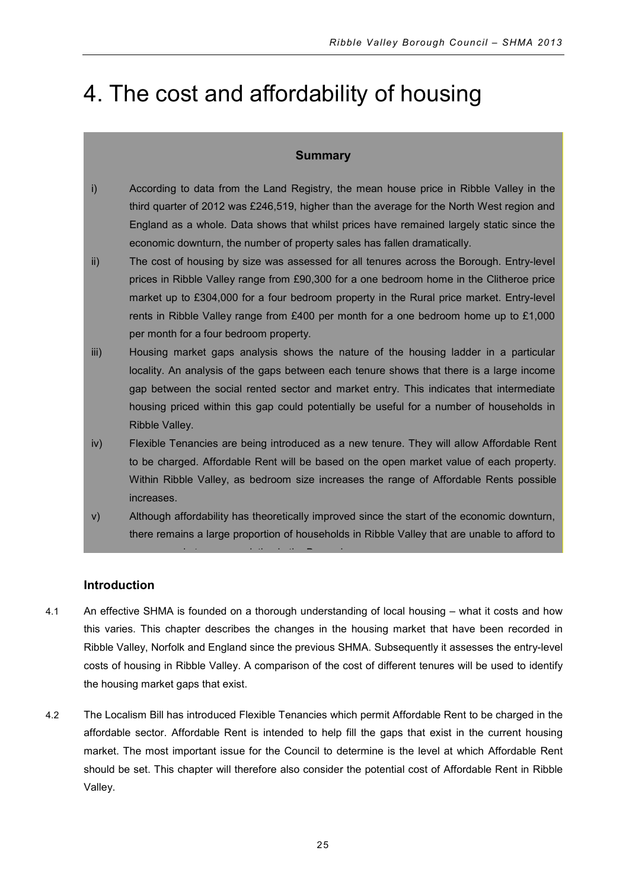# 4. The cost and affordability of housing

**Summary**

i) According to data from the Land Registry, the mean house price in Ribble Valley in the third quarter of 2012 was £246,519, higher than the average for the North West region and England as a whole. Data shows that whilst prices have remained largely static since the economic downturn, the number of property sales has fallen dramatically.

ii) The cost of housing by size was assessed for all tenures across the Borough. Entry-level prices in Ribble Valley range from £90,300 for a one bedroom home in the Clitheroe price market up to £304,000 for a four bedroom property in the Rural price market. Entry-level rents in Ribble Valley range from £400 per month for a one bedroom home up to £1,000 per month for a four bedroom property.

iii) Housing market gaps analysis shows the nature of the housing ladder in a particular locality. An analysis of the gaps between each tenure shows that there is a large income gap between the social rented sector and market entry. This indicates that intermediate housing priced within this gap could potentially be useful for a number of households in Ribble Valley.

iv) Flexible Tenancies are being introduced as a new tenure. They will allow Affordable Rent to be charged. Affordable Rent will be based on the open market value of each property. Within Ribble Valley, as bedroom size increases the range of Affordable Rents possible increases.

v) Although affordability has theoretically improved since the start of the economic downturn, there remains a large proportion of households in Ribble Valley that are unable to afford to

### Introduction

4.1 An effective SHMA is founded on a thorough understanding of local housing – what it costs and how this varies. This chapter describes the changes in the housing market that have been recorded in Ribble Valley, Norfolk and England since the previous SHMA. Subsequently it assesses the entry-level costs of housing in Ribble Valley. A comparison of the cost of different tenures will be used to identify the housing market gaps that exist.

4.2 The Localism Bill has introduced Flexible Tenancies which permit Affordable Rent to be charged in the affordable sector. Affordable Rent is intended to help fill the gaps that exist in the current housing market. The most important issue for the Council to determine is the level at which Affordable Rent should be set. This chapter will therefore also consider the potential cost of Affordable Rent in Ribble Valley.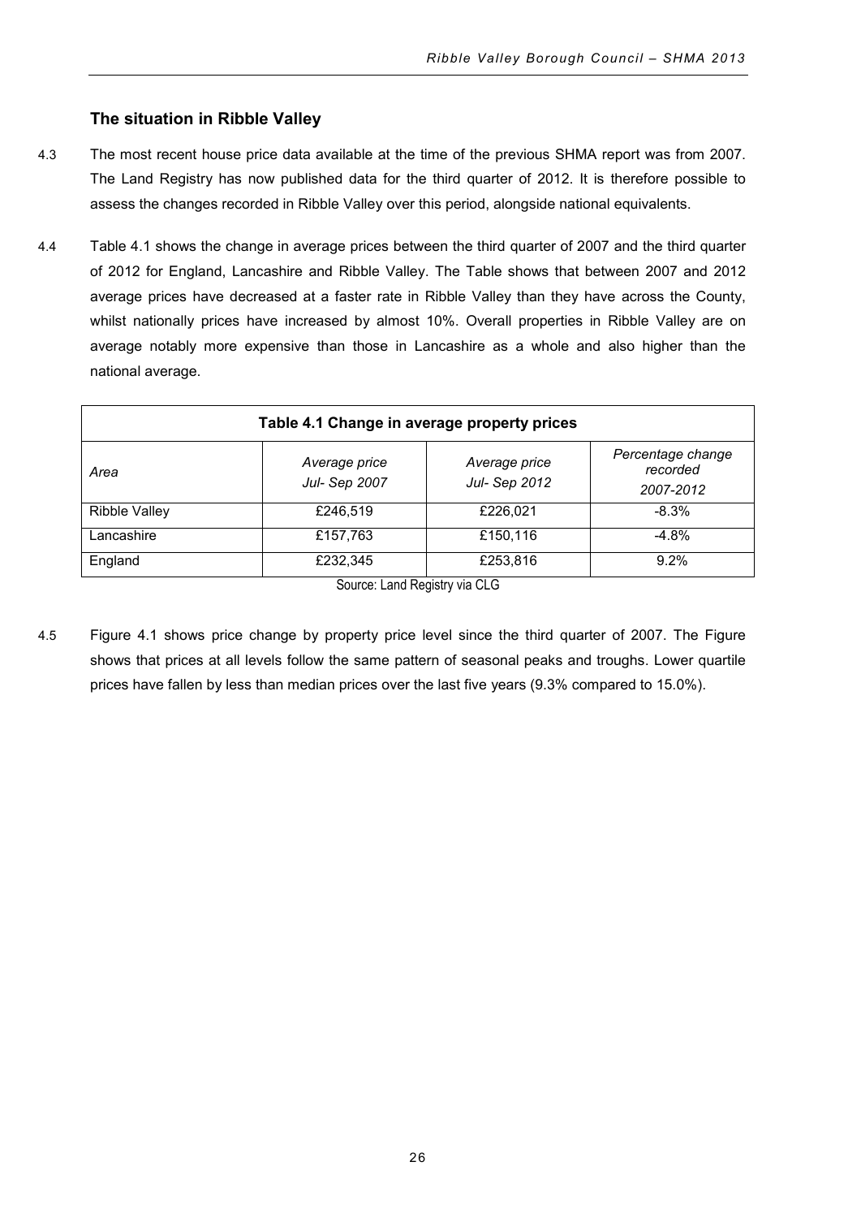## The situation in Ribble Valley

4.3 The most recent house price data available at the time of the previous SHMA report was from 2007. The Land Registry has now published data for the third quarter of 2012. It is therefore possible to assess the changes recorded in Ribble Valley over this period, alongside national equivalents.

4.4 Table 4.1 shows the change in average prices between the third quarter of 2007 and the third quarter of 2012 for England, Lancashire and Ribble Valley. The Table shows that between 2007 and 2012 average prices have decreased at a faster rate in Ribble Valley than they have across the County, whilst nationally prices have increased by almost 10%. Overall properties in Ribble Valley are on average notably more expensive than those in Lancashire as a whole and also higher than the national average.

**Table 4.1 Change in average property prices**

| *Area* | *Average price Jul- Sep 2007* | *Average price Jul- Sep 2012* | *Percentage change recorded 2007-2012* |
|---|---|---|---|
| Ribble Valley | £246,519 | £226,021 | -8.3% |
| Lancashire | £157,763 | £150,116 | -4.8% |
| England | £232,345 | £253,816 | 9.2% |

Source: Land Registry via CLG

4.5 Figure 4.1 shows price change by property price level since the third quarter of 2007. The Figure shows that prices at all levels follow the same pattern of seasonal peaks and troughs. Lower quartile prices have fallen by less than median prices over the last five years (9.3% compared to 15.0%).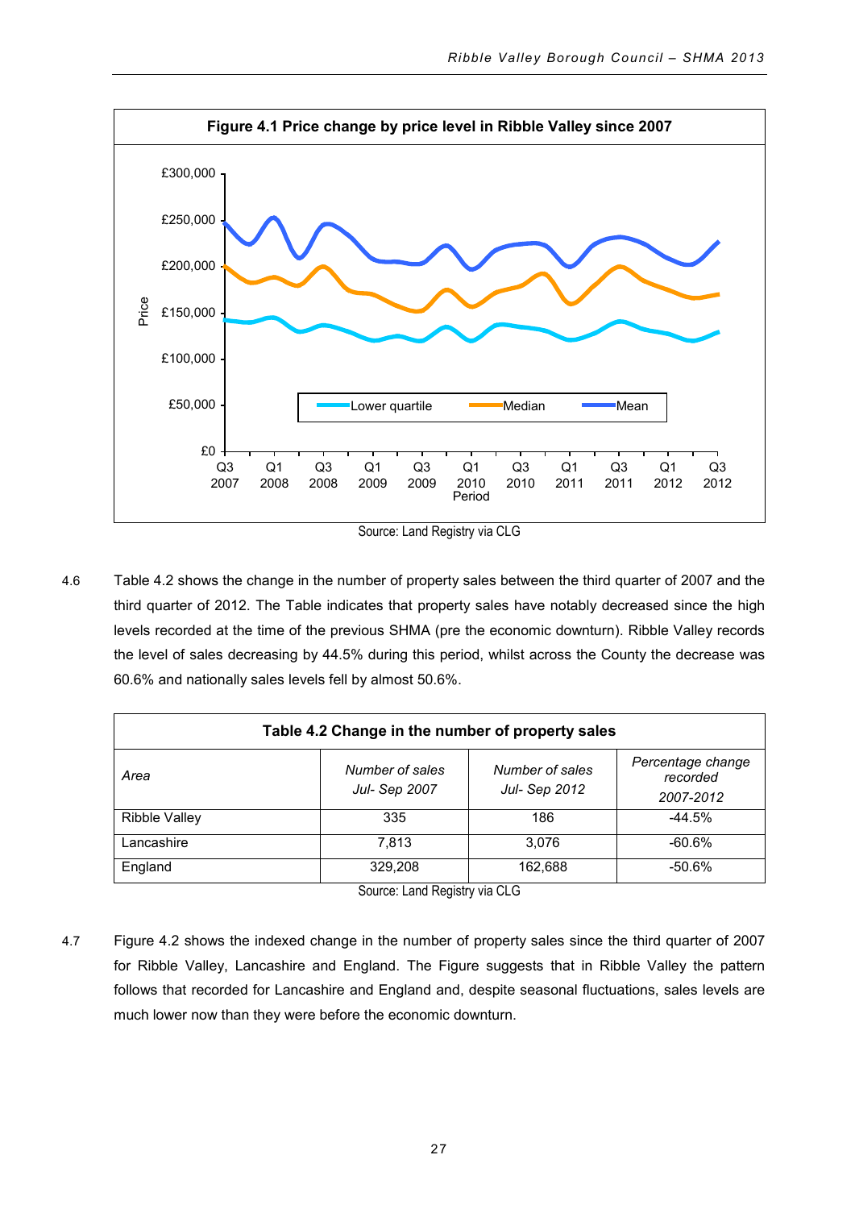**Figure 4.1 Price change by price level in Ribble Valley since 2007**

Source: Land Registry via CLG

4.6 Table 4.2 shows the change in the number of property sales between the third quarter of 2007 and the third quarter of 2012. The Table indicates that property sales have notably decreased since the high levels recorded at the time of the previous SHMA (pre the economic downturn). Ribble Valley records the level of sales decreasing by 44.5% during this period, whilst across the County the decrease was 60.6% and nationally sales levels fell by almost 50.6%.

**Table 4.2 Change in the number of property sales**

| *Area* | *Number of sales Jul- Sep 2007* | *Number of sales Jul- Sep 2012* | *Percentage change recorded 2007-2012* |
|---|---|---|---|
| Ribble Valley | 335 | 186 | -44.5% |
| Lancashire | 7,813 | 3,076 | -60.6% |
| England | 329,208 | 162,688 | -50.6% |

Source: Land Registry via CLG

4.7 Figure 4.2 shows the indexed change in the number of property sales since the third quarter of 2007 for Ribble Valley, Lancashire and England. The Figure suggests that in Ribble Valley the pattern follows that recorded for Lancashire and England and, despite seasonal fluctuations, sales levels are much lower now than they were before the economic downturn.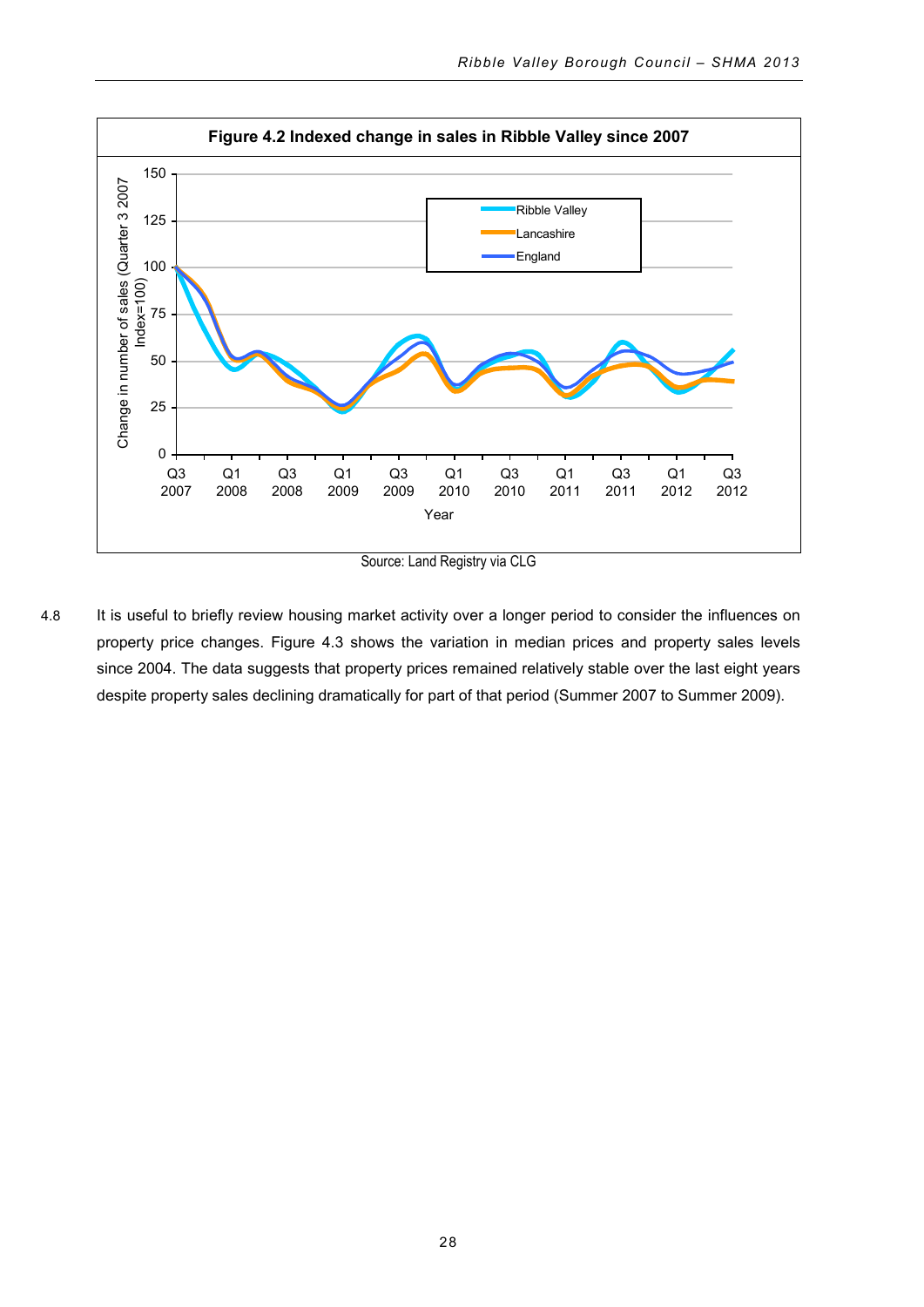**Figure 4.2 Indexed change in sales in Ribble Valley since 2007**

Source: Land Registry via CLG

4.8 It is useful to briefly review housing market activity over a longer period to consider the influences on property price changes. Figure 4.3 shows the variation in median prices and property sales levels since 2004. The data suggests that property prices remained relatively stable over the last eight years despite property sales declining dramatically for part of that period (Summer 2007 to Summer 2009).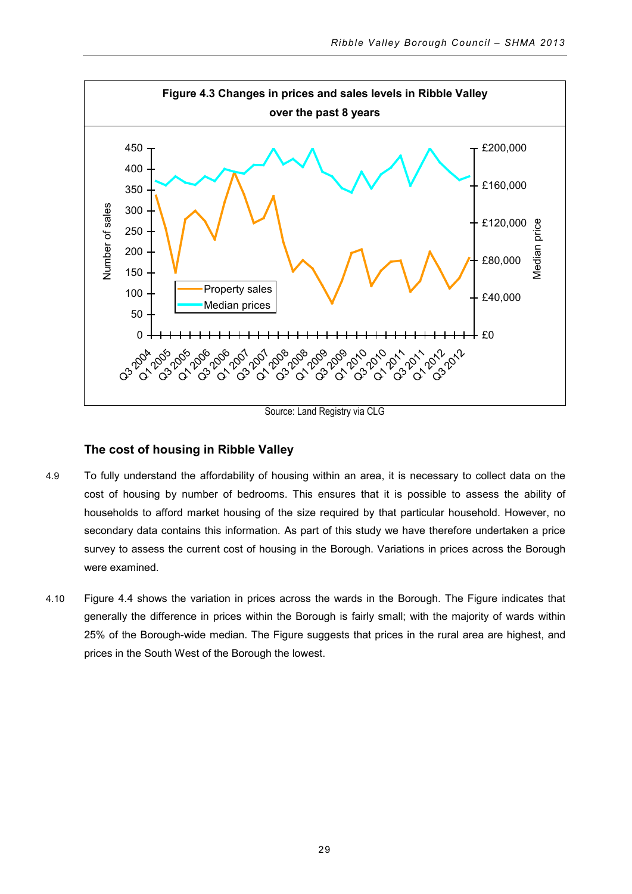**Figure 4.3 Changes in prices and sales levels in Ribble Valley over the past 8 years**

Source: Land Registry via CLG

## The cost of housing in Ribble Valley

4.9 To fully understand the affordability of housing within an area, it is necessary to collect data on the cost of housing by number of bedrooms. This ensures that it is possible to assess the ability of households to afford market housing of the size required by that particular household. However, no secondary data contains this information. As part of this study we have therefore undertaken a price survey to assess the current cost of housing in the Borough. Variations in prices across the Borough were examined.

4.10 Figure 4.4 shows the variation in prices across the wards in the Borough. The Figure indicates that generally the difference in prices within the Borough is fairly small; with the majority of wards within 25% of the Borough-wide median. The Figure suggests that prices in the rural area are highest, and prices in the South West of the Borough the lowest.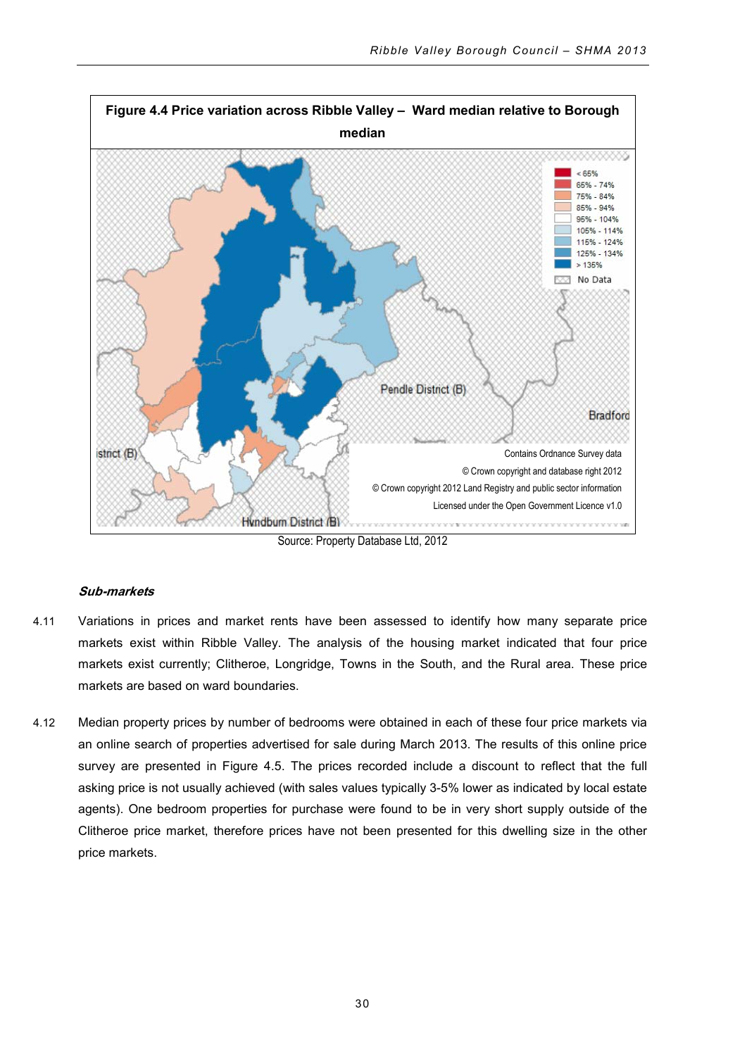**Figure 4.4 Price variation across Ribble Valley – Ward median relative to Borough median**

Source: Property Database Ltd, 2012

***Sub-markets***

4.11 Variations in prices and market rents have been assessed to identify how many separate price markets exist within Ribble Valley. The analysis of the housing market indicated that four price markets exist currently; Clitheroe, Longridge, Towns in the South, and the Rural area. These price markets are based on ward boundaries.

4.12 Median property prices by number of bedrooms were obtained in each of these four price markets via an online search of properties advertised for sale during March 2013. The results of this online price survey are presented in Figure 4.5. The prices recorded include a discount to reflect that the full asking price is not usually achieved (with sales values typically 3-5% lower as indicated by local estate agents). One bedroom properties for purchase were found to be in very short supply outside of the Clitheroe price market, therefore prices have not been presented for this dwelling size in the other price markets.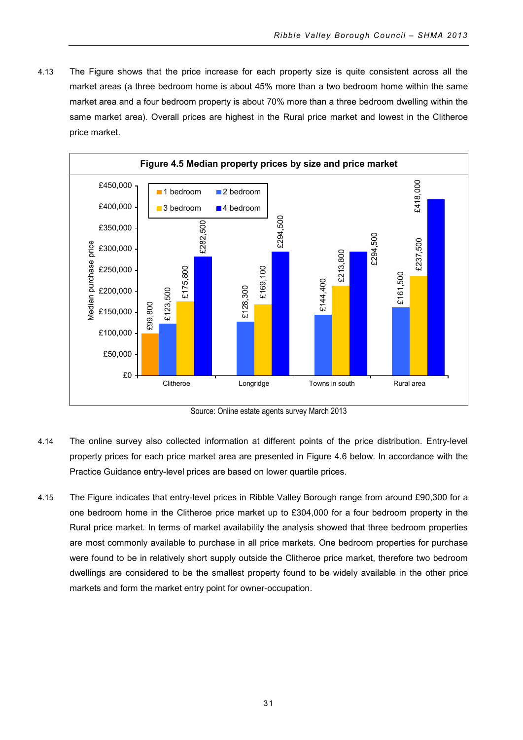4.13 The Figure shows that the price increase for each property size is quite consistent across all the market areas (a three bedroom home is about 45% more than a two bedroom home within the same market area and a four bedroom property is about 70% more than a three bedroom dwelling within the same market area). Overall prices are highest in the Rural price market and lowest in the Clitheroe price market.

**Figure 4.5 Median property prices by size and price market**

| Median purchase price | 1 bedroom | 2 bedroom | 3 bedroom | 4 bedroom |
|---|---|---|---|---|
| Clitheroe | £99,800 | £123,500 | £175,800 | £282,500 |
| Longridge | | £128,300 | £169,100 | £294,500 |
| Towns in south | | £144,400 | £213,800 | £294,500 |
| Rural area | | £161,500 | £237,500 | £418,000 |

Source: Online estate agents survey March 2013

4.14 The online survey also collected information at different points of the price distribution. Entry-level property prices for each price market area are presented in Figure 4.6 below. In accordance with the Practice Guidance entry-level prices are based on lower quartile prices.

4.15 The Figure indicates that entry-level prices in Ribble Valley Borough range from around £90,300 for a one bedroom home in the Clitheroe price market up to £304,000 for a four bedroom property in the Rural price market. In terms of market availability the analysis showed that three bedroom properties are most commonly available to purchase in all price markets. One bedroom properties for purchase were found to be in relatively short supply outside the Clitheroe price market, therefore two bedroom dwellings are considered to be the smallest property found to be widely available in the other price markets and form the market entry point for owner-occupation.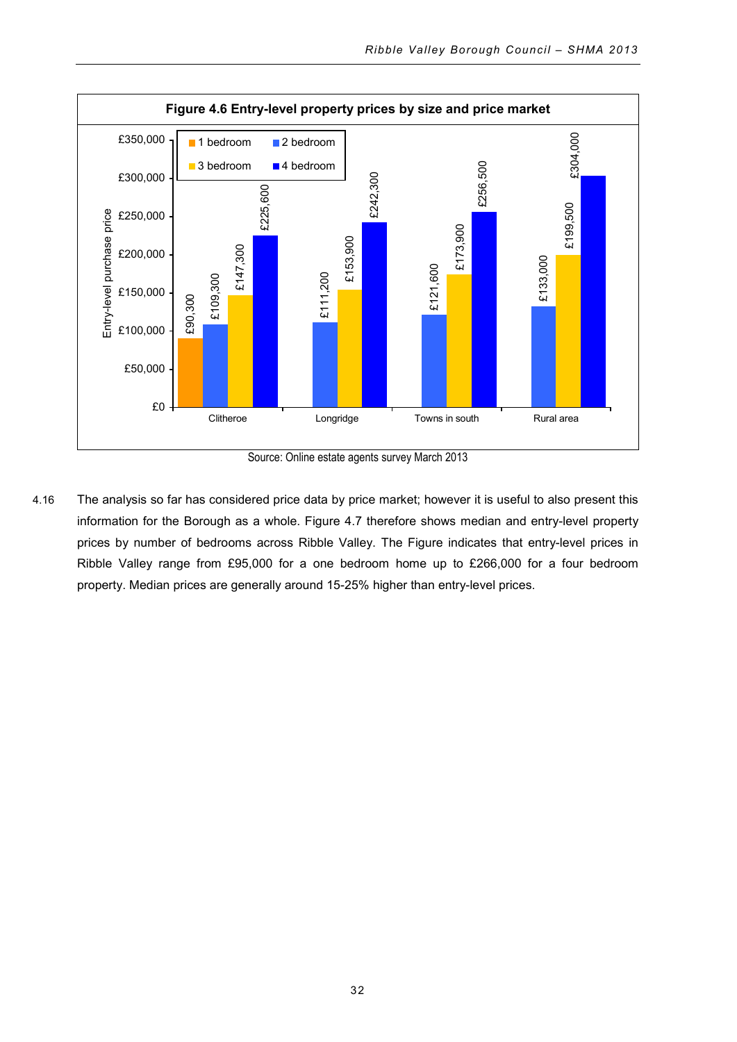**Figure 4.6 Entry-level property prices by size and price market**

| Price market | 1 bedroom | 2 bedroom | 3 bedroom | 4 bedroom |
|---|---|---|---|---|
| Clitheroe | £90,300 | £109,300 | £147,300 | £225,600 |
| Longridge | | £111,200 | £153,900 | £242,300 |
| Towns in south | | £121,600 | £173,900 | £256,500 |
| Rural area | | £133,000 | £199,500 | £304,000 |

Source: Online estate agents survey March 2013

4.16 The analysis so far has considered price data by price market; however it is useful to also present this information for the Borough as a whole. Figure 4.7 therefore shows median and entry-level property prices by number of bedrooms across Ribble Valley. The Figure indicates that entry-level prices in Ribble Valley range from £95,000 for a one bedroom home up to £266,000 for a four bedroom property. Median prices are generally around 15-25% higher than entry-level prices.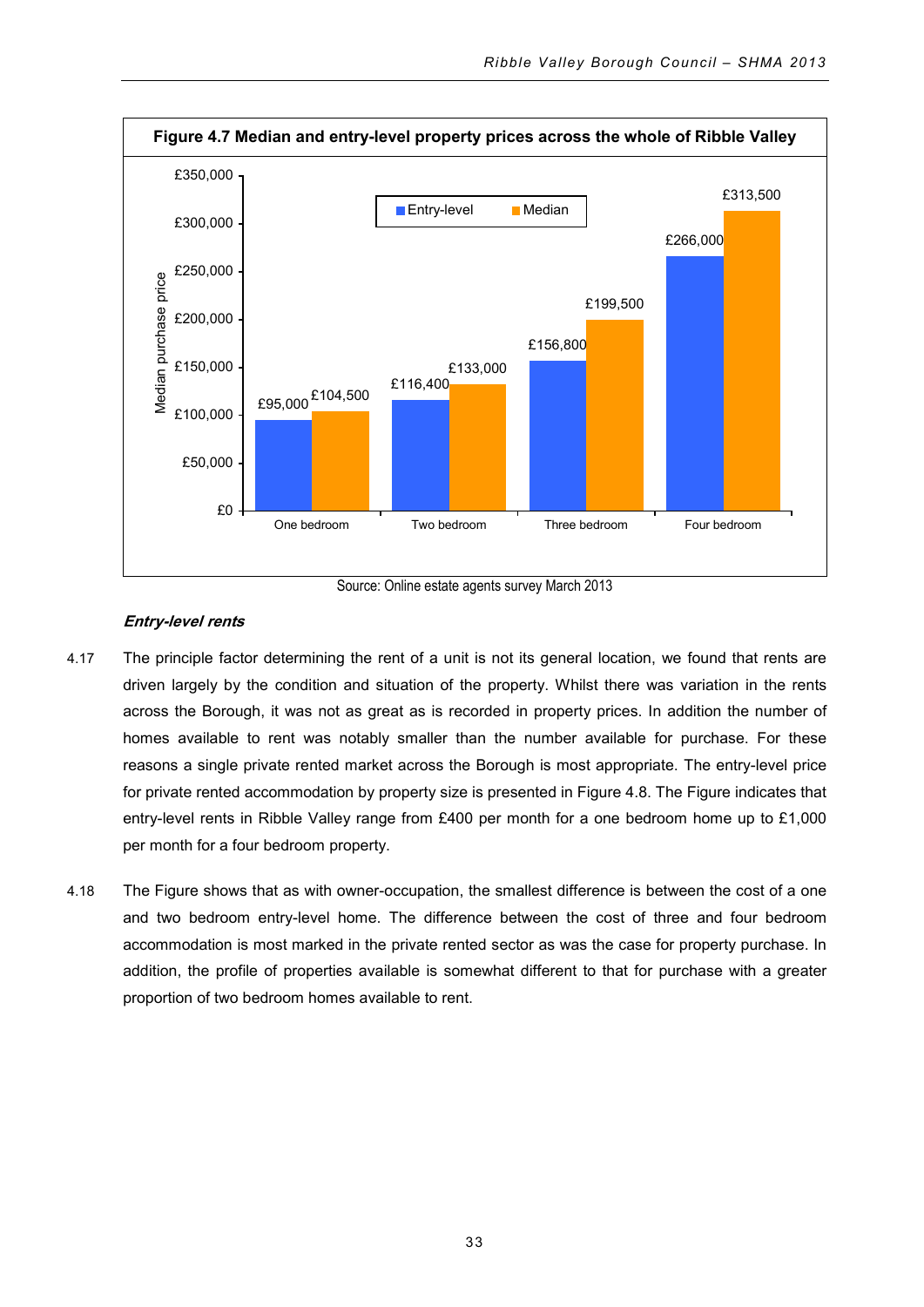**Figure 4.7 Median and entry-level property prices across the whole of Ribble Valley**

| | Entry-level | Median |
|---|---|---|
| One bedroom | £95,000 | £104,500 |
| Two bedroom | £116,400 | £133,000 |
| Three bedroom | £156,800 | £199,500 |
| Four bedroom | £266,000 | £313,500 |

Source: Online estate agents survey March 2013

***Entry-level rents***

4.17 The principle factor determining the rent of a unit is not its general location, we found that rents are driven largely by the condition and situation of the property. Whilst there was variation in the rents across the Borough, it was not as great as is recorded in property prices. In addition the number of homes available to rent was notably smaller than the number available for purchase. For these reasons a single private rented market across the Borough is most appropriate. The entry-level price for private rented accommodation by property size is presented in Figure 4.8. The Figure indicates that entry-level rents in Ribble Valley range from £400 per month for a one bedroom home up to £1,000 per month for a four bedroom property.

4.18 The Figure shows that as with owner-occupation, the smallest difference is between the cost of a one and two bedroom entry-level home. The difference between the cost of three and four bedroom accommodation is most marked in the private rented sector as was the case for property purchase. In addition, the profile of properties available is somewhat different to that for purchase with a greater proportion of two bedroom homes available to rent.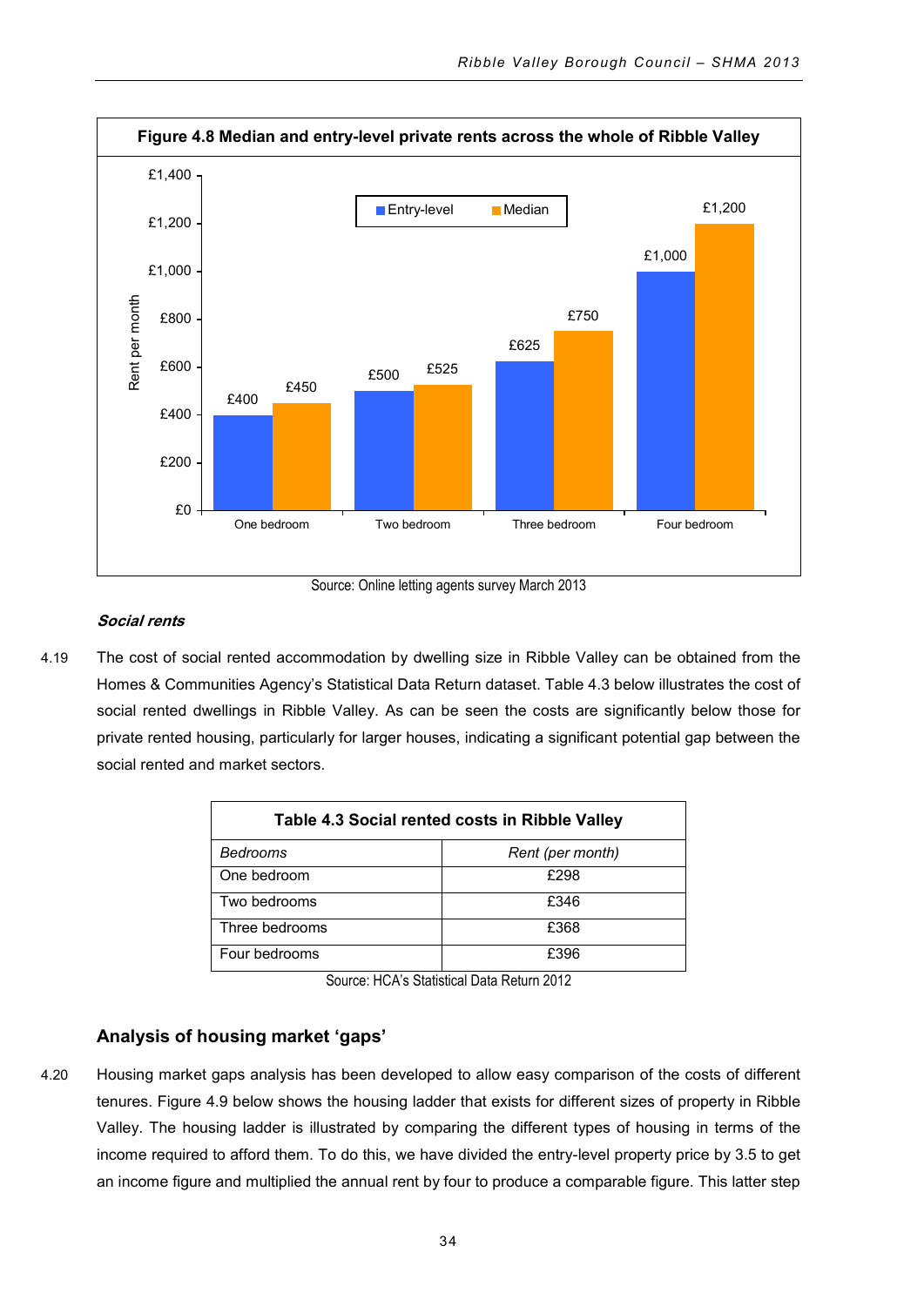**Figure 4.8 Median and entry-level private rents across the whole of Ribble Valley**

| | Entry-level | Median |
|---|---|---|
| One bedroom | £400 | £450 |
| Two bedroom | £500 | £525 |
| Three bedroom | £625 | £750 |
| Four bedroom | £1,000 | £1,200 |

Source: Online letting agents survey March 2013

***Social rents***

4.19 The cost of social rented accommodation by dwelling size in Ribble Valley can be obtained from the Homes & Communities Agency's Statistical Data Return dataset. Table 4.3 below illustrates the cost of social rented dwellings in Ribble Valley. As can be seen the costs are significantly below those for private rented housing, particularly for larger houses, indicating a significant potential gap between the social rented and market sectors.

**Table 4.3 Social rented costs in Ribble Valley**

| *Bedrooms* | *Rent (per month)* |
|---|---|
| One bedroom | £298 |
| Two bedrooms | £346 |
| Three bedrooms | £368 |
| Four bedrooms | £396 |

Source: HCA's Statistical Data Return 2012

## Analysis of housing market 'gaps'

4.20 Housing market gaps analysis has been developed to allow easy comparison of the costs of different tenures. Figure 4.9 below shows the housing ladder that exists for different sizes of property in Ribble Valley. The housing ladder is illustrated by comparing the different types of housing in terms of the income required to afford them. To do this, we have divided the entry-level property price by 3.5 to get an income figure and multiplied the annual rent by four to produce a comparable figure. This latter step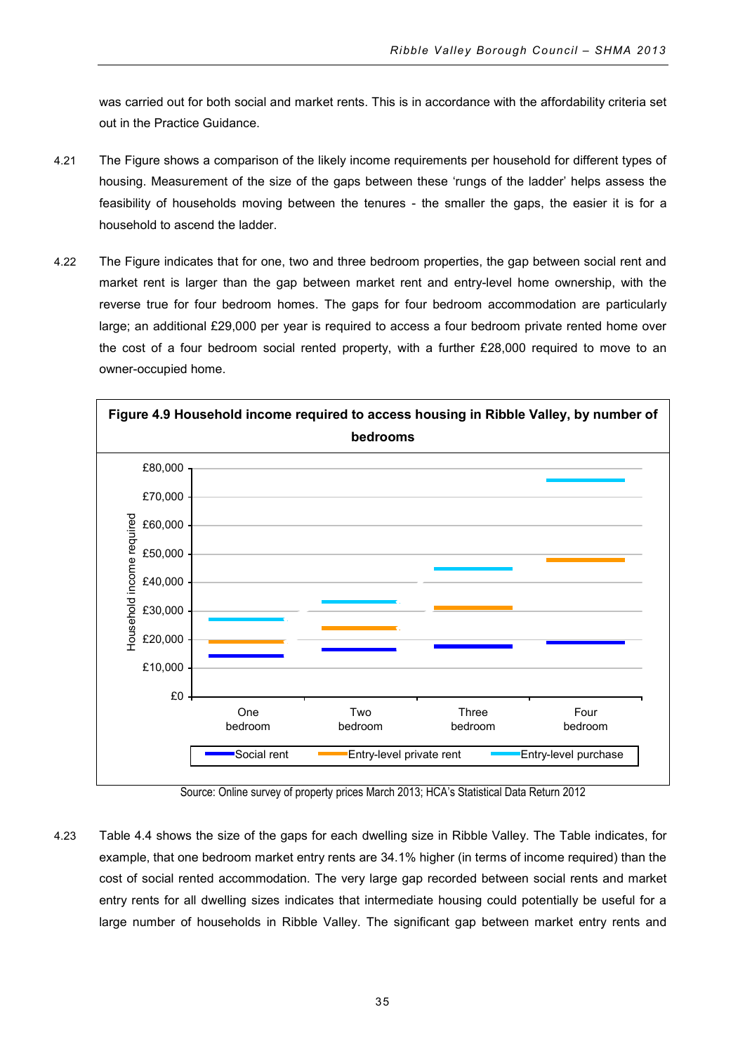was carried out for both social and market rents. This is in accordance with the affordability criteria set out in the Practice Guidance.

4.21 The Figure shows a comparison of the likely income requirements per household for different types of housing. Measurement of the size of the gaps between these 'rungs of the ladder' helps assess the feasibility of households moving between the tenures - the smaller the gaps, the easier it is for a household to ascend the ladder.

4.22 The Figure indicates that for one, two and three bedroom properties, the gap between social rent and market rent is larger than the gap between market rent and entry-level home ownership, with the reverse true for four bedroom homes. The gaps for four bedroom accommodation are particularly large; an additional £29,000 per year is required to access a four bedroom private rented home over the cost of a four bedroom social rented property, with a further £28,000 required to move to an owner-occupied home.

**Figure 4.9 Household income required to access housing in Ribble Valley, by number of bedrooms**

Source: Online survey of property prices March 2013; HCA's Statistical Data Return 2012

4.23 Table 4.4 shows the size of the gaps for each dwelling size in Ribble Valley. The Table indicates, for example, that one bedroom market entry rents are 34.1% higher (in terms of income required) than the cost of social rented accommodation. The very large gap recorded between social rents and market entry rents for all dwelling sizes indicates that intermediate housing could potentially be useful for a large number of households in Ribble Valley. The significant gap between market entry rents and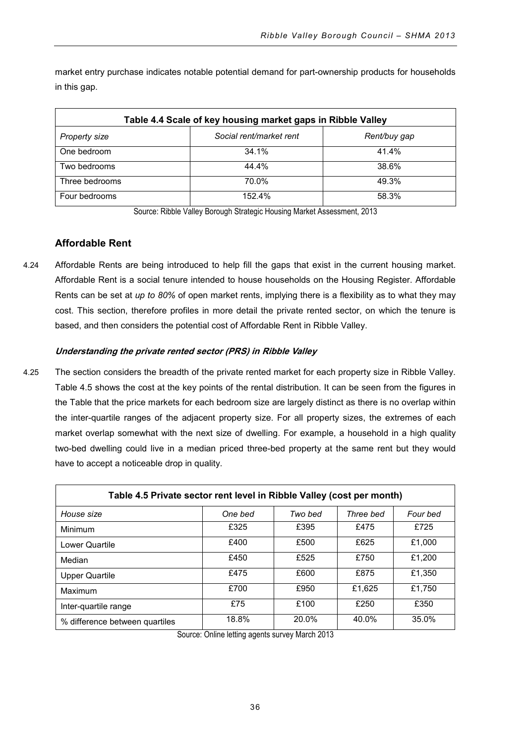market entry purchase indicates notable potential demand for part-ownership products for households in this gap.

| Table 4.4 Scale of key housing market gaps in Ribble Valley | | |
|---|---|---|
| *Property size* | *Social rent/market rent* | *Rent/buy gap* |
| One bedroom | 34.1% | 41.4% |
| Two bedrooms | 44.4% | 38.6% |
| Three bedrooms | 70.0% | 49.3% |
| Four bedrooms | 152.4% | 58.3% |

Source: Ribble Valley Borough Strategic Housing Market Assessment, 2013

## Affordable Rent

4.24 Affordable Rents are being introduced to help fill the gaps that exist in the current housing market. Affordable Rent is a social tenure intended to house households on the Housing Register. Affordable Rents can be set at *up to 80%* of open market rents, implying there is a flexibility as to what they may cost. This section, therefore profiles in more detail the private rented sector, on which the tenure is based, and then considers the potential cost of Affordable Rent in Ribble Valley.

### *Understanding the private rented sector (PRS) in Ribble Valley*

4.25 The section considers the breadth of the private rented market for each property size in Ribble Valley. Table 4.5 shows the cost at the key points of the rental distribution. It can be seen from the figures in the Table that the price markets for each bedroom size are largely distinct as there is no overlap within the inter-quartile ranges of the adjacent property size. For all property sizes, the extremes of each market overlap somewhat with the next size of dwelling. For example, a household in a high quality two-bed dwelling could live in a median priced three-bed property at the same rent but they would have to accept a noticeable drop in quality.

| Table 4.5 Private sector rent level in Ribble Valley (cost per month) | | | | |
|---|---|---|---|---|
| *House size* | *One bed* | *Two bed* | *Three bed* | *Four bed* |
| Minimum | £325 | £395 | £475 | £725 |
| Lower Quartile | £400 | £500 | £625 | £1,000 |
| Median | £450 | £525 | £750 | £1,200 |
| Upper Quartile | £475 | £600 | £875 | £1,350 |
| Maximum | £700 | £950 | £1,625 | £1,750 |
| Inter-quartile range | £75 | £100 | £250 | £350 |
| % difference between quartiles | 18.8% | 20.0% | 40.0% | 35.0% |

Source: Online letting agents survey March 2013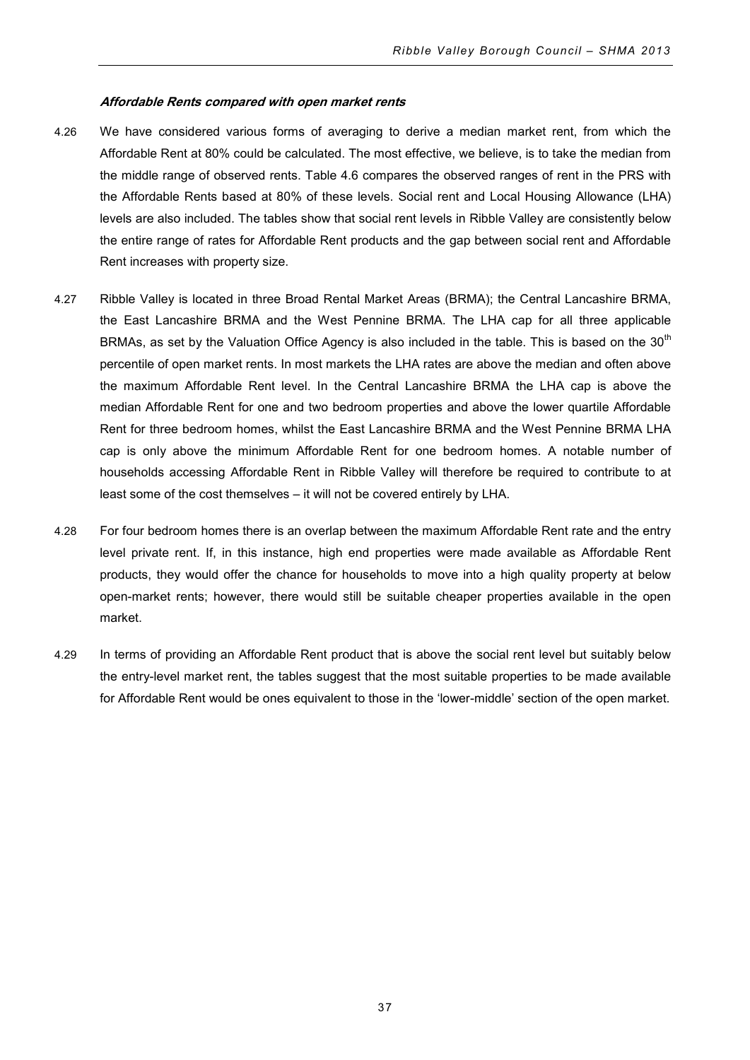#### *Affordable Rents compared with open market rents*

4.26 We have considered various forms of averaging to derive a median market rent, from which the Affordable Rent at 80% could be calculated. The most effective, we believe, is to take the median from the middle range of observed rents. Table 4.6 compares the observed ranges of rent in the PRS with the Affordable Rents based at 80% of these levels. Social rent and Local Housing Allowance (LHA) levels are also included. The tables show that social rent levels in Ribble Valley are consistently below the entire range of rates for Affordable Rent products and the gap between social rent and Affordable Rent increases with property size.

4.27 Ribble Valley is located in three Broad Rental Market Areas (BRMA); the Central Lancashire BRMA, the East Lancashire BRMA and the West Pennine BRMA. The LHA cap for all three applicable BRMAs, as set by the Valuation Office Agency is also included in the table. This is based on the 30th percentile of open market rents. In most markets the LHA rates are above the median and often above the maximum Affordable Rent level. In the Central Lancashire BRMA the LHA cap is above the median Affordable Rent for one and two bedroom properties and above the lower quartile Affordable Rent for three bedroom homes, whilst the East Lancashire BRMA and the West Pennine BRMA LHA cap is only above the minimum Affordable Rent for one bedroom homes. A notable number of households accessing Affordable Rent in Ribble Valley will therefore be required to contribute to at least some of the cost themselves – it will not be covered entirely by LHA.

4.28 For four bedroom homes there is an overlap between the maximum Affordable Rent rate and the entry level private rent. If, in this instance, high end properties were made available as Affordable Rent products, they would offer the chance for households to move into a high quality property at below open-market rents; however, there would still be suitable cheaper properties available in the open market.

4.29 In terms of providing an Affordable Rent product that is above the social rent level but suitably below the entry-level market rent, the tables suggest that the most suitable properties to be made available for Affordable Rent would be ones equivalent to those in the 'lower-middle' section of the open market.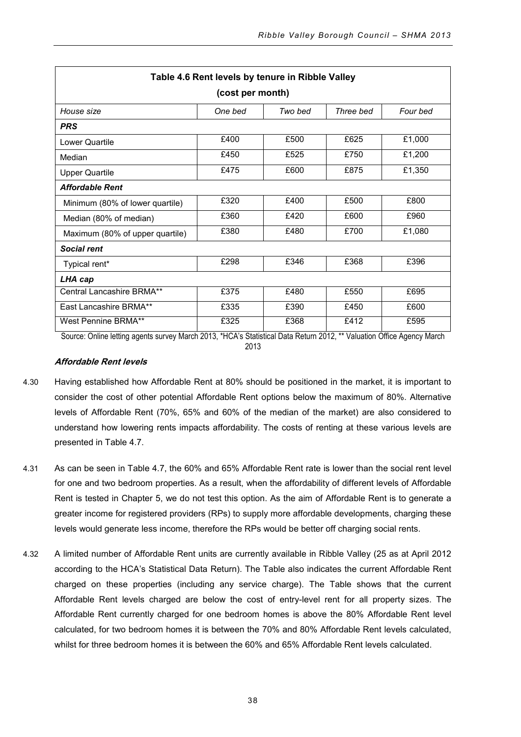| Table 4.6 Rent levels by tenure in Ribble Valley (cost per month) | | | | |
|---|---|---|---|---|
| *House size* | *One bed* | *Two bed* | *Three bed* | *Four bed* |
| ***PRS*** | | | | |
| Lower Quartile | £400 | £500 | £625 | £1,000 |
| Median | £450 | £525 | £750 | £1,200 |
| Upper Quartile | £475 | £600 | £875 | £1,350 |
| ***Affordable Rent*** | | | | |
| Minimum (80% of lower quartile) | £320 | £400 | £500 | £800 |
| Median (80% of median) | £360 | £420 | £600 | £960 |
| Maximum (80% of upper quartile) | £380 | £480 | £700 | £1,080 |
| ***Social rent*** | | | | |
| Typical rent* | £298 | £346 | £368 | £396 |
| ***LHA cap*** | | | | |
| Central Lancashire BRMA** | £375 | £480 | £550 | £695 |
| East Lancashire BRMA** | £335 | £390 | £450 | £600 |
| West Pennine BRMA** | £325 | £368 | £412 | £595 |

Source: Online letting agents survey March 2013, *HCA's Statistical Data Return 2012, ** Valuation Office Agency March 2013

### *Affordable Rent levels*

4.30 Having established how Affordable Rent at 80% should be positioned in the market, it is important to consider the cost of other potential Affordable Rent options below the maximum of 80%. Alternative levels of Affordable Rent (70%, 65% and 60% of the median of the market) are also considered to understand how lowering rents impacts affordability. The costs of renting at these various levels are presented in Table 4.7.

4.31 As can be seen in Table 4.7, the 60% and 65% Affordable Rent rate is lower than the social rent level for one and two bedroom properties. As a result, when the affordability of different levels of Affordable Rent is tested in Chapter 5, we do not test this option. As the aim of Affordable Rent is to generate a greater income for registered providers (RPs) to supply more affordable developments, charging these levels would generate less income, therefore the RPs would be better off charging social rents.

4.32 A limited number of Affordable Rent units are currently available in Ribble Valley (25 as at April 2012 according to the HCA's Statistical Data Return). The Table also indicates the current Affordable Rent charged on these properties (including any service charge). The Table shows that the current Affordable Rent levels charged are below the cost of entry-level rent for all property sizes. The Affordable Rent currently charged for one bedroom homes is above the 80% Affordable Rent level calculated, for two bedroom homes it is between the 70% and 80% Affordable Rent levels calculated, whilst for three bedroom homes it is between the 60% and 65% Affordable Rent levels calculated.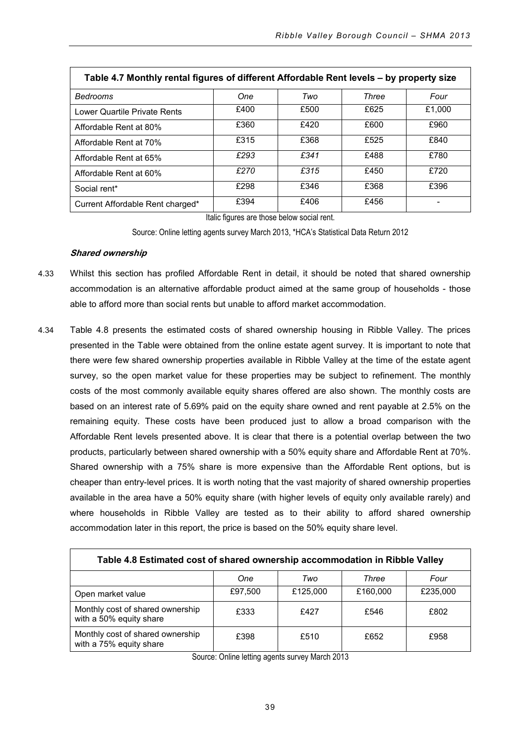| Table 4.7 Monthly rental figures of different Affordable Rent levels – by property size | | | | |
|---|---|---|---|---|
| *Bedrooms* | *One* | *Two* | *Three* | *Four* |
| Lower Quartile Private Rents | £400 | £500 | £625 | £1,000 |
| Affordable Rent at 80% | £360 | £420 | £600 | £960 |
| Affordable Rent at 70% | £315 | £368 | £525 | £840 |
| Affordable Rent at 65% | *£293* | *£341* | £488 | £780 |
| Affordable Rent at 60% | *£270* | *£315* | £450 | £720 |
| Social rent* | £298 | £346 | £368 | £396 |
| Current Affordable Rent charged* | £394 | £406 | £456 | - |

Italic figures are those below social rent.

Source: Online letting agents survey March 2013, *HCA's Statistical Data Return 2012

***Shared ownership***

4.33 Whilst this section has profiled Affordable Rent in detail, it should be noted that shared ownership accommodation is an alternative affordable product aimed at the same group of households - those able to afford more than social rents but unable to afford market accommodation.

4.34 Table 4.8 presents the estimated costs of shared ownership housing in Ribble Valley. The prices presented in the Table were obtained from the online estate agent survey. It is important to note that there were few shared ownership properties available in Ribble Valley at the time of the estate agent survey, so the open market value for these properties may be subject to refinement. The monthly costs of the most commonly available equity shares offered are also shown. The monthly costs are based on an interest rate of 5.69% paid on the equity share owned and rent payable at 2.5% on the remaining equity. These costs have been produced just to allow a broad comparison with the Affordable Rent levels presented above. It is clear that there is a potential overlap between the two products, particularly between shared ownership with a 50% equity share and Affordable Rent at 70%. Shared ownership with a 75% share is more expensive than the Affordable Rent options, but is cheaper than entry-level prices. It is worth noting that the vast majority of shared ownership properties available in the area have a 50% equity share (with higher levels of equity only available rarely) and where households in Ribble Valley are tested as to their ability to afford shared ownership accommodation later in this report, the price is based on the 50% equity share level.

| Table 4.8 Estimated cost of shared ownership accommodation in Ribble Valley | | | | |
|---|---|---|---|---|
| | *One* | *Two* | *Three* | *Four* |
| Open market value | £97,500 | £125,000 | £160,000 | £235,000 |
| Monthly cost of shared ownership with a 50% equity share | £333 | £427 | £546 | £802 |
| Monthly cost of shared ownership with a 75% equity share | £398 | £510 | £652 | £958 |

Source: Online letting agents survey March 2013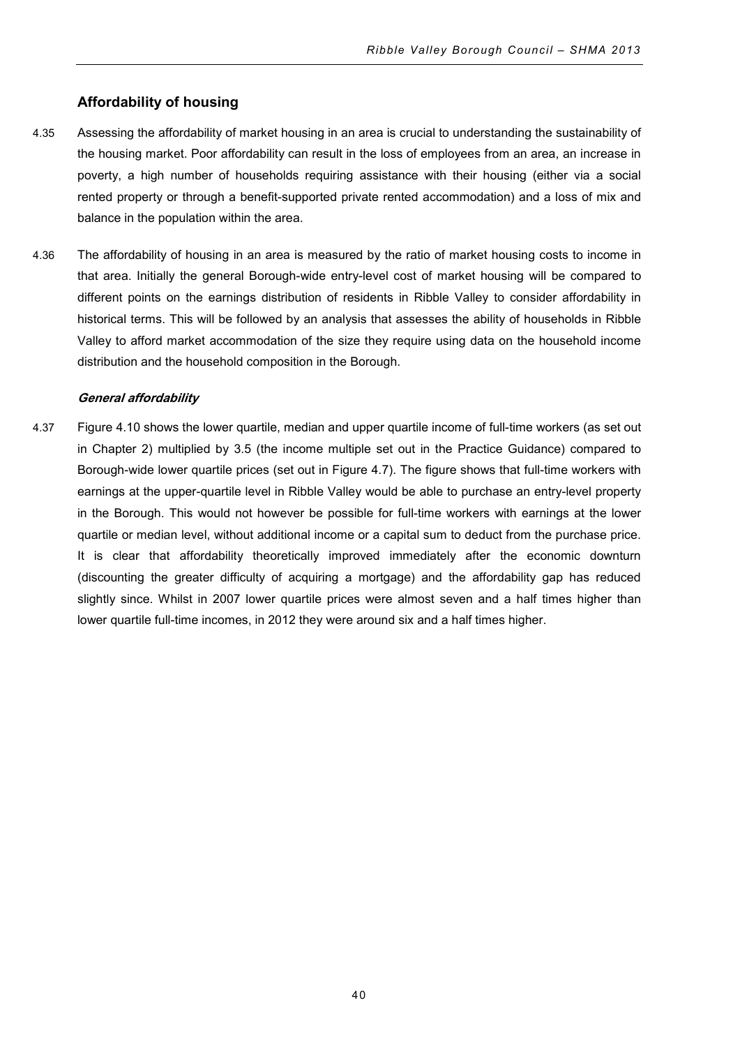## Affordability of housing

4.35 Assessing the affordability of market housing in an area is crucial to understanding the sustainability of the housing market. Poor affordability can result in the loss of employees from an area, an increase in poverty, a high number of households requiring assistance with their housing (either via a social rented property or through a benefit-supported private rented accommodation) and a loss of mix and balance in the population within the area.

4.36 The affordability of housing in an area is measured by the ratio of market housing costs to income in that area. Initially the general Borough-wide entry-level cost of market housing will be compared to different points on the earnings distribution of residents in Ribble Valley to consider affordability in historical terms. This will be followed by an analysis that assesses the ability of households in Ribble Valley to afford market accommodation of the size they require using data on the household income distribution and the household composition in the Borough.

### *General affordability*

4.37 Figure 4.10 shows the lower quartile, median and upper quartile income of full-time workers (as set out in Chapter 2) multiplied by 3.5 (the income multiple set out in the Practice Guidance) compared to Borough-wide lower quartile prices (set out in Figure 4.7). The figure shows that full-time workers with earnings at the upper-quartile level in Ribble Valley would be able to purchase an entry-level property in the Borough. This would not however be possible for full-time workers with earnings at the lower quartile or median level, without additional income or a capital sum to deduct from the purchase price. It is clear that affordability theoretically improved immediately after the economic downturn (discounting the greater difficulty of acquiring a mortgage) and the affordability gap has reduced slightly since. Whilst in 2007 lower quartile prices were almost seven and a half times higher than lower quartile full-time incomes, in 2012 they were around six and a half times higher.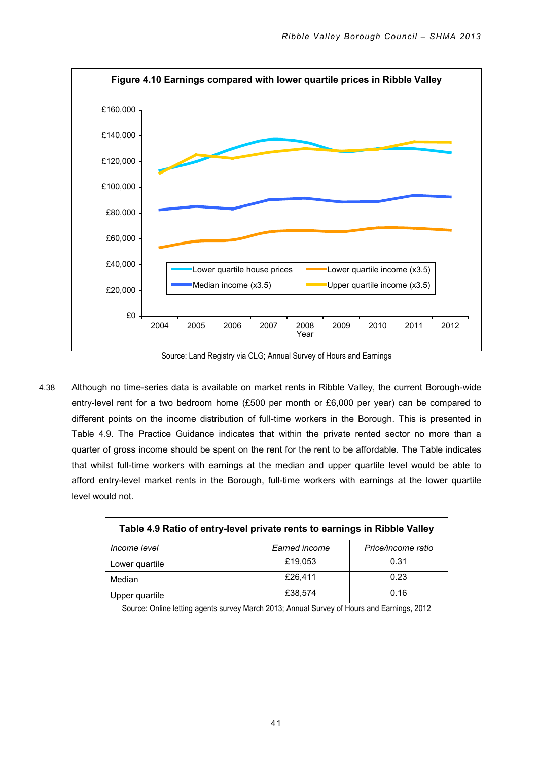**Figure 4.10 Earnings compared with lower quartile prices in Ribble Valley**

Source: Land Registry via CLG; Annual Survey of Hours and Earnings

4.38 Although no time-series data is available on market rents in Ribble Valley, the current Borough-wide entry-level rent for a two bedroom home (£500 per month or £6,000 per year) can be compared to different points on the income distribution of full-time workers in the Borough. This is presented in Table 4.9. The Practice Guidance indicates that within the private rented sector no more than a quarter of gross income should be spent on the rent for the rent to be affordable. The Table indicates that whilst full-time workers with earnings at the median and upper quartile level would be able to afford entry-level market rents in the Borough, full-time workers with earnings at the lower quartile level would not.

**Table 4.9 Ratio of entry-level private rents to earnings in Ribble Valley**

| *Income level* | *Earned income* | *Price/income ratio* |
|---|---|---|
| Lower quartile | £19,053 | 0.31 |
| Median | £26,411 | 0.23 |
| Upper quartile | £38,574 | 0.16 |

Source: Online letting agents survey March 2013; Annual Survey of Hours and Earnings, 2012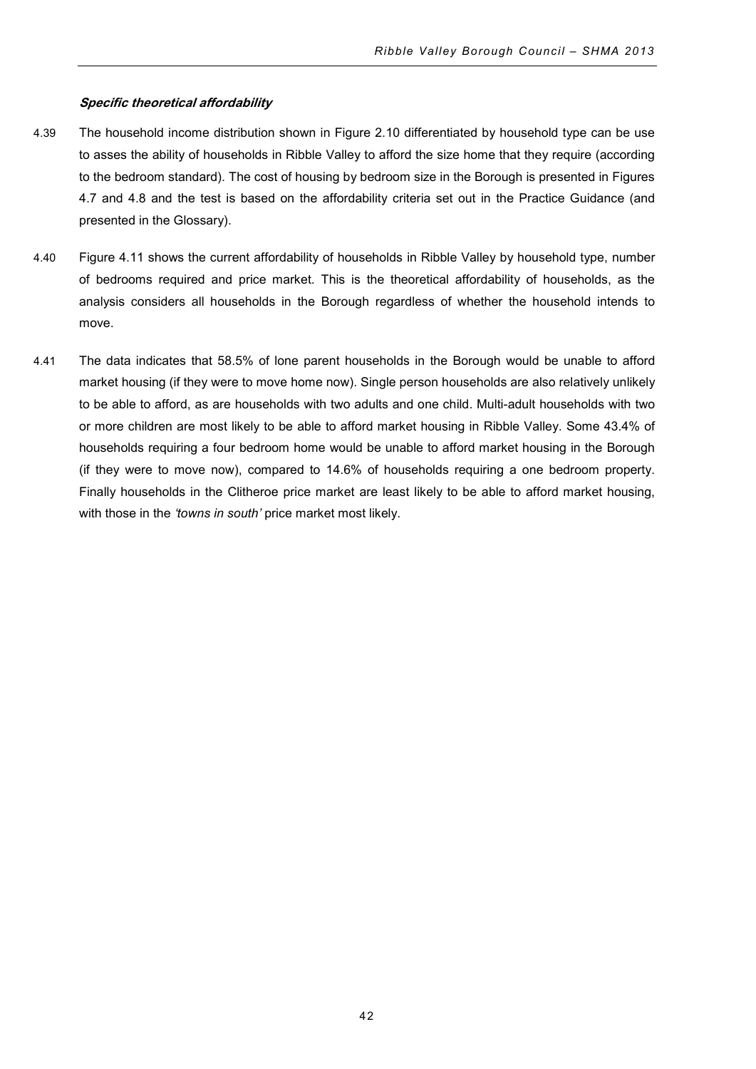***Specific theoretical affordability***

4.39 The household income distribution shown in Figure 2.10 differentiated by household type can be use to asses the ability of households in Ribble Valley to afford the size home that they require (according to the bedroom standard). The cost of housing by bedroom size in the Borough is presented in Figures 4.7 and 4.8 and the test is based on the affordability criteria set out in the Practice Guidance (and presented in the Glossary).

4.40 Figure 4.11 shows the current affordability of households in Ribble Valley by household type, number of bedrooms required and price market. This is the theoretical affordability of households, as the analysis considers all households in the Borough regardless of whether the household intends to move.

4.41 The data indicates that 58.5% of lone parent households in the Borough would be unable to afford market housing (if they were to move home now). Single person households are also relatively unlikely to be able to afford, as are households with two adults and one child. Multi-adult households with two or more children are most likely to be able to afford market housing in Ribble Valley. Some 43.4% of households requiring a four bedroom home would be unable to afford market housing in the Borough (if they were to move now), compared to 14.6% of households requiring a one bedroom property. Finally households in the Clitheroe price market are least likely to be able to afford market housing, with those in the *'towns in south'* price market most likely.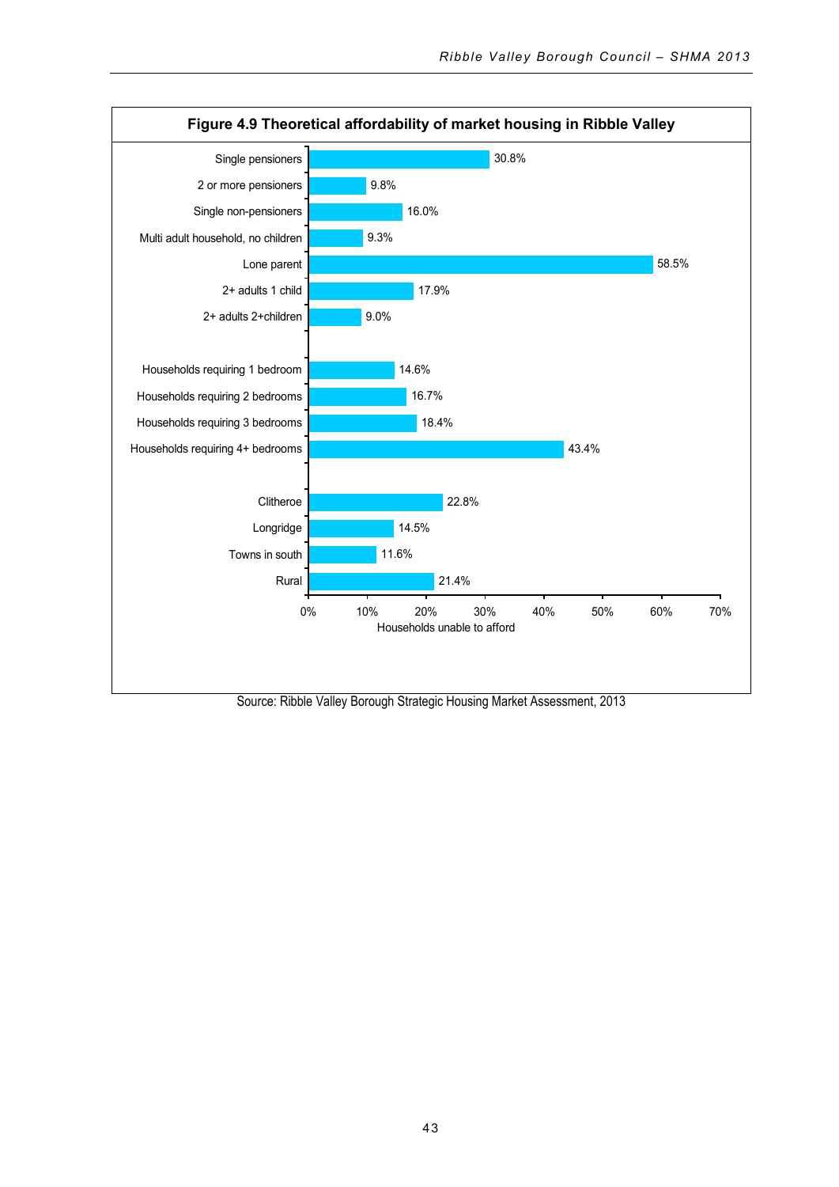**Figure 4.9 Theoretical affordability of market housing in Ribble Valley**

| Category | Households unable to afford |
|---|---|
| Single pensioners | 30.8% |
| 2 or more pensioners | 9.8% |
| Single non-pensioners | 16.0% |
| Multi adult household, no children | 9.3% |
| Lone parent | 58.5% |
| 2+ adults 1 child | 17.9% |
| 2+ adults 2+children | 9.0% |
| Households requiring 1 bedroom | 14.6% |
| Households requiring 2 bedrooms | 16.7% |
| Households requiring 3 bedrooms | 18.4% |
| Households requiring 4+ bedrooms | 43.4% |
| Clitheroe | 22.8% |
| Longridge | 14.5% |
| Towns in south | 11.6% |
| Rural | 21.4% |

Source: Ribble Valley Borough Strategic Housing Market Assessment, 2013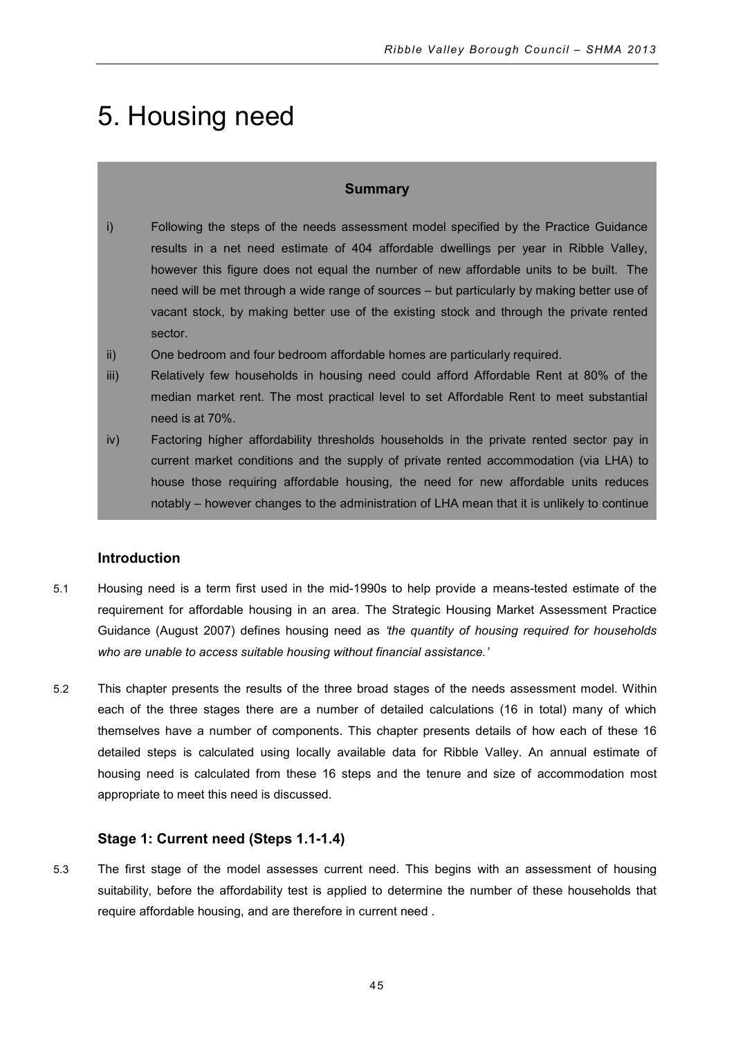# 5. Housing need

**Summary**

i) Following the steps of the needs assessment model specified by the Practice Guidance results in a net need estimate of 404 affordable dwellings per year in Ribble Valley, however this figure does not equal the number of new affordable units to be built. The need will be met through a wide range of sources – but particularly by making better use of vacant stock, by making better use of the existing stock and through the private rented sector.

ii) One bedroom and four bedroom affordable homes are particularly required.

iii) Relatively few households in housing need could afford Affordable Rent at 80% of the median market rent. The most practical level to set Affordable Rent to meet substantial need is at 70%.

iv) Factoring higher affordability thresholds households in the private rented sector pay in current market conditions and the supply of private rented accommodation (via LHA) to house those requiring affordable housing, the need for new affordable units reduces notably – however changes to the administration of LHA mean that it is unlikely to continue

### Introduction

5.1 Housing need is a term first used in the mid-1990s to help provide a means-tested estimate of the requirement for affordable housing in an area. The Strategic Housing Market Assessment Practice Guidance (August 2007) defines housing need as *'the quantity of housing required for households who are unable to access suitable housing without financial assistance.'*

5.2 This chapter presents the results of the three broad stages of the needs assessment model. Within each of the three stages there are a number of detailed calculations (16 in total) many of which themselves have a number of components. This chapter presents details of how each of these 16 detailed steps is calculated using locally available data for Ribble Valley. An annual estimate of housing need is calculated from these 16 steps and the tenure and size of accommodation most appropriate to meet this need is discussed.

### Stage 1: Current need (Steps 1.1-1.4)

5.3 The first stage of the model assesses current need. This begins with an assessment of housing suitability, before the affordability test is applied to determine the number of these households that require affordable housing, and are therefore in current need .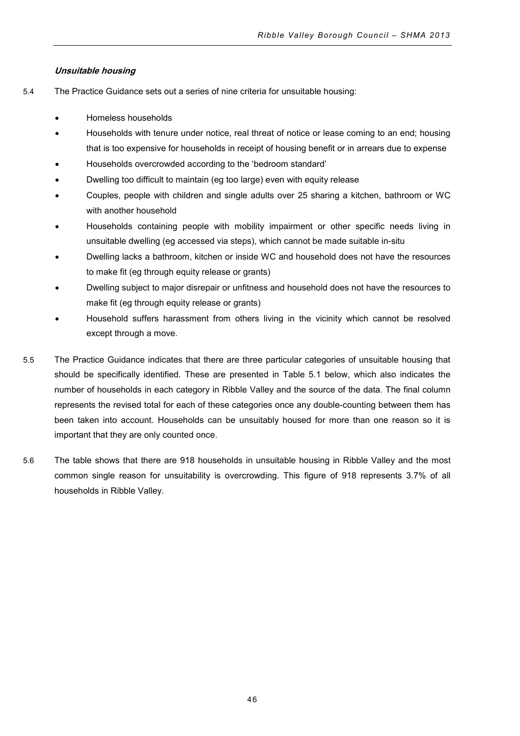### *Unsuitable housing*

5.4 The Practice Guidance sets out a series of nine criteria for unsuitable housing:

- Homeless households
- Households with tenure under notice, real threat of notice or lease coming to an end; housing that is too expensive for households in receipt of housing benefit or in arrears due to expense
- Households overcrowded according to the 'bedroom standard'
- Dwelling too difficult to maintain (eg too large) even with equity release
- Couples, people with children and single adults over 25 sharing a kitchen, bathroom or WC with another household
- Households containing people with mobility impairment or other specific needs living in unsuitable dwelling (eg accessed via steps), which cannot be made suitable in-situ
- Dwelling lacks a bathroom, kitchen or inside WC and household does not have the resources to make fit (eg through equity release or grants)
- Dwelling subject to major disrepair or unfitness and household does not have the resources to make fit (eg through equity release or grants)
- Household suffers harassment from others living in the vicinity which cannot be resolved except through a move.

5.5 The Practice Guidance indicates that there are three particular categories of unsuitable housing that should be specifically identified. These are presented in Table 5.1 below, which also indicates the number of households in each category in Ribble Valley and the source of the data. The final column represents the revised total for each of these categories once any double-counting between them has been taken into account. Households can be unsuitably housed for more than one reason so it is important that they are only counted once.

5.6 The table shows that there are 918 households in unsuitable housing in Ribble Valley and the most common single reason for unsuitability is overcrowding. This figure of 918 represents 3.7% of all households in Ribble Valley.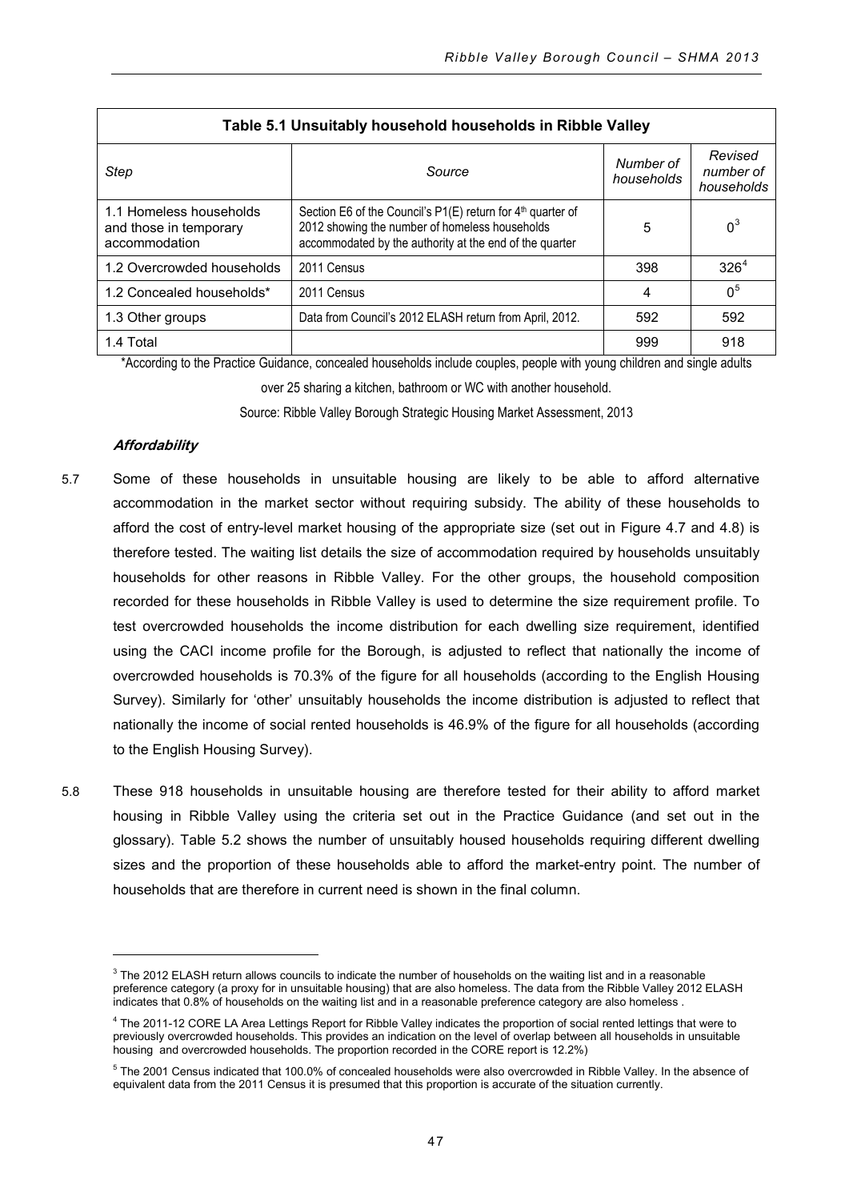**Table 5.1 Unsuitably household households in Ribble Valley**

| *Step* | *Source* | *Number of households* | *Revised number of households* |
|---|---|---|---|
| 1.1 Homeless households and those in temporary accommodation | Section E6 of the Council's P1(E) return for 4th quarter of 2012 showing the number of homeless households accommodated by the authority at the end of the quarter | 5 | 0[3] |
| 1.2 Overcrowded households | 2011 Census | 398 | 326[4] |
| 1.2 Concealed households* | 2011 Census | 4 | 0[5] |
| 1.3 Other groups | Data from Council's 2012 ELASH return from April, 2012. | 592 | 592 |
| 1.4 Total | | 999 | 918 |

*According to the Practice Guidance, concealed households include couples, people with young children and single adults over 25 sharing a kitchen, bathroom or WC with another household.

Source: Ribble Valley Borough Strategic Housing Market Assessment, 2013

***Affordability***

5.7 Some of these households in unsuitable housing are likely to be able to afford alternative accommodation in the market sector without requiring subsidy. The ability of these households to afford the cost of entry-level market housing of the appropriate size (set out in Figure 4.7 and 4.8) is therefore tested. The waiting list details the size of accommodation required by households unsuitably households for other reasons in Ribble Valley. For the other groups, the household composition recorded for these households in Ribble Valley is used to determine the size requirement profile. To test overcrowded households the income distribution for each dwelling size requirement, identified using the CACI income profile for the Borough, is adjusted to reflect that nationally the income of overcrowded households is 70.3% of the figure for all households (according to the English Housing Survey). Similarly for 'other' unsuitably households the income distribution is adjusted to reflect that nationally the income of social rented households is 46.9% of the figure for all households (according to the English Housing Survey).

5.8 These 918 households in unsuitable housing are therefore tested for their ability to afford market housing in Ribble Valley using the criteria set out in the Practice Guidance (and set out in the glossary). Table 5.2 shows the number of unsuitably housed households requiring different dwelling sizes and the proportion of these households able to afford the market-entry point. The number of households that are therefore in current need is shown in the final column.

---

[3] The 2012 ELASH return allows councils to indicate the number of households on the waiting list and in a reasonable preference category (a proxy for in unsuitable housing) that are also homeless. The data from the Ribble Valley 2012 ELASH indicates that 0.8% of households on the waiting list and in a reasonable preference category are also homeless .

[4] The 2011-12 CORE LA Area Lettings Report for Ribble Valley indicates the proportion of social rented lettings that were to previously overcrowded households. This provides an indication on the level of overlap between all households in unsuitable housing and overcrowded households. The proportion recorded in the CORE report is 12.2%)

[5] The 2001 Census indicated that 100.0% of concealed households were also overcrowded in Ribble Valley. In the absence of equivalent data from the 2011 Census it is presumed that this proportion is accurate of the situation currently.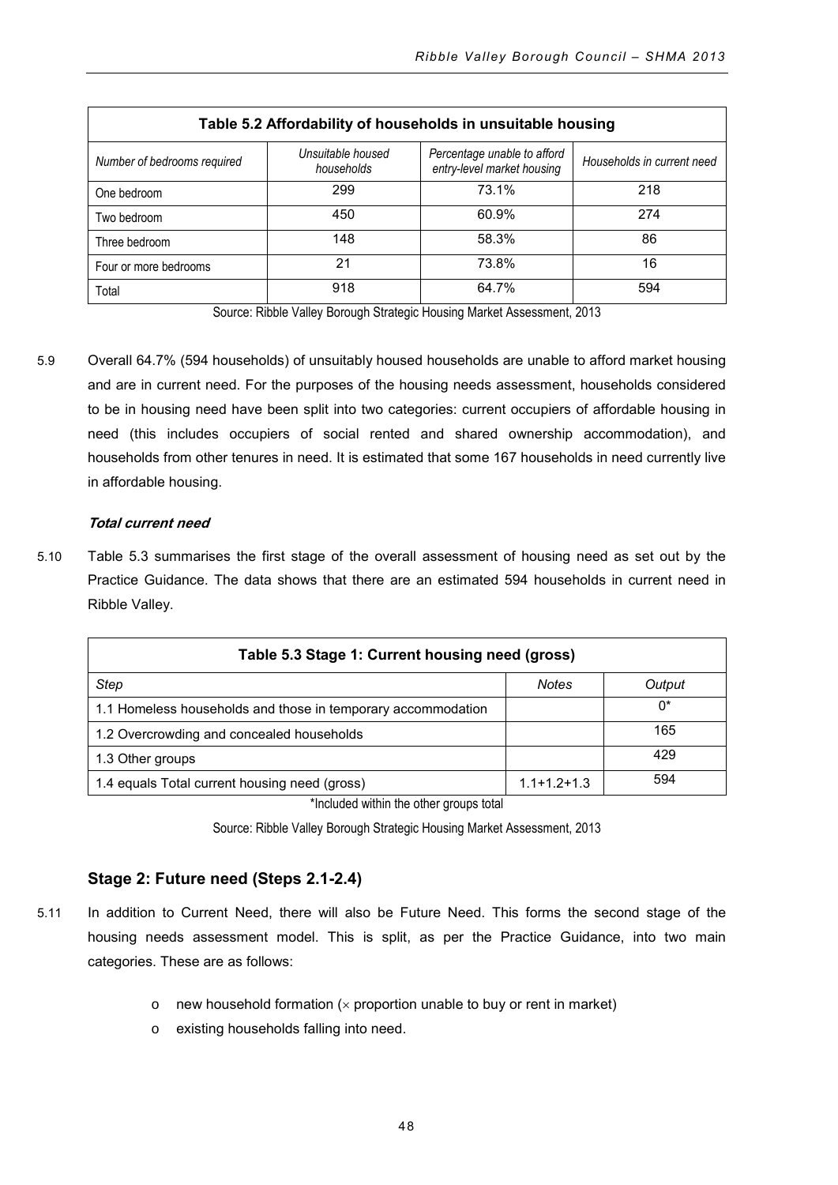| Table 5.2 Affordability of households in unsuitable housing | | | |
|---|---|---|---|
| *Number of bedrooms required* | *Unsuitable housed households* | *Percentage unable to afford entry-level market housing* | *Households in current need* |
| One bedroom | 299 | 73.1% | 218 |
| Two bedroom | 450 | 60.9% | 274 |
| Three bedroom | 148 | 58.3% | 86 |
| Four or more bedrooms | 21 | 73.8% | 16 |
| Total | 918 | 64.7% | 594 |

Source: Ribble Valley Borough Strategic Housing Market Assessment, 2013

5.9 Overall 64.7% (594 households) of unsuitably housed households are unable to afford market housing and are in current need. For the purposes of the housing needs assessment, households considered to be in housing need have been split into two categories: current occupiers of affordable housing in need (this includes occupiers of social rented and shared ownership accommodation), and households from other tenures in need. It is estimated that some 167 households in need currently live in affordable housing.

***Total current need***

5.10 Table 5.3 summarises the first stage of the overall assessment of housing need as set out by the Practice Guidance. The data shows that there are an estimated 594 households in current need in Ribble Valley.

| Table 5.3 Stage 1: Current housing need (gross) | | |
|---|---|---|
| *Step* | *Notes* | *Output* |
| 1.1 Homeless households and those in temporary accommodation | | 0* |
| 1.2 Overcrowding and concealed households | | 165 |
| 1.3 Other groups | | 429 |
| 1.4 equals Total current housing need (gross) | 1.1+1.2+1.3 | 594 |

*Included within the other groups total

Source: Ribble Valley Borough Strategic Housing Market Assessment, 2013

### Stage 2: Future need (Steps 2.1-2.4)

5.11 In addition to Current Need, there will also be Future Need. This forms the second stage of the housing needs assessment model. This is split, as per the Practice Guidance, into two main categories. These are as follows:

- new household formation ($\times$ proportion unable to buy or rent in market)
- existing households falling into need.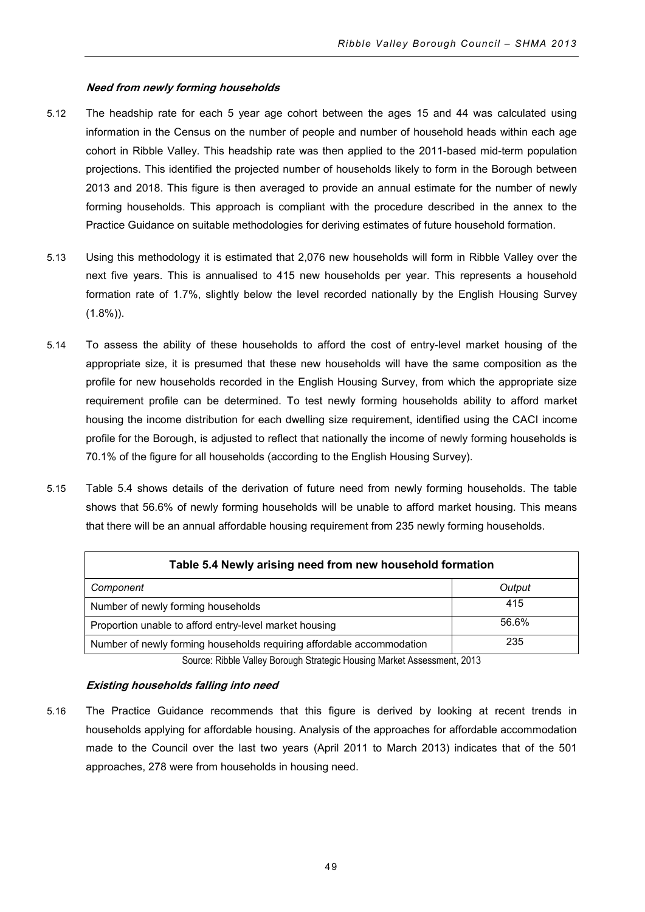#### *Need from newly forming households*

5.12 The headship rate for each 5 year age cohort between the ages 15 and 44 was calculated using information in the Census on the number of people and number of household heads within each age cohort in Ribble Valley. This headship rate was then applied to the 2011-based mid-term population projections. This identified the projected number of households likely to form in the Borough between 2013 and 2018. This figure is then averaged to provide an annual estimate for the number of newly forming households. This approach is compliant with the procedure described in the annex to the Practice Guidance on suitable methodologies for deriving estimates of future household formation.

5.13 Using this methodology it is estimated that 2,076 new households will form in Ribble Valley over the next five years. This is annualised to 415 new households per year. This represents a household formation rate of 1.7%, slightly below the level recorded nationally by the English Housing Survey (1.8%)).

5.14 To assess the ability of these households to afford the cost of entry-level market housing of the appropriate size, it is presumed that these new households will have the same composition as the profile for new households recorded in the English Housing Survey, from which the appropriate size requirement profile can be determined. To test newly forming households ability to afford market housing the income distribution for each dwelling size requirement, identified using the CACI income profile for the Borough, is adjusted to reflect that nationally the income of newly forming households is 70.1% of the figure for all households (according to the English Housing Survey).

5.15 Table 5.4 shows details of the derivation of future need from newly forming households. The table shows that 56.6% of newly forming households will be unable to afford market housing. This means that there will be an annual affordable housing requirement from 235 newly forming households.

**Table 5.4 Newly arising need from new household formation**

| *Component* | *Output* |
|---|---|
| Number of newly forming households | 415 |
| Proportion unable to afford entry-level market housing | 56.6% |
| Number of newly forming households requiring affordable accommodation | 235 |

Source: Ribble Valley Borough Strategic Housing Market Assessment, 2013

#### *Existing households falling into need*

5.16 The Practice Guidance recommends that this figure is derived by looking at recent trends in households applying for affordable housing. Analysis of the approaches for affordable accommodation made to the Council over the last two years (April 2011 to March 2013) indicates that of the 501 approaches, 278 were from households in housing need.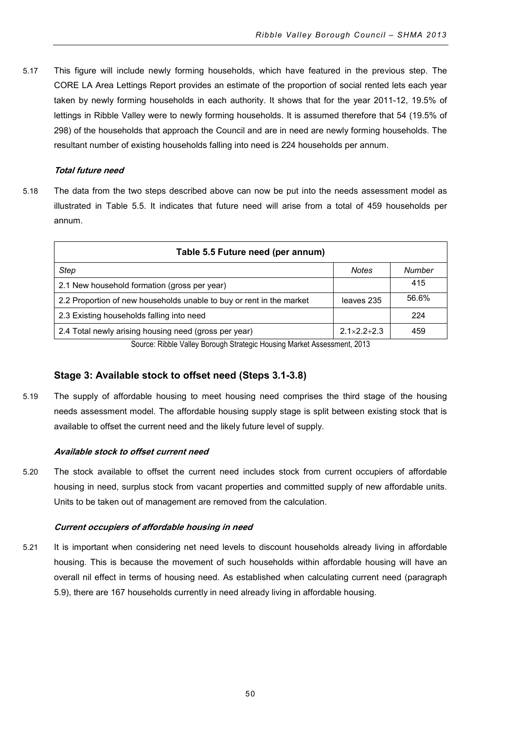5.17 This figure will include newly forming households, which have featured in the previous step. The CORE LA Area Lettings Report provides an estimate of the proportion of social rented lets each year taken by newly forming households in each authority. It shows that for the year 2011-12, 19.5% of lettings in Ribble Valley were to newly forming households. It is assumed therefore that 54 (19.5% of 298) of the households that approach the Council and are in need are newly forming households. The resultant number of existing households falling into need is 224 households per annum.

***Total future need***

5.18 The data from the two steps described above can now be put into the needs assessment model as illustrated in Table 5.5. It indicates that future need will arise from a total of 459 households per annum.

| Table 5.5 Future need (per annum) | | |
|---|---|---|
| *Step* | *Notes* | *Number* |
| 2.1 New household formation (gross per year) | | 415 |
| 2.2 Proportion of new households unable to buy or rent in the market | leaves 235 | 56.6% |
| 2.3 Existing households falling into need | | 224 |
| 2.4 Total newly arising housing need (gross per year) | $2.1 \times 2.2 + 2.3$ | 459 |

Source: Ribble Valley Borough Strategic Housing Market Assessment, 2013

## Stage 3: Available stock to offset need (Steps 3.1-3.8)

5.19 The supply of affordable housing to meet housing need comprises the third stage of the housing needs assessment model. The affordable housing supply stage is split between existing stock that is available to offset the current need and the likely future level of supply.

***Available stock to offset current need***

5.20 The stock available to offset the current need includes stock from current occupiers of affordable housing in need, surplus stock from vacant properties and committed supply of new affordable units. Units to be taken out of management are removed from the calculation.

***Current occupiers of affordable housing in need***

5.21 It is important when considering net need levels to discount households already living in affordable housing. This is because the movement of such households within affordable housing will have an overall nil effect in terms of housing need. As established when calculating current need (paragraph 5.9), there are 167 households currently in need already living in affordable housing.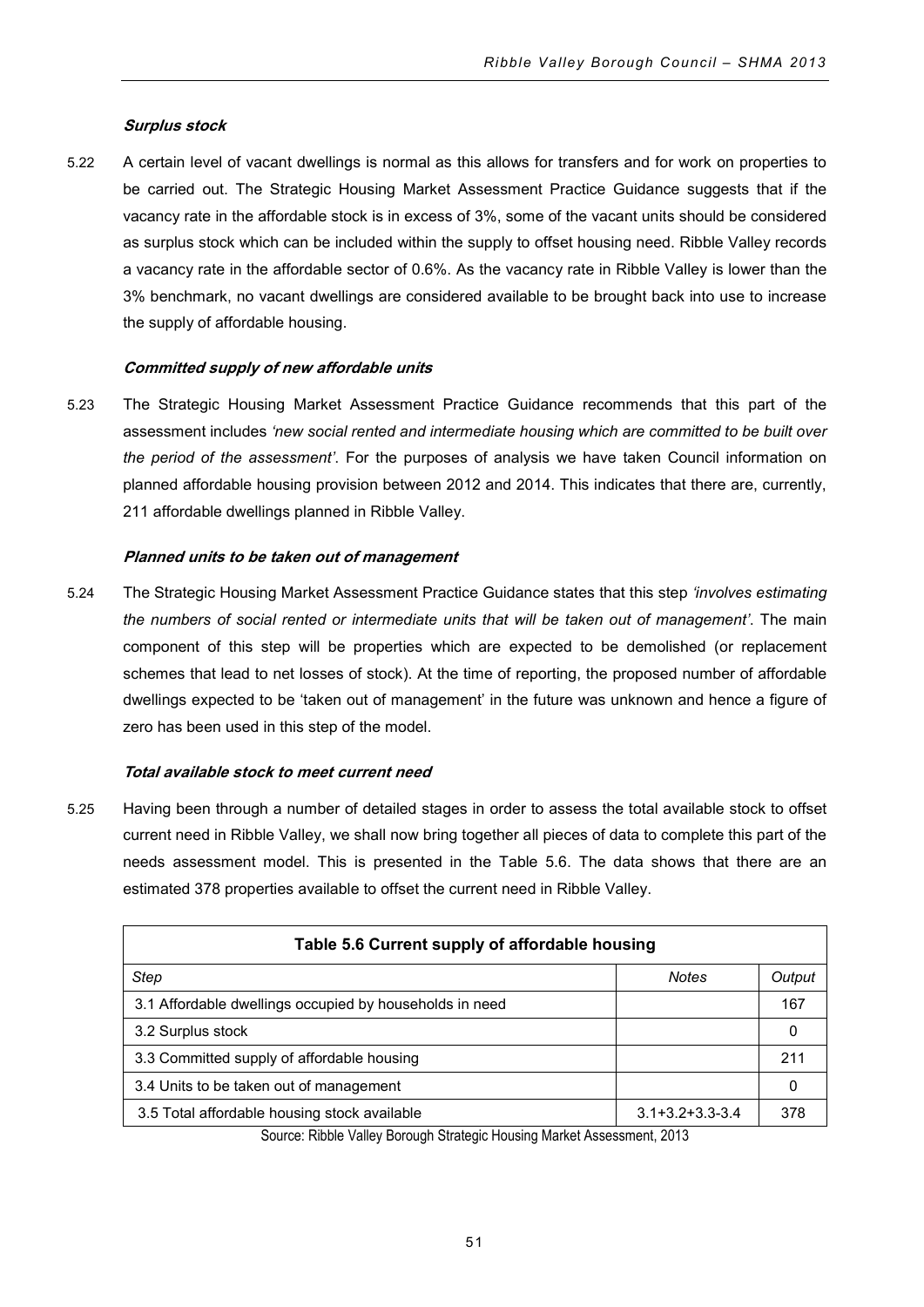#### *Surplus stock*

5.22 A certain level of vacant dwellings is normal as this allows for transfers and for work on properties to be carried out. The Strategic Housing Market Assessment Practice Guidance suggests that if the vacancy rate in the affordable stock is in excess of 3%, some of the vacant units should be considered as surplus stock which can be included within the supply to offset housing need. Ribble Valley records a vacancy rate in the affordable sector of 0.6%. As the vacancy rate in Ribble Valley is lower than the 3% benchmark, no vacant dwellings are considered available to be brought back into use to increase the supply of affordable housing.

#### *Committed supply of new affordable units*

5.23 The Strategic Housing Market Assessment Practice Guidance recommends that this part of the assessment includes *'new social rented and intermediate housing which are committed to be built over the period of the assessment'*. For the purposes of analysis we have taken Council information on planned affordable housing provision between 2012 and 2014. This indicates that there are, currently, 211 affordable dwellings planned in Ribble Valley.

#### *Planned units to be taken out of management*

5.24 The Strategic Housing Market Assessment Practice Guidance states that this step *'involves estimating the numbers of social rented or intermediate units that will be taken out of management'*. The main component of this step will be properties which are expected to be demolished (or replacement schemes that lead to net losses of stock). At the time of reporting, the proposed number of affordable dwellings expected to be 'taken out of management' in the future was unknown and hence a figure of zero has been used in this step of the model.

#### *Total available stock to meet current need*

5.25 Having been through a number of detailed stages in order to assess the total available stock to offset current need in Ribble Valley, we shall now bring together all pieces of data to complete this part of the needs assessment model. This is presented in the Table 5.6. The data shows that there are an estimated 378 properties available to offset the current need in Ribble Valley.

| Table 5.6 Current supply of affordable housing | | |
|---|---|---|
| *Step* | *Notes* | *Output* |
| 3.1 Affordable dwellings occupied by households in need | | 167 |
| 3.2 Surplus stock | | 0 |
| 3.3 Committed supply of affordable housing | | 211 |
| 3.4 Units to be taken out of management | | 0 |
| 3.5 Total affordable housing stock available | 3.1+3.2+3.3-3.4 | 378 |

Source: Ribble Valley Borough Strategic Housing Market Assessment, 2013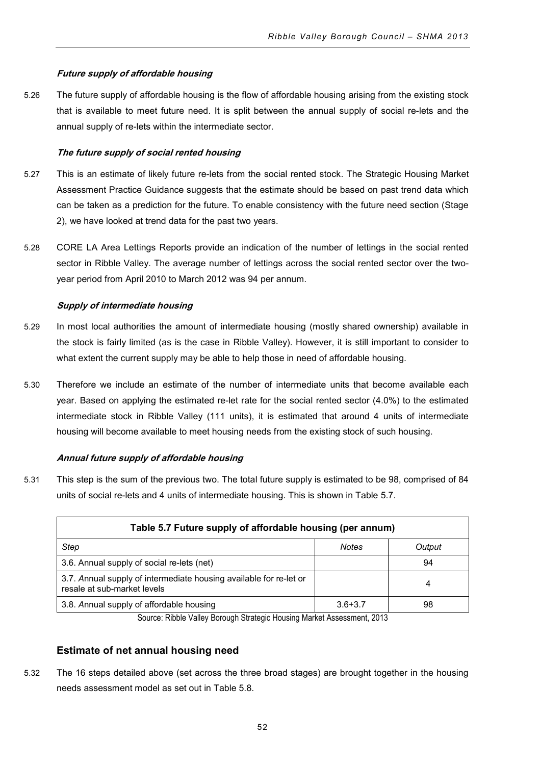***Future supply of affordable housing***

5.26 The future supply of affordable housing is the flow of affordable housing arising from the existing stock that is available to meet future need. It is split between the annual supply of social re-lets and the annual supply of re-lets within the intermediate sector.

***The future supply of social rented housing***

5.27 This is an estimate of likely future re-lets from the social rented stock. The Strategic Housing Market Assessment Practice Guidance suggests that the estimate should be based on past trend data which can be taken as a prediction for the future. To enable consistency with the future need section (Stage 2), we have looked at trend data for the past two years.

5.28 CORE LA Area Lettings Reports provide an indication of the number of lettings in the social rented sector in Ribble Valley. The average number of lettings across the social rented sector over the two-year period from April 2010 to March 2012 was 94 per annum.

***Supply of intermediate housing***

5.29 In most local authorities the amount of intermediate housing (mostly shared ownership) available in the stock is fairly limited (as is the case in Ribble Valley). However, it is still important to consider to what extent the current supply may be able to help those in need of affordable housing.

5.30 Therefore we include an estimate of the number of intermediate units that become available each year. Based on applying the estimated re-let rate for the social rented sector (4.0%) to the estimated intermediate stock in Ribble Valley (111 units), it is estimated that around 4 units of intermediate housing will become available to meet housing needs from the existing stock of such housing.

***Annual future supply of affordable housing***

5.31 This step is the sum of the previous two. The total future supply is estimated to be 98, comprised of 84 units of social re-lets and 4 units of intermediate housing. This is shown in Table 5.7.

**Table 5.7 Future supply of affordable housing (per annum)**

| *Step* | *Notes* | *Output* |
|---|---|---|
| 3.6. Annual supply of social re-lets (net) | | 94 |
| 3.7. *A*nnual supply of intermediate housing available for re-let or resale at sub-market levels | | 4 |
| 3.8. *A*nnual supply of affordable housing | 3.6+3.7 | 98 |

Source: Ribble Valley Borough Strategic Housing Market Assessment, 2013

## Estimate of net annual housing need

5.32 The 16 steps detailed above (set across the three broad stages) are brought together in the housing needs assessment model as set out in Table 5.8.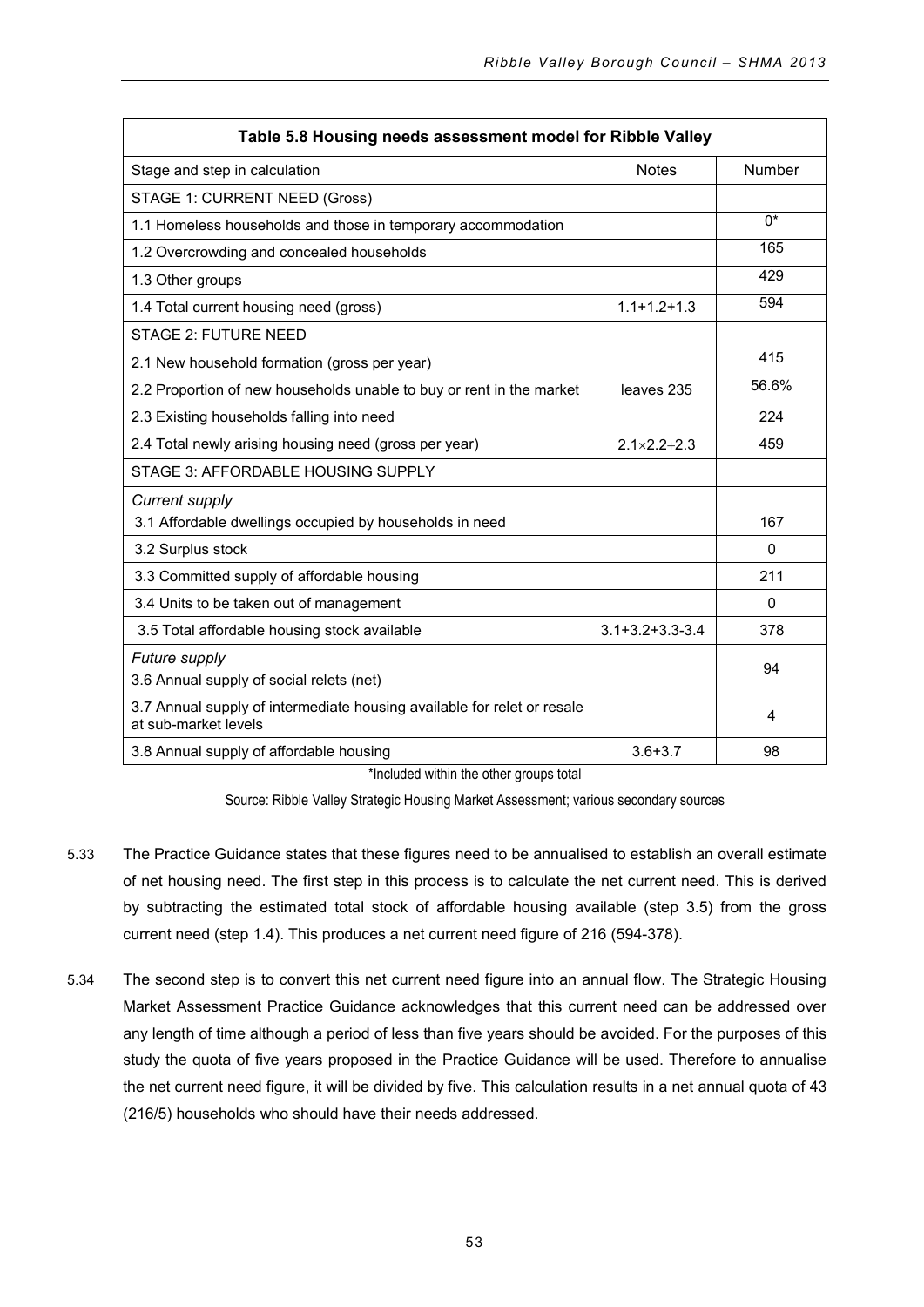| Table 5.8 Housing needs assessment model for Ribble Valley | | |
|---|---|---|
| Stage and step in calculation | Notes | Number |
| STAGE 1: CURRENT NEED (Gross) | | |
| 1.1 Homeless households and those in temporary accommodation | | 0* |
| 1.2 Overcrowding and concealed households | | 165 |
| 1.3 Other groups | | 429 |
| 1.4 Total current housing need (gross) | 1.1+1.2+1.3 | 594 |
| STAGE 2: FUTURE NEED | | |
| 2.1 New household formation (gross per year) | | 415 |
| 2.2 Proportion of new households unable to buy or rent in the market | leaves 235 | 56.6% |
| 2.3 Existing households falling into need | | 224 |
| 2.4 Total newly arising housing need (gross per year) | 2.1×2.2+2.3 | 459 |
| STAGE 3: AFFORDABLE HOUSING SUPPLY | | |
| *Current supply*<br>3.1 Affordable dwellings occupied by households in need | | 167 |
| 3.2 Surplus stock | | 0 |
| 3.3 Committed supply of affordable housing | | 211 |
| 3.4 Units to be taken out of management | | 0 |
| 3.5 Total affordable housing stock available | 3.1+3.2+3.3-3.4 | 378 |
| *Future supply*<br>3.6 Annual supply of social relets (net) | | 94 |
| 3.7 Annual supply of intermediate housing available for relet or resale at sub-market levels | | 4 |
| 3.8 Annual supply of affordable housing | 3.6+3.7 | 98 |

*Included within the other groups total

Source: Ribble Valley Strategic Housing Market Assessment; various secondary sources

5.33 The Practice Guidance states that these figures need to be annualised to establish an overall estimate of net housing need. The first step in this process is to calculate the net current need. This is derived by subtracting the estimated total stock of affordable housing available (step 3.5) from the gross current need (step 1.4). This produces a net current need figure of 216 (594-378).

5.34 The second step is to convert this net current need figure into an annual flow. The Strategic Housing Market Assessment Practice Guidance acknowledges that this current need can be addressed over any length of time although a period of less than five years should be avoided. For the purposes of this study the quota of five years proposed in the Practice Guidance will be used. Therefore to annualise the net current need figure, it will be divided by five. This calculation results in a net annual quota of 43 (216/5) households who should have their needs addressed.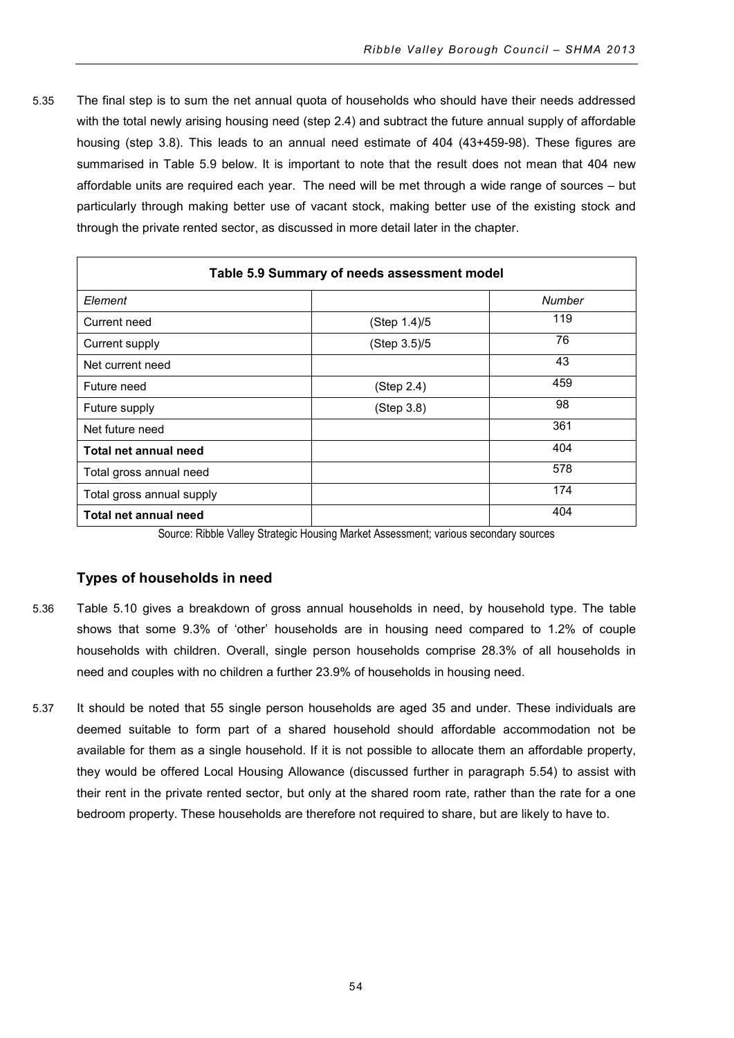5.35 The final step is to sum the net annual quota of households who should have their needs addressed with the total newly arising housing need (step 2.4) and subtract the future annual supply of affordable housing (step 3.8). This leads to an annual need estimate of 404 (43+459-98). These figures are summarised in Table 5.9 below. It is important to note that the result does not mean that 404 new affordable units are required each year. The need will be met through a wide range of sources – but particularly through making better use of vacant stock, making better use of the existing stock and through the private rented sector, as discussed in more detail later in the chapter.

**Table 5.9 Summary of needs assessment model**

| *Element* | | *Number* |
|---|---|---|
| Current need | (Step 1.4)/5 | 119 |
| Current supply | (Step 3.5)/5 | 76 |
| Net current need | | 43 |
| Future need | (Step 2.4) | 459 |
| Future supply | (Step 3.8) | 98 |
| Net future need | | 361 |
| **Total net annual need** | | 404 |
| Total gross annual need | | 578 |
| Total gross annual supply | | 174 |
| **Total net annual need** | | 404 |

Source: Ribble Valley Strategic Housing Market Assessment; various secondary sources

### Types of households in need

5.36 Table 5.10 gives a breakdown of gross annual households in need, by household type. The table shows that some 9.3% of 'other' households are in housing need compared to 1.2% of couple households with children. Overall, single person households comprise 28.3% of all households in need and couples with no children a further 23.9% of households in housing need.

5.37 It should be noted that 55 single person households are aged 35 and under. These individuals are deemed suitable to form part of a shared household should affordable accommodation not be available for them as a single household. If it is not possible to allocate them an affordable property, they would be offered Local Housing Allowance (discussed further in paragraph 5.54) to assist with their rent in the private rented sector, but only at the shared room rate, rather than the rate for a one bedroom property. These households are therefore not required to share, but are likely to have to.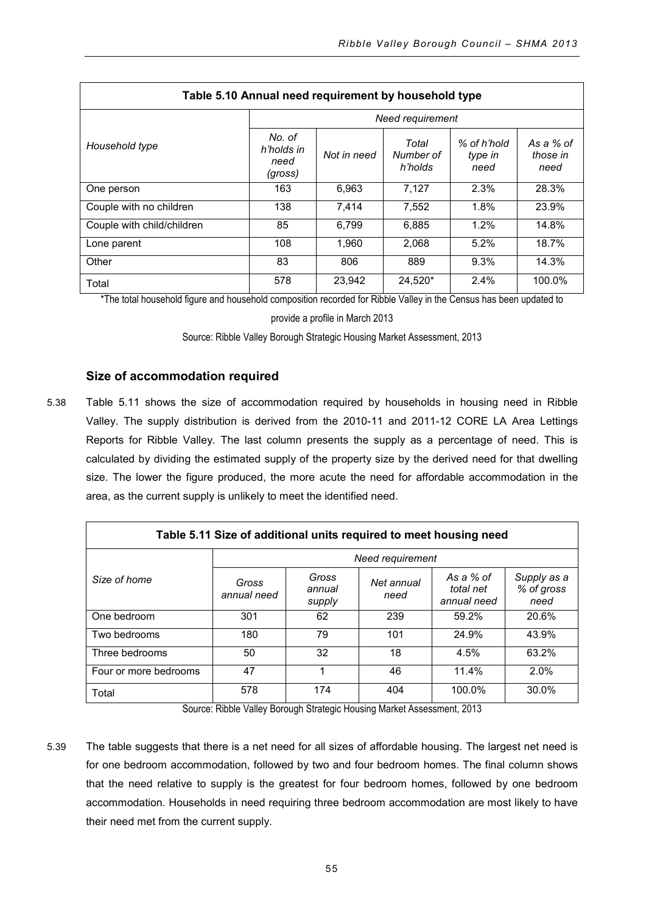| Table 5.10 Annual need requirement by household type | | | | | |
|---|---|---|---|---|---|
| | *Need requirement* | | | | |
| *Household type* | *No. of h'holds in need (gross)* | *Not in need* | *Total Number of h'holds* | *% of h'hold type in need* | *As a % of those in need* |
| One person | 163 | 6,963 | 7,127 | 2.3% | 28.3% |
| Couple with no children | 138 | 7,414 | 7,552 | 1.8% | 23.9% |
| Couple with child/children | 85 | 6,799 | 6,885 | 1.2% | 14.8% |
| Lone parent | 108 | 1,960 | 2,068 | 5.2% | 18.7% |
| Other | 83 | 806 | 889 | 9.3% | 14.3% |
| Total | 578 | 23,942 | 24,520* | 2.4% | 100.0% |

*The total household figure and household composition recorded for Ribble Valley in the Census has been updated to provide a profile in March 2013

Source: Ribble Valley Borough Strategic Housing Market Assessment, 2013

### Size of accommodation required

5.38 Table 5.11 shows the size of accommodation required by households in housing need in Ribble Valley. The supply distribution is derived from the 2010-11 and 2011-12 CORE LA Area Lettings Reports for Ribble Valley. The last column presents the supply as a percentage of need. This is calculated by dividing the estimated supply of the property size by the derived need for that dwelling size. The lower the figure produced, the more acute the need for affordable accommodation in the area, as the current supply is unlikely to meet the identified need.

| Table 5.11 Size of additional units required to meet housing need | | | | | |
|---|---|---|---|---|---|
| | *Need requirement* | | | | |
| *Size of home* | *Gross annual need* | *Gross annual supply* | *Net annual need* | *As a % of total net annual need* | *Supply as a % of gross need* |
| One bedroom | 301 | 62 | 239 | 59.2% | 20.6% |
| Two bedrooms | 180 | 79 | 101 | 24.9% | 43.9% |
| Three bedrooms | 50 | 32 | 18 | 4.5% | 63.2% |
| Four or more bedrooms | 47 | 1 | 46 | 11.4% | 2.0% |
| Total | 578 | 174 | 404 | 100.0% | 30.0% |

Source: Ribble Valley Borough Strategic Housing Market Assessment, 2013

5.39 The table suggests that there is a net need for all sizes of affordable housing. The largest net need is for one bedroom accommodation, followed by two and four bedroom homes. The final column shows that the need relative to supply is the greatest for four bedroom homes, followed by one bedroom accommodation. Households in need requiring three bedroom accommodation are most likely to have their need met from the current supply.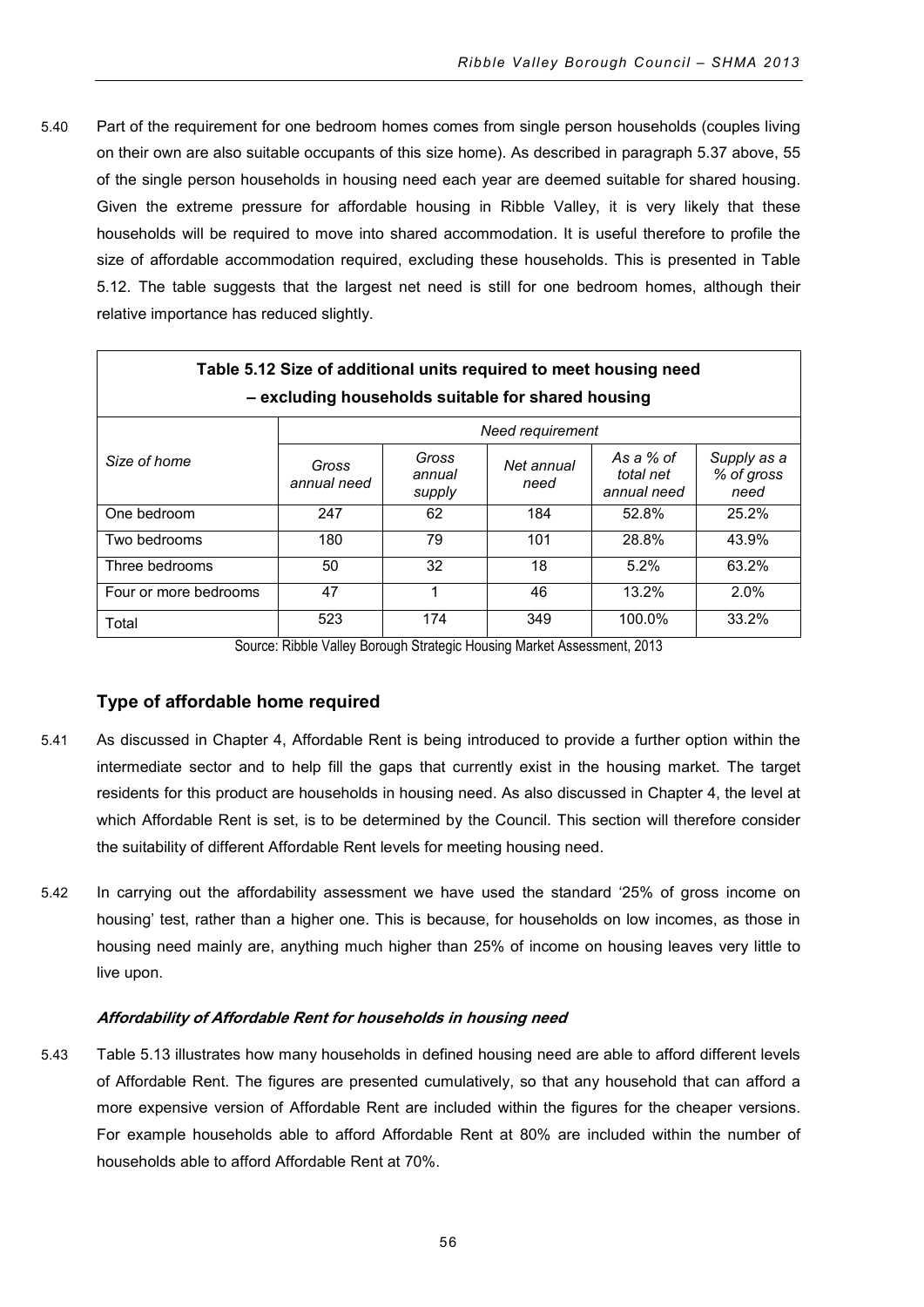5.40 Part of the requirement for one bedroom homes comes from single person households (couples living on their own are also suitable occupants of this size home). As described in paragraph 5.37 above, 55 of the single person households in housing need each year are deemed suitable for shared housing. Given the extreme pressure for affordable housing in Ribble Valley, it is very likely that these households will be required to move into shared accommodation. It is useful therefore to profile the size of affordable accommodation required, excluding these households. This is presented in Table 5.12. The table suggests that the largest net need is still for one bedroom homes, although their relative importance has reduced slightly.

**Table 5.12 Size of additional units required to meet housing need – excluding households suitable for shared housing**

| Size of home | *Need requirement* | | | | |
|---|---|---|---|---|---|
| | *Gross annual need* | *Gross annual supply* | *Net annual need* | *As a % of total net annual need* | *Supply as a % of gross need* |
| One bedroom | 247 | 62 | 184 | 52.8% | 25.2% |
| Two bedrooms | 180 | 79 | 101 | 28.8% | 43.9% |
| Three bedrooms | 50 | 32 | 18 | 5.2% | 63.2% |
| Four or more bedrooms | 47 | 1 | 46 | 13.2% | 2.0% |
| Total | 523 | 174 | 349 | 100.0% | 33.2% |

Source: Ribble Valley Borough Strategic Housing Market Assessment, 2013

## Type of affordable home required

5.41 As discussed in Chapter 4, Affordable Rent is being introduced to provide a further option within the intermediate sector and to help fill the gaps that currently exist in the housing market. The target residents for this product are households in housing need. As also discussed in Chapter 4, the level at which Affordable Rent is set, is to be determined by the Council. This section will therefore consider the suitability of different Affordable Rent levels for meeting housing need.

5.42 In carrying out the affordability assessment we have used the standard '25% of gross income on housing' test, rather than a higher one. This is because, for households on low incomes, as those in housing need mainly are, anything much higher than 25% of income on housing leaves very little to live upon.

***Affordability of Affordable Rent for households in housing need***

5.43 Table 5.13 illustrates how many households in defined housing need are able to afford different levels of Affordable Rent. The figures are presented cumulatively, so that any household that can afford a more expensive version of Affordable Rent are included within the figures for the cheaper versions. For example households able to afford Affordable Rent at 80% are included within the number of households able to afford Affordable Rent at 70%.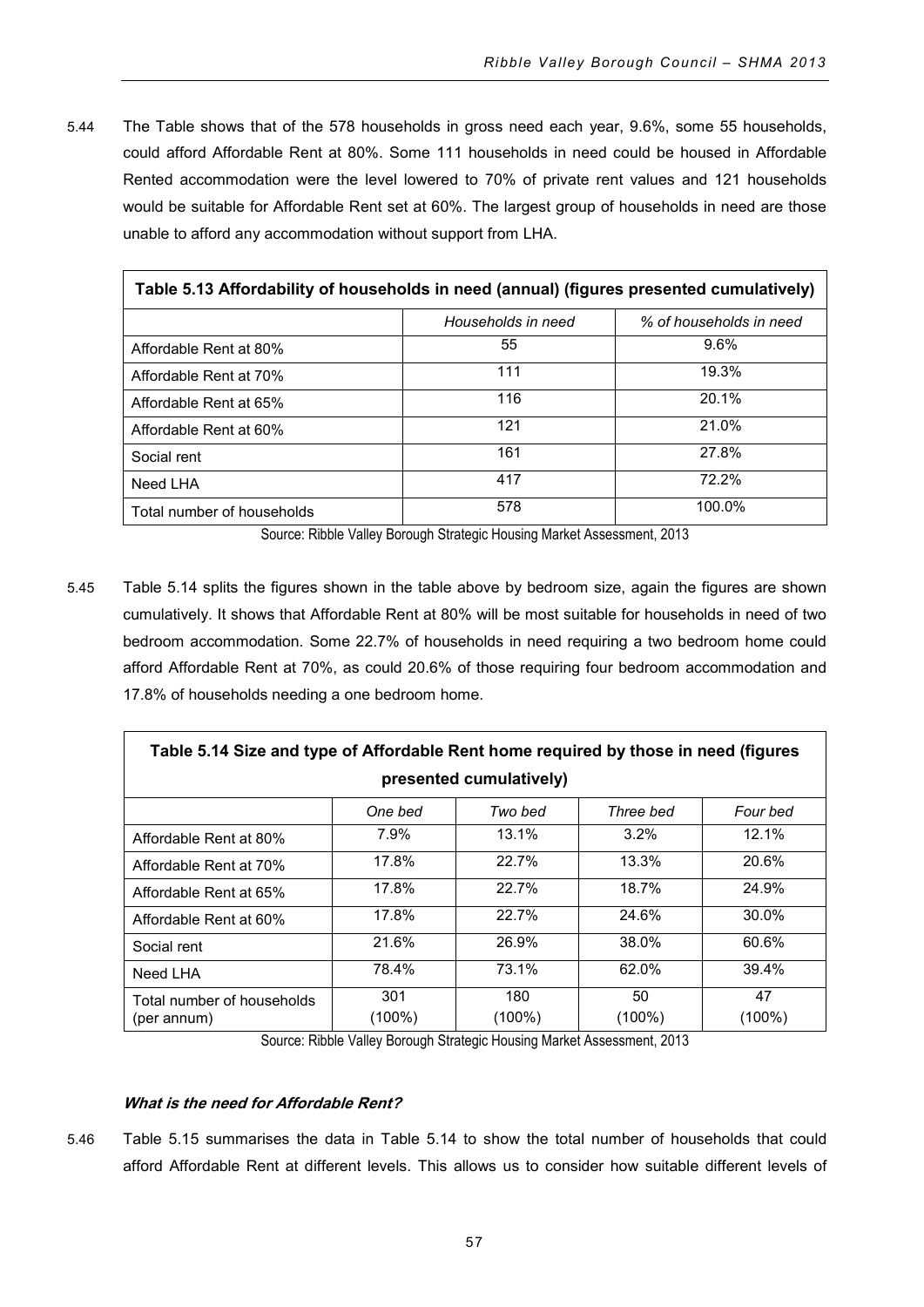5.44 The Table shows that of the 578 households in gross need each year, 9.6%, some 55 households, could afford Affordable Rent at 80%. Some 111 households in need could be housed in Affordable Rented accommodation were the level lowered to 70% of private rent values and 121 households would be suitable for Affordable Rent set at 60%. The largest group of households in need are those unable to afford any accommodation without support from LHA.

| Table 5.13 Affordability of households in need (annual) (figures presented cumulatively) | | |
|---|---|---|
| | *Households in need* | *% of households in need* |
| Affordable Rent at 80% | 55 | 9.6% |
| Affordable Rent at 70% | 111 | 19.3% |
| Affordable Rent at 65% | 116 | 20.1% |
| Affordable Rent at 60% | 121 | 21.0% |
| Social rent | 161 | 27.8% |
| Need LHA | 417 | 72.2% |
| Total number of households | 578 | 100.0% |

Source: Ribble Valley Borough Strategic Housing Market Assessment, 2013

5.45 Table 5.14 splits the figures shown in the table above by bedroom size, again the figures are shown cumulatively. It shows that Affordable Rent at 80% will be most suitable for households in need of two bedroom accommodation. Some 22.7% of households in need requiring a two bedroom home could afford Affordable Rent at 70%, as could 20.6% of those requiring four bedroom accommodation and 17.8% of households needing a one bedroom home.

| Table 5.14 Size and type of Affordable Rent home required by those in need (figures presented cumulatively) | | | | |
|---|---|---|---|---|
| | *One bed* | *Two bed* | *Three bed* | *Four bed* |
| Affordable Rent at 80% | 7.9% | 13.1% | 3.2% | 12.1% |
| Affordable Rent at 70% | 17.8% | 22.7% | 13.3% | 20.6% |
| Affordable Rent at 65% | 17.8% | 22.7% | 18.7% | 24.9% |
| Affordable Rent at 60% | 17.8% | 22.7% | 24.6% | 30.0% |
| Social rent | 21.6% | 26.9% | 38.0% | 60.6% |
| Need LHA | 78.4% | 73.1% | 62.0% | 39.4% |
| Total number of households (per annum) | 301 (100%) | 180 (100%) | 50 (100%) | 47 (100%) |

Source: Ribble Valley Borough Strategic Housing Market Assessment, 2013

#### ***What is the need for Affordable Rent?***

5.46 Table 5.15 summarises the data in Table 5.14 to show the total number of households that could afford Affordable Rent at different levels. This allows us to consider how suitable different levels of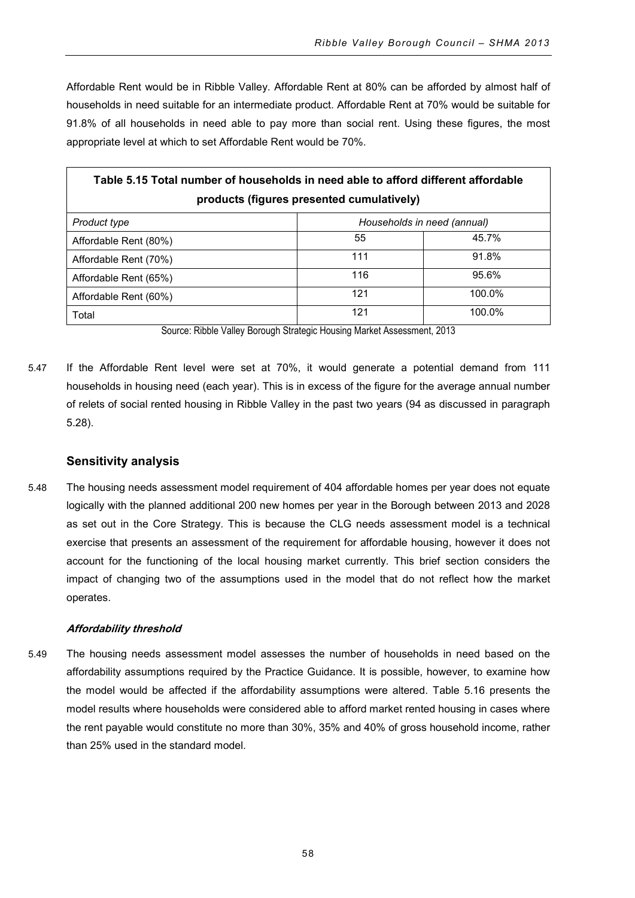Affordable Rent would be in Ribble Valley. Affordable Rent at 80% can be afforded by almost half of households in need suitable for an intermediate product. Affordable Rent at 70% would be suitable for 91.8% of all households in need able to pay more than social rent. Using these figures, the most appropriate level at which to set Affordable Rent would be 70%.

**Table 5.15 Total number of households in need able to afford different affordable products (figures presented cumulatively)**

| *Product type* | *Households in need (annual)* | |
|---|---|---|
| Affordable Rent (80%) | 55 | 45.7% |
| Affordable Rent (70%) | 111 | 91.8% |
| Affordable Rent (65%) | 116 | 95.6% |
| Affordable Rent (60%) | 121 | 100.0% |
| Total | 121 | 100.0% |

Source: Ribble Valley Borough Strategic Housing Market Assessment, 2013

5.47 If the Affordable Rent level were set at 70%, it would generate a potential demand from 111 households in housing need (each year). This is in excess of the figure for the average annual number of relets of social rented housing in Ribble Valley in the past two years (94 as discussed in paragraph 5.28).

### Sensitivity analysis

5.48 The housing needs assessment model requirement of 404 affordable homes per year does not equate logically with the planned additional 200 new homes per year in the Borough between 2013 and 2028 as set out in the Core Strategy. This is because the CLG needs assessment model is a technical exercise that presents an assessment of the requirement for affordable housing, however it does not account for the functioning of the local housing market currently. This brief section considers the impact of changing two of the assumptions used in the model that do not reflect how the market operates.

#### *Affordability threshold*

5.49 The housing needs assessment model assesses the number of households in need based on the affordability assumptions required by the Practice Guidance. It is possible, however, to examine how the model would be affected if the affordability assumptions were altered. Table 5.16 presents the model results where households were considered able to afford market rented housing in cases where the rent payable would constitute no more than 30%, 35% and 40% of gross household income, rather than 25% used in the standard model.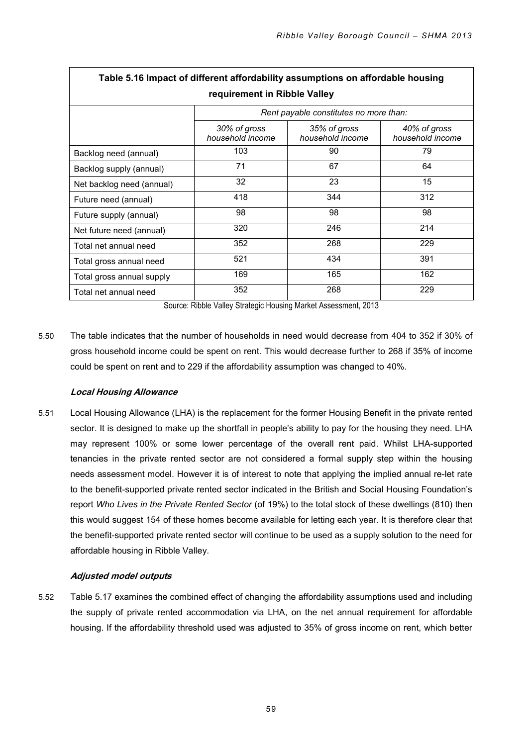**Table 5.16 Impact of different affordability assumptions on affordable housing requirement in Ribble Valley**

| | *Rent payable constitutes no more than:* | | |
|---|---|---|---|
| | *30% of gross household income* | *35% of gross household income* | *40% of gross household income* |
| Backlog need (annual) | 103 | 90 | 79 |
| Backlog supply (annual) | 71 | 67 | 64 |
| Net backlog need (annual) | 32 | 23 | 15 |
| Future need (annual) | 418 | 344 | 312 |
| Future supply (annual) | 98 | 98 | 98 |
| Net future need (annual) | 320 | 246 | 214 |
| Total net annual need | 352 | 268 | 229 |
| Total gross annual need | 521 | 434 | 391 |
| Total gross annual supply | 169 | 165 | 162 |
| Total net annual need | 352 | 268 | 229 |

Source: Ribble Valley Strategic Housing Market Assessment, 2013

5.50 The table indicates that the number of households in need would decrease from 404 to 352 if 30% of gross household income could be spent on rent. This would decrease further to 268 if 35% of income could be spent on rent and to 229 if the affordability assumption was changed to 40%.

***Local Housing Allowance***

5.51 Local Housing Allowance (LHA) is the replacement for the former Housing Benefit in the private rented sector. It is designed to make up the shortfall in people's ability to pay for the housing they need. LHA may represent 100% or some lower percentage of the overall rent paid. Whilst LHA-supported tenancies in the private rented sector are not considered a formal supply step within the housing needs assessment model. However it is of interest to note that applying the implied annual re-let rate to the benefit-supported private rented sector indicated in the British and Social Housing Foundation's report *Who Lives in the Private Rented Sector* (of 19%) to the total stock of these dwellings (810) then this would suggest 154 of these homes become available for letting each year. It is therefore clear that the benefit-supported private rented sector will continue to be used as a supply solution to the need for affordable housing in Ribble Valley.

***Adjusted model outputs***

5.52 Table 5.17 examines the combined effect of changing the affordability assumptions used and including the supply of private rented accommodation via LHA, on the net annual requirement for affordable housing. If the affordability threshold used was adjusted to 35% of gross income on rent, which better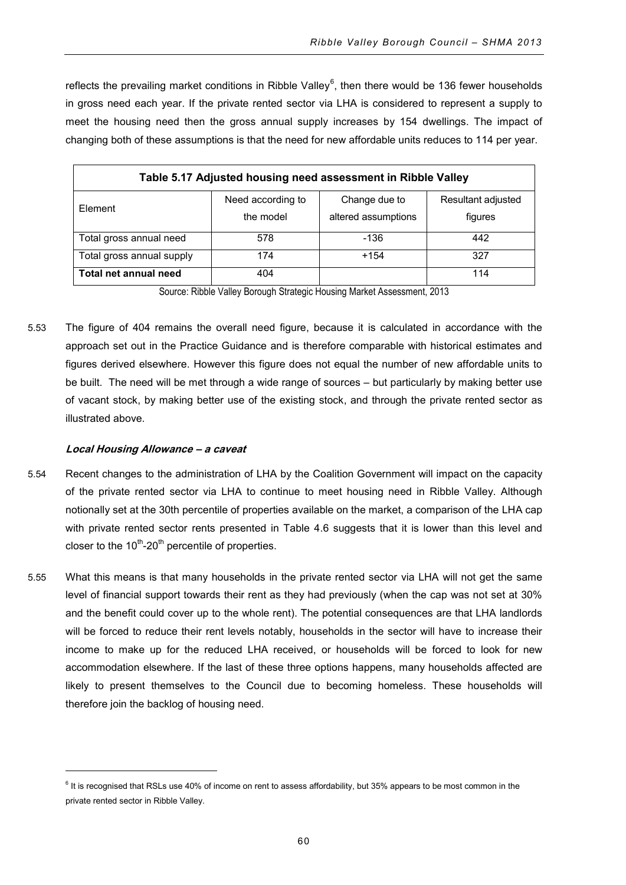reflects the prevailing market conditions in Ribble Valley[6], then there would be 136 fewer households in gross need each year. If the private rented sector via LHA is considered to represent a supply to meet the housing need then the gross annual supply increases by 154 dwellings. The impact of changing both of these assumptions is that the need for new affordable units reduces to 114 per year.

| Table 5.17 Adjusted housing need assessment in Ribble Valley | | | |
|---|---|---|---|
| Element | Need according to the model | Change due to altered assumptions | Resultant adjusted figures |
| Total gross annual need | 578 | -136 | 442 |
| Total gross annual supply | 174 | +154 | 327 |
| **Total net annual need** | 404 | | 114 |

Source: Ribble Valley Borough Strategic Housing Market Assessment, 2013

5.53 The figure of 404 remains the overall need figure, because it is calculated in accordance with the approach set out in the Practice Guidance and is therefore comparable with historical estimates and figures derived elsewhere. However this figure does not equal the number of new affordable units to be built. The need will be met through a wide range of sources – but particularly by making better use of vacant stock, by making better use of the existing stock, and through the private rented sector as illustrated above.

#### *Local Housing Allowance – a caveat*

5.54 Recent changes to the administration of LHA by the Coalition Government will impact on the capacity of the private rented sector via LHA to continue to meet housing need in Ribble Valley. Although notionally set at the 30th percentile of properties available on the market, a comparison of the LHA cap with private rented sector rents presented in Table 4.6 suggests that it is lower than this level and closer to the 10th-20th percentile of properties.

5.55 What this means is that many households in the private rented sector via LHA will not get the same level of financial support towards their rent as they had previously (when the cap was not set at 30% and the benefit could cover up to the whole rent). The potential consequences are that LHA landlords will be forced to reduce their rent levels notably, households in the sector will have to increase their income to make up for the reduced LHA received, or households will be forced to look for new accommodation elsewhere. If the last of these three options happens, many households affected are likely to present themselves to the Council due to becoming homeless. These households will therefore join the backlog of housing need.

[6] It is recognised that RSLs use 40% of income on rent to assess affordability, but 35% appears to be most common in the private rented sector in Ribble Valley.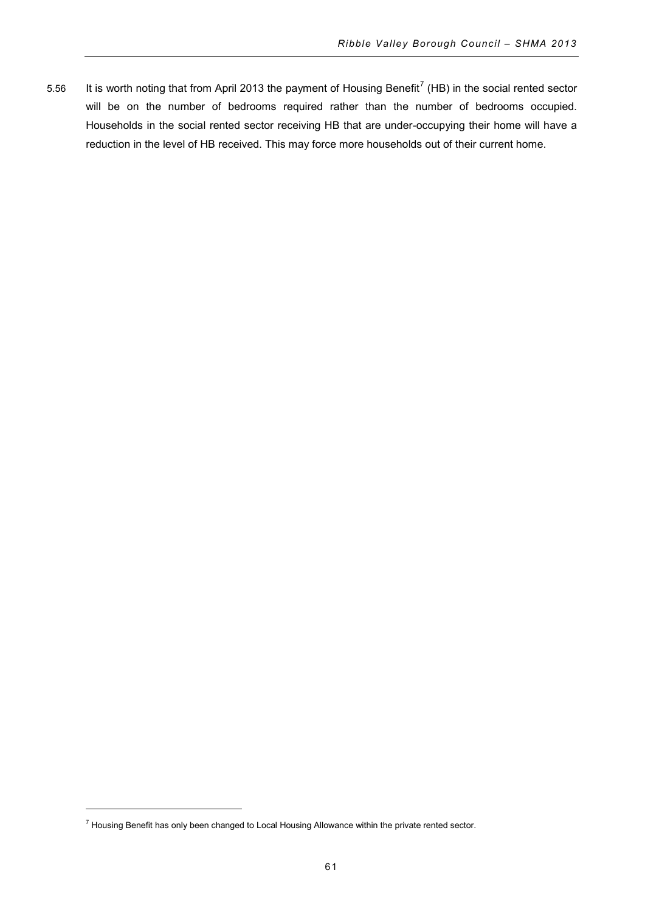5.56 It is worth noting that from April 2013 the payment of Housing Benefit[7] (HB) in the social rented sector will be on the number of bedrooms required rather than the number of bedrooms occupied. Households in the social rented sector receiving HB that are under-occupying their home will have a reduction in the level of HB received. This may force more households out of their current home.

[7] Housing Benefit has only been changed to Local Housing Allowance within the private rented sector.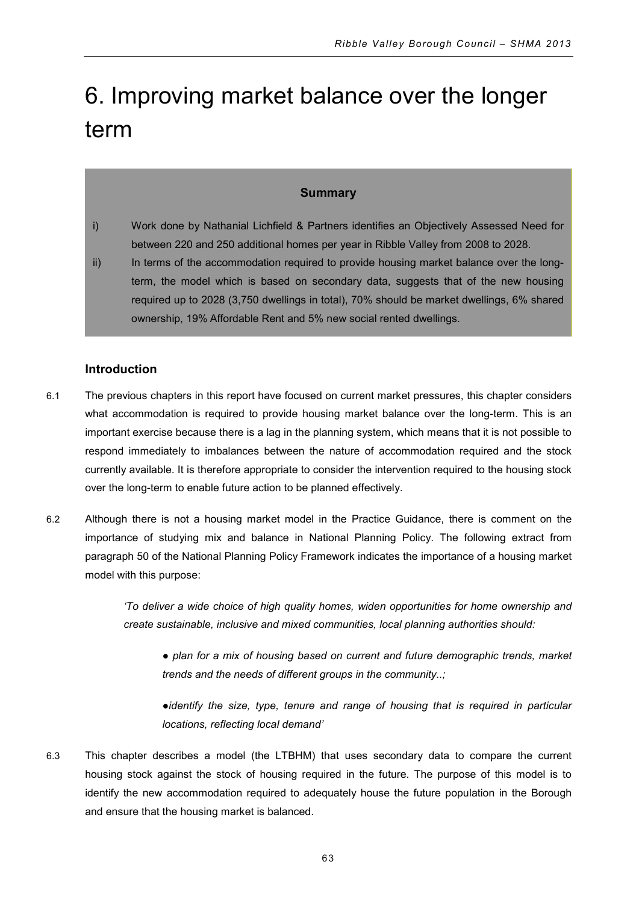# 6. Improving market balance over the longer term

**Summary**

i) Work done by Nathanial Lichfield & Partners identifies an Objectively Assessed Need for between 220 and 250 additional homes per year in Ribble Valley from 2008 to 2028.

ii) In terms of the accommodation required to provide housing market balance over the long-term, the model which is based on secondary data, suggests that of the new housing required up to 2028 (3,750 dwellings in total), 70% should be market dwellings, 6% shared ownership, 19% Affordable Rent and 5% new social rented dwellings.

### Introduction

6.1 The previous chapters in this report have focused on current market pressures, this chapter considers what accommodation is required to provide housing market balance over the long-term. This is an important exercise because there is a lag in the planning system, which means that it is not possible to respond immediately to imbalances between the nature of accommodation required and the stock currently available. It is therefore appropriate to consider the intervention required to the housing stock over the long-term to enable future action to be planned effectively.

6.2 Although there is not a housing market model in the Practice Guidance, there is comment on the importance of studying mix and balance in National Planning Policy. The following extract from paragraph 50 of the National Planning Policy Framework indicates the importance of a housing market model with this purpose:

> *'To deliver a wide choice of high quality homes, widen opportunities for home ownership and create sustainable, inclusive and mixed communities, local planning authorities should:*
>
> *● plan for a mix of housing based on current and future demographic trends, market trends and the needs of different groups in the community..;*
>
> *●identify the size, type, tenure and range of housing that is required in particular locations, reflecting local demand'*

6.3 This chapter describes a model (the LTBHM) that uses secondary data to compare the current housing stock against the stock of housing required in the future. The purpose of this model is to identify the new accommodation required to adequately house the future population in the Borough and ensure that the housing market is balanced.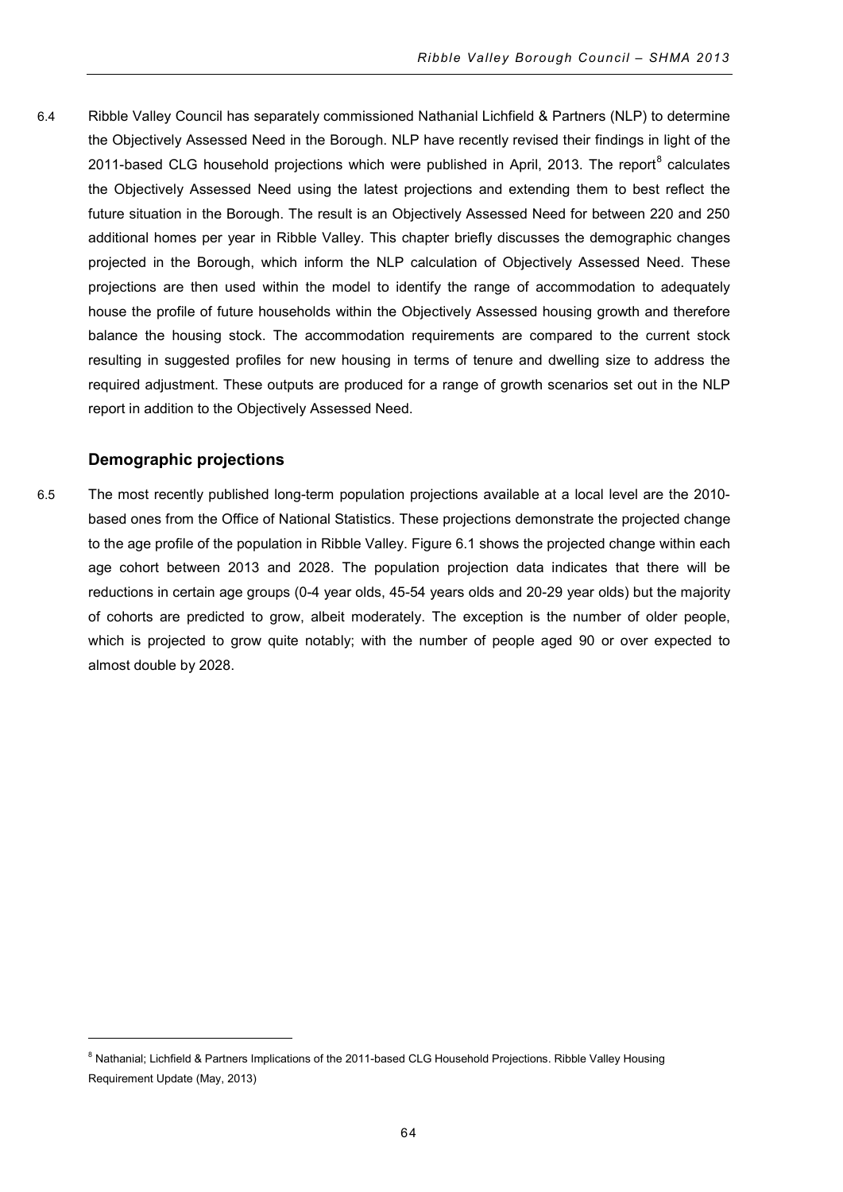6.4 Ribble Valley Council has separately commissioned Nathanial Lichfield & Partners (NLP) to determine the Objectively Assessed Need in the Borough. NLP have recently revised their findings in light of the 2011-based CLG household projections which were published in April, 2013. The report[8] calculates the Objectively Assessed Need using the latest projections and extending them to best reflect the future situation in the Borough. The result is an Objectively Assessed Need for between 220 and 250 additional homes per year in Ribble Valley. This chapter briefly discusses the demographic changes projected in the Borough, which inform the NLP calculation of Objectively Assessed Need. These projections are then used within the model to identify the range of accommodation to adequately house the profile of future households within the Objectively Assessed housing growth and therefore balance the housing stock. The accommodation requirements are compared to the current stock resulting in suggested profiles for new housing in terms of tenure and dwelling size to address the required adjustment. These outputs are produced for a range of growth scenarios set out in the NLP report in addition to the Objectively Assessed Need.

### Demographic projections

6.5 The most recently published long-term population projections available at a local level are the 2010-based ones from the Office of National Statistics. These projections demonstrate the projected change to the age profile of the population in Ribble Valley. Figure 6.1 shows the projected change within each age cohort between 2013 and 2028. The population projection data indicates that there will be reductions in certain age groups (0-4 year olds, 45-54 years olds and 20-29 year olds) but the majority of cohorts are predicted to grow, albeit moderately. The exception is the number of older people, which is projected to grow quite notably; with the number of people aged 90 or over expected to almost double by 2028.

---

[8] Nathanial; Lichfield & Partners Implications of the 2011-based CLG Household Projections. Ribble Valley Housing Requirement Update (May, 2013)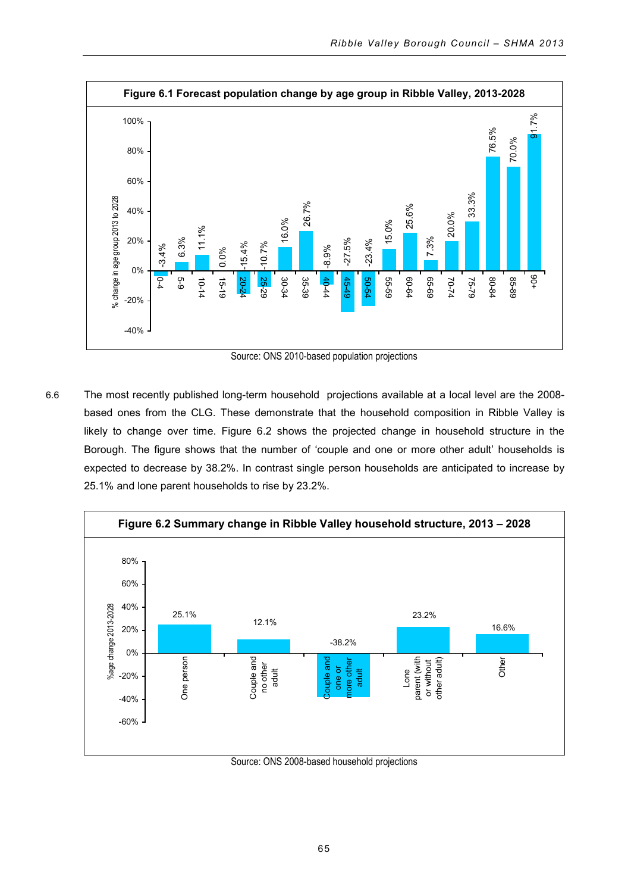**Figure 6.1 Forecast population change by age group in Ribble Valley, 2013-2028**

| Age group | % change in age group 2013 to 2028 |
|---|---|
| 0-4 | -3.4% |
| 5-9 | 6.3% |
| 10-14 | 11.1% |
| 15-19 | 0.0% |
| 20-24 | -15.4% |
| 25-29 | -10.7% |
| 30-34 | 16.0% |
| 35-39 | 26.7% |
| 40-44 | -8.9% |
| 45-49 | -27.5% |
| 50-54 | -23.4% |
| 55-59 | 15.0% |
| 60-64 | 25.6% |
| 65-69 | 7.3% |
| 70-74 | 20.0% |
| 75-79 | 33.3% |
| 80-84 | 76.5% |
| 85-89 | 70.0% |
| 90+ | 91.7% |

Source: ONS 2010-based population projections

6.6 The most recently published long-term household projections available at a local level are the 2008-based ones from the CLG. These demonstrate that the household composition in Ribble Valley is likely to change over time. Figure 6.2 shows the projected change in household structure in the Borough. The figure shows that the number of 'couple and one or more other adult' households is expected to decrease by 38.2%. In contrast single person households are anticipated to increase by 25.1% and lone parent households to rise by 23.2%.

**Figure 6.2 Summary change in Ribble Valley household structure, 2013 – 2028**

| Household type | %age change 2013-2028 |
|---|---|
| One person | 25.1% |
| Couple and no other adult | 12.1% |
| Couple and one or more other adult | -38.2% |
| Lone parent (with or without other adult) | 23.2% |
| Other | 16.6% |

Source: ONS 2008-based household projections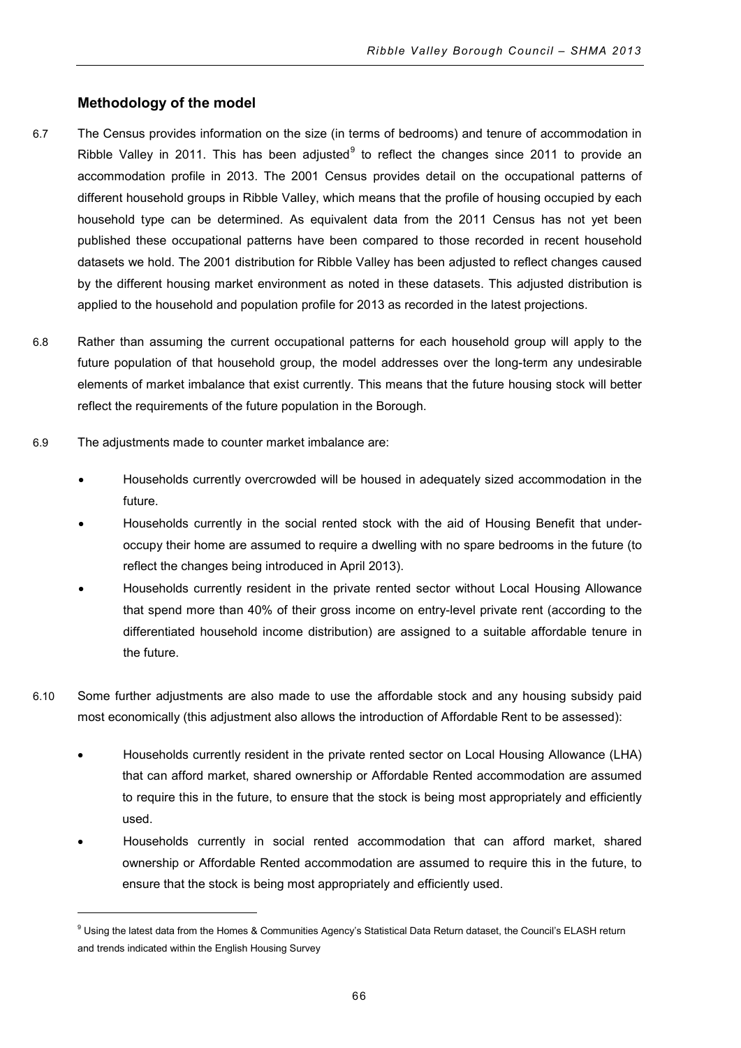## Methodology of the model

6.7 The Census provides information on the size (in terms of bedrooms) and tenure of accommodation in Ribble Valley in 2011. This has been adjusted[9] to reflect the changes since 2011 to provide an accommodation profile in 2013. The 2001 Census provides detail on the occupational patterns of different household groups in Ribble Valley, which means that the profile of housing occupied by each household type can be determined. As equivalent data from the 2011 Census has not yet been published these occupational patterns have been compared to those recorded in recent household datasets we hold. The 2001 distribution for Ribble Valley has been adjusted to reflect changes caused by the different housing market environment as noted in these datasets. This adjusted distribution is applied to the household and population profile for 2013 as recorded in the latest projections.

6.8 Rather than assuming the current occupational patterns for each household group will apply to the future population of that household group, the model addresses over the long-term any undesirable elements of market imbalance that exist currently. This means that the future housing stock will better reflect the requirements of the future population in the Borough.

6.9 The adjustments made to counter market imbalance are:

- Households currently overcrowded will be housed in adequately sized accommodation in the future.
- Households currently in the social rented stock with the aid of Housing Benefit that under-occupy their home are assumed to require a dwelling with no spare bedrooms in the future (to reflect the changes being introduced in April 2013).
- Households currently resident in the private rented sector without Local Housing Allowance that spend more than 40% of their gross income on entry-level private rent (according to the differentiated household income distribution) are assigned to a suitable affordable tenure in the future.

6.10 Some further adjustments are also made to use the affordable stock and any housing subsidy paid most economically (this adjustment also allows the introduction of Affordable Rent to be assessed):

- Households currently resident in the private rented sector on Local Housing Allowance (LHA) that can afford market, shared ownership or Affordable Rented accommodation are assumed to require this in the future, to ensure that the stock is being most appropriately and efficiently used.
- Households currently in social rented accommodation that can afford market, shared ownership or Affordable Rented accommodation are assumed to require this in the future, to ensure that the stock is being most appropriately and efficiently used.

---

[9] Using the latest data from the Homes & Communities Agency's Statistical Data Return dataset, the Council's ELASH return and trends indicated within the English Housing Survey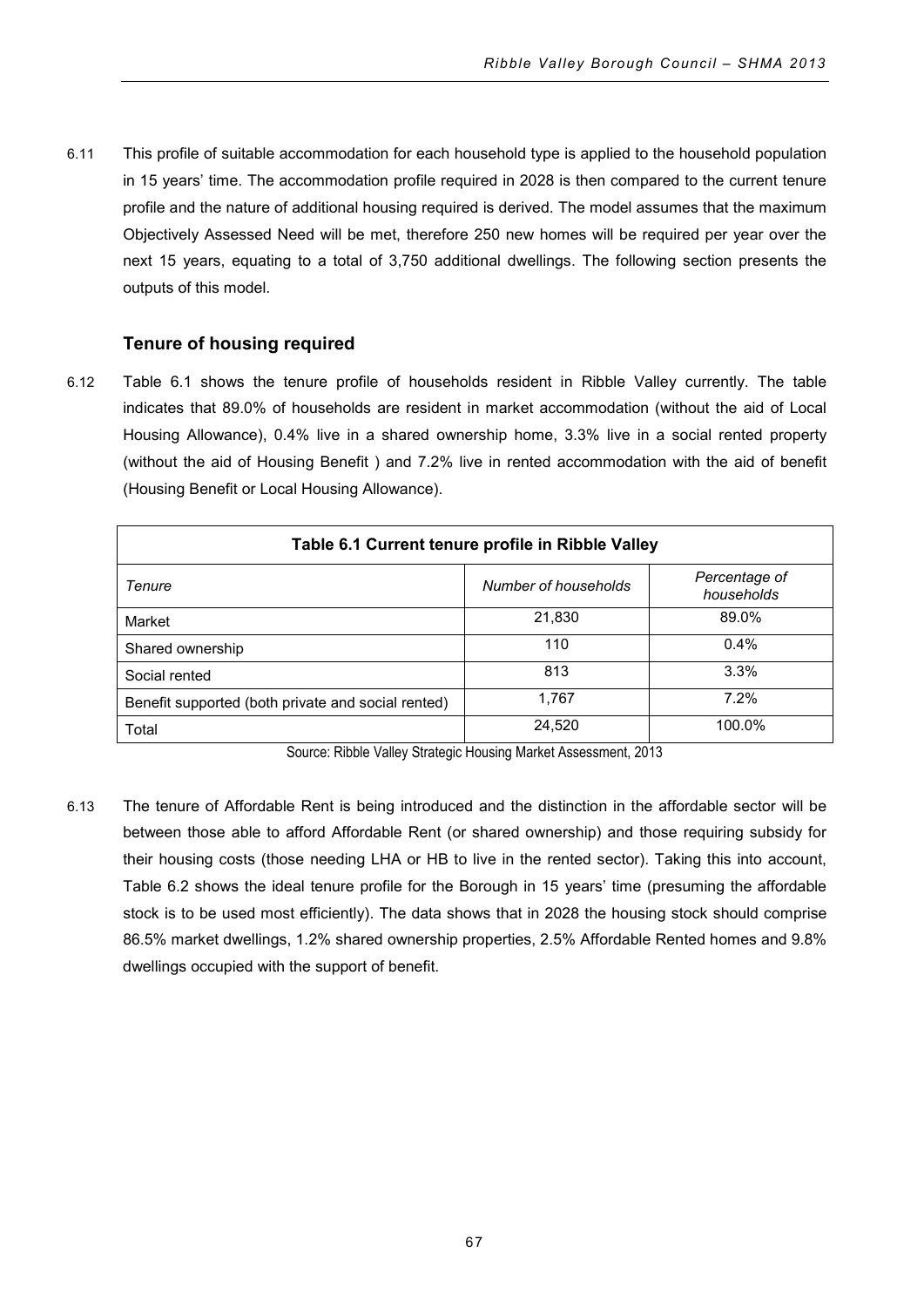6.11 This profile of suitable accommodation for each household type is applied to the household population in 15 years' time. The accommodation profile required in 2028 is then compared to the current tenure profile and the nature of additional housing required is derived. The model assumes that the maximum Objectively Assessed Need will be met, therefore 250 new homes will be required per year over the next 15 years, equating to a total of 3,750 additional dwellings. The following section presents the outputs of this model.

### Tenure of housing required

6.12 Table 6.1 shows the tenure profile of households resident in Ribble Valley currently. The table indicates that 89.0% of households are resident in market accommodation (without the aid of Local Housing Allowance), 0.4% live in a shared ownership home, 3.3% live in a social rented property (without the aid of Housing Benefit ) and 7.2% live in rented accommodation with the aid of benefit (Housing Benefit or Local Housing Allowance).

**Table 6.1 Current tenure profile in Ribble Valley**

| *Tenure* | *Number of households* | *Percentage of households* |
|---|---|---|
| Market | 21,830 | 89.0% |
| Shared ownership | 110 | 0.4% |
| Social rented | 813 | 3.3% |
| Benefit supported (both private and social rented) | 1,767 | 7.2% |
| Total | 24,520 | 100.0% |

Source: Ribble Valley Strategic Housing Market Assessment, 2013

6.13 The tenure of Affordable Rent is being introduced and the distinction in the affordable sector will be between those able to afford Affordable Rent (or shared ownership) and those requiring subsidy for their housing costs (those needing LHA or HB to live in the rented sector). Taking this into account, Table 6.2 shows the ideal tenure profile for the Borough in 15 years' time (presuming the affordable stock is to be used most efficiently). The data shows that in 2028 the housing stock should comprise 86.5% market dwellings, 1.2% shared ownership properties, 2.5% Affordable Rented homes and 9.8% dwellings occupied with the support of benefit.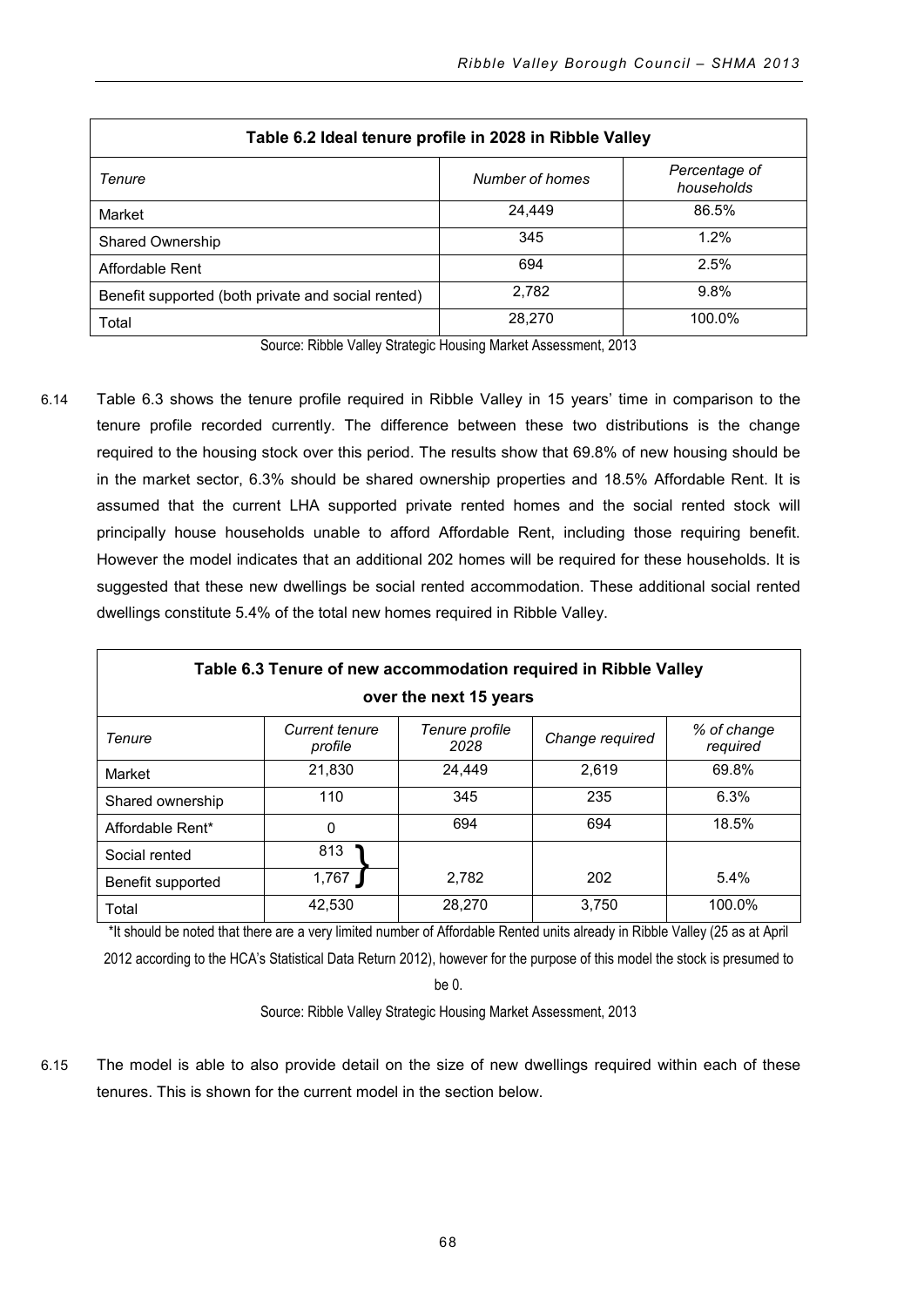| Table 6.2 Ideal tenure profile in 2028 in Ribble Valley | | |
|---|---|---|
| *Tenure* | *Number of homes* | *Percentage of households* |
| Market | 24,449 | 86.5% |
| Shared Ownership | 345 | 1.2% |
| Affordable Rent | 694 | 2.5% |
| Benefit supported (both private and social rented) | 2,782 | 9.8% |
| Total | 28,270 | 100.0% |

Source: Ribble Valley Strategic Housing Market Assessment, 2013

6.14 Table 6.3 shows the tenure profile required in Ribble Valley in 15 years' time in comparison to the tenure profile recorded currently. The difference between these two distributions is the change required to the housing stock over this period. The results show that 69.8% of new housing should be in the market sector, 6.3% should be shared ownership properties and 18.5% Affordable Rent. It is assumed that the current LHA supported private rented homes and the social rented stock will principally house households unable to afford Affordable Rent, including those requiring benefit. However the model indicates that an additional 202 homes will be required for these households. It is suggested that these new dwellings be social rented accommodation. These additional social rented dwellings constitute 5.4% of the total new homes required in Ribble Valley.

| Table 6.3 Tenure of new accommodation required in Ribble Valley over the next 15 years | | | | |
|---|---|---|---|---|
| *Tenure* | *Current tenure profile* | *Tenure profile 2028* | *Change required* | *% of change required* |
| Market | 21,830 | 24,449 | 2,619 | 69.8% |
| Shared ownership | 110 | 345 | 235 | 6.3% |
| Affordable Rent* | 0 | 694 | 694 | 18.5% |
| Social rented | 813 | | | |
| Benefit supported | 1,767 | 2,782 | 202 | 5.4% |
| Total | 42,530 | 28,270 | 3,750 | 100.0% |

*It should be noted that there are a very limited number of Affordable Rented units already in Ribble Valley (25 as at April 2012 according to the HCA's Statistical Data Return 2012), however for the purpose of this model the stock is presumed to be 0.

Source: Ribble Valley Strategic Housing Market Assessment, 2013

6.15 The model is able to also provide detail on the size of new dwellings required within each of these tenures. This is shown for the current model in the section below.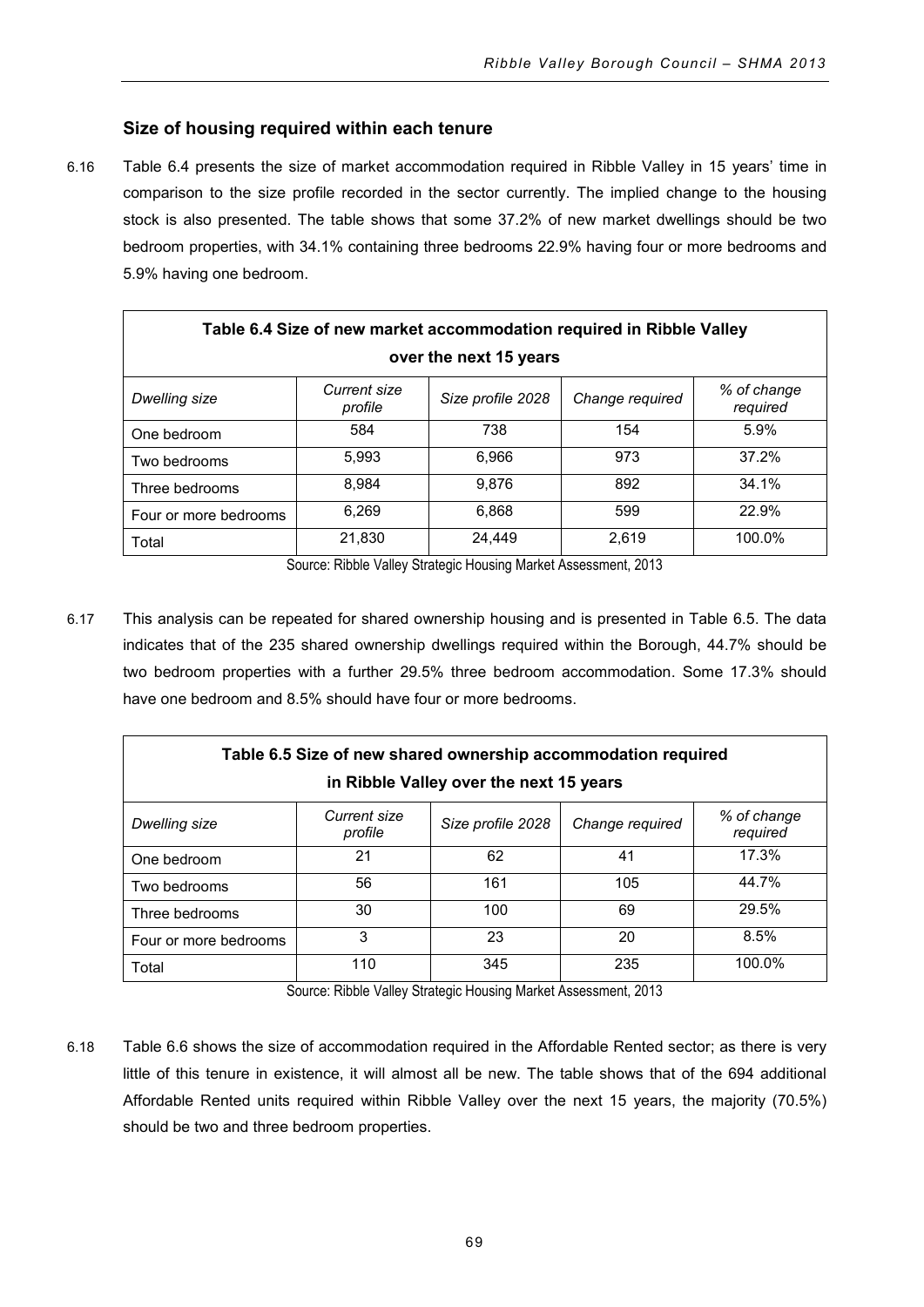### Size of housing required within each tenure

6.16 Table 6.4 presents the size of market accommodation required in Ribble Valley in 15 years' time in comparison to the size profile recorded in the sector currently. The implied change to the housing stock is also presented. The table shows that some 37.2% of new market dwellings should be two bedroom properties, with 34.1% containing three bedrooms 22.9% having four or more bedrooms and 5.9% having one bedroom.

**Table 6.4 Size of new market accommodation required in Ribble Valley over the next 15 years**

| *Dwelling size* | *Current size profile* | *Size profile 2028* | *Change required* | *% of change required* |
|---|---|---|---|---|
| One bedroom | 584 | 738 | 154 | 5.9% |
| Two bedrooms | 5,993 | 6,966 | 973 | 37.2% |
| Three bedrooms | 8,984 | 9,876 | 892 | 34.1% |
| Four or more bedrooms | 6,269 | 6,868 | 599 | 22.9% |
| Total | 21,830 | 24,449 | 2,619 | 100.0% |

Source: Ribble Valley Strategic Housing Market Assessment, 2013

6.17 This analysis can be repeated for shared ownership housing and is presented in Table 6.5. The data indicates that of the 235 shared ownership dwellings required within the Borough, 44.7% should be two bedroom properties with a further 29.5% three bedroom accommodation. Some 17.3% should have one bedroom and 8.5% should have four or more bedrooms.

**Table 6.5 Size of new shared ownership accommodation required in Ribble Valley over the next 15 years**

| *Dwelling size* | *Current size profile* | *Size profile 2028* | *Change required* | *% of change required* |
|---|---|---|---|---|
| One bedroom | 21 | 62 | 41 | 17.3% |
| Two bedrooms | 56 | 161 | 105 | 44.7% |
| Three bedrooms | 30 | 100 | 69 | 29.5% |
| Four or more bedrooms | 3 | 23 | 20 | 8.5% |
| Total | 110 | 345 | 235 | 100.0% |

Source: Ribble Valley Strategic Housing Market Assessment, 2013

6.18 Table 6.6 shows the size of accommodation required in the Affordable Rented sector; as there is very little of this tenure in existence, it will almost all be new. The table shows that of the 694 additional Affordable Rented units required within Ribble Valley over the next 15 years, the majority (70.5%) should be two and three bedroom properties.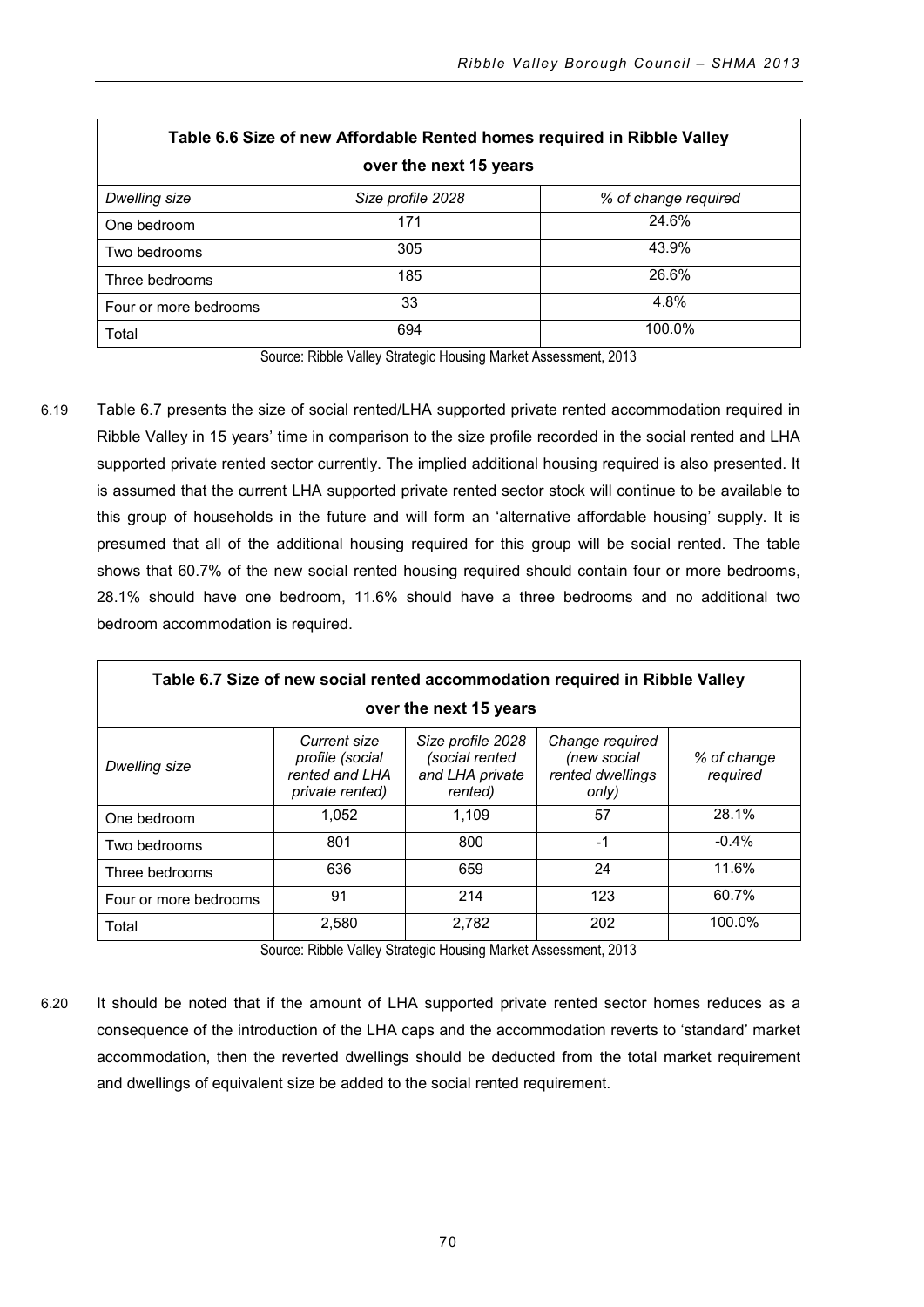| Table 6.6 Size of new Affordable Rented homes required in Ribble Valley over the next 15 years | | |
|---|---|---|
| *Dwelling size* | *Size profile 2028* | *% of change required* |
| One bedroom | 171 | 24.6% |
| Two bedrooms | 305 | 43.9% |
| Three bedrooms | 185 | 26.6% |
| Four or more bedrooms | 33 | 4.8% |
| Total | 694 | 100.0% |

Source: Ribble Valley Strategic Housing Market Assessment, 2013

6.19 Table 6.7 presents the size of social rented/LHA supported private rented accommodation required in Ribble Valley in 15 years' time in comparison to the size profile recorded in the social rented and LHA supported private rented sector currently. The implied additional housing required is also presented. It is assumed that the current LHA supported private rented sector stock will continue to be available to this group of households in the future and will form an 'alternative affordable housing' supply. It is presumed that all of the additional housing required for this group will be social rented. The table shows that 60.7% of the new social rented housing required should contain four or more bedrooms, 28.1% should have one bedroom, 11.6% should have a three bedrooms and no additional two bedroom accommodation is required.

| Table 6.7 Size of new social rented accommodation required in Ribble Valley over the next 15 years | | | | |
|---|---|---|---|---|
| *Dwelling size* | *Current size profile (social rented and LHA private rented)* | *Size profile 2028 (social rented and LHA private rented)* | *Change required (new social rented dwellings only)* | *% of change required* |
| One bedroom | 1,052 | 1,109 | 57 | 28.1% |
| Two bedrooms | 801 | 800 | -1 | -0.4% |
| Three bedrooms | 636 | 659 | 24 | 11.6% |
| Four or more bedrooms | 91 | 214 | 123 | 60.7% |
| Total | 2,580 | 2,782 | 202 | 100.0% |

Source: Ribble Valley Strategic Housing Market Assessment, 2013

6.20 It should be noted that if the amount of LHA supported private rented sector homes reduces as a consequence of the introduction of the LHA caps and the accommodation reverts to 'standard' market accommodation, then the reverted dwellings should be deducted from the total market requirement and dwellings of equivalent size be added to the social rented requirement.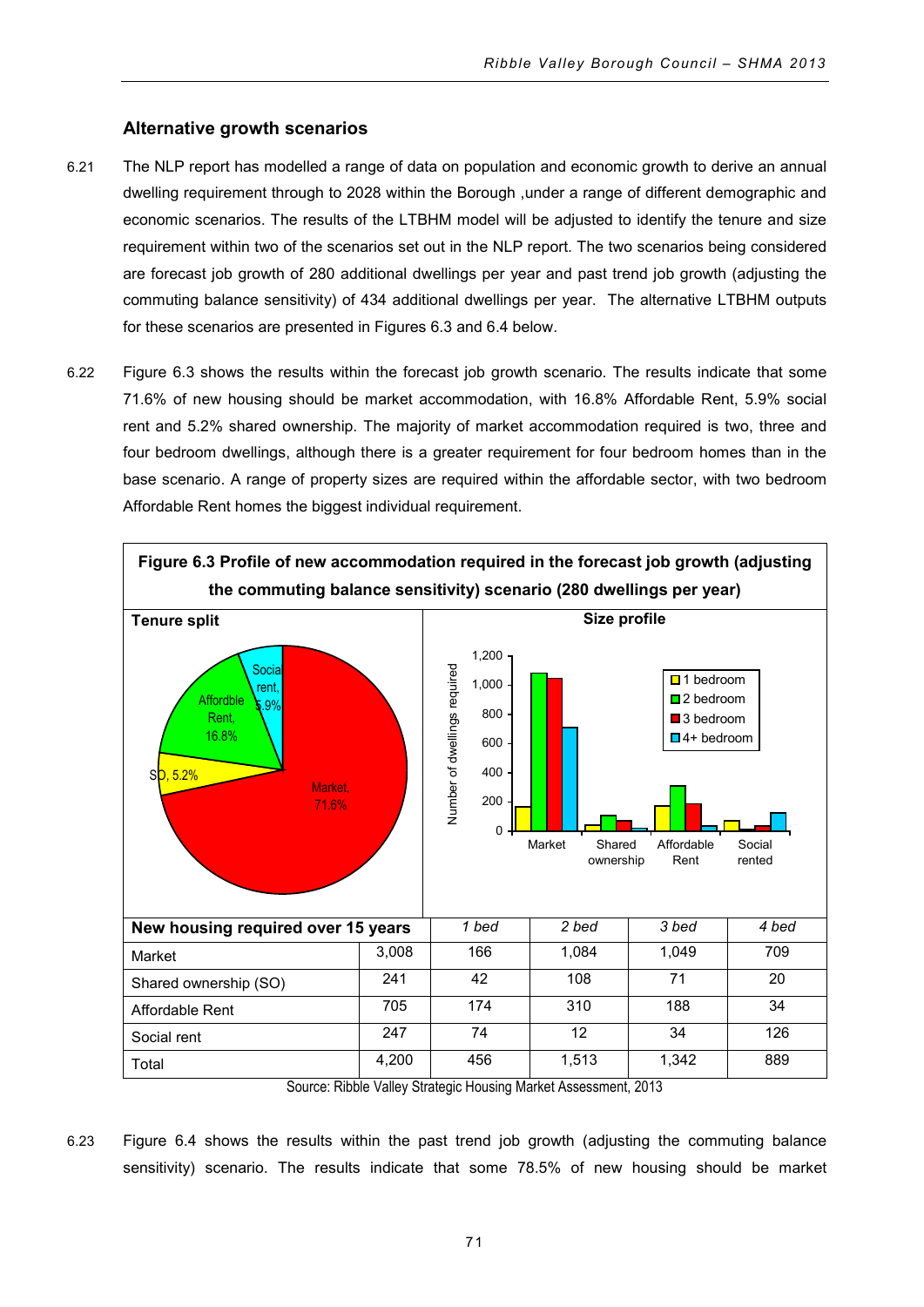### Alternative growth scenarios

6.21 The NLP report has modelled a range of data on population and economic growth to derive an annual dwelling requirement through to 2028 within the Borough ,under a range of different demographic and economic scenarios. The results of the LTBHM model will be adjusted to identify the tenure and size requirement within two of the scenarios set out in the NLP report. The two scenarios being considered are forecast job growth of 280 additional dwellings per year and past trend job growth (adjusting the commuting balance sensitivity) of 434 additional dwellings per year. The alternative LTBHM outputs for these scenarios are presented in Figures 6.3 and 6.4 below.

6.22 Figure 6.3 shows the results within the forecast job growth scenario. The results indicate that some 71.6% of new housing should be market accommodation, with 16.8% Affordable Rent, 5.9% social rent and 5.2% shared ownership. The majority of market accommodation required is two, three and four bedroom dwellings, although there is a greater requirement for four bedroom homes than in the base scenario. A range of property sizes are required within the affordable sector, with two bedroom Affordable Rent homes the biggest individual requirement.

**Figure 6.3 Profile of new accommodation required in the forecast job growth (adjusting the commuting balance sensitivity) scenario (280 dwellings per year)**

**Tenure split**

Market, 71.6%; Affordble Rent, 16.8%; Social rent, 5.9%; SO, 5.2%

**Size profile**

| New housing required over 15 years | | 1 bed | 2 bed | 3 bed | 4 bed |
|---|---|---|---|---|---|
| Market | 3,008 | 166 | 1,084 | 1,049 | 709 |
| Shared ownership (SO) | 241 | 42 | 108 | 71 | 20 |
| Affordable Rent | 705 | 174 | 310 | 188 | 34 |
| Social rent | 247 | 74 | 12 | 34 | 126 |
| Total | 4,200 | 456 | 1,513 | 1,342 | 889 |

Source: Ribble Valley Strategic Housing Market Assessment, 2013

6.23 Figure 6.4 shows the results within the past trend job growth (adjusting the commuting balance sensitivity) scenario. The results indicate that some 78.5% of new housing should be market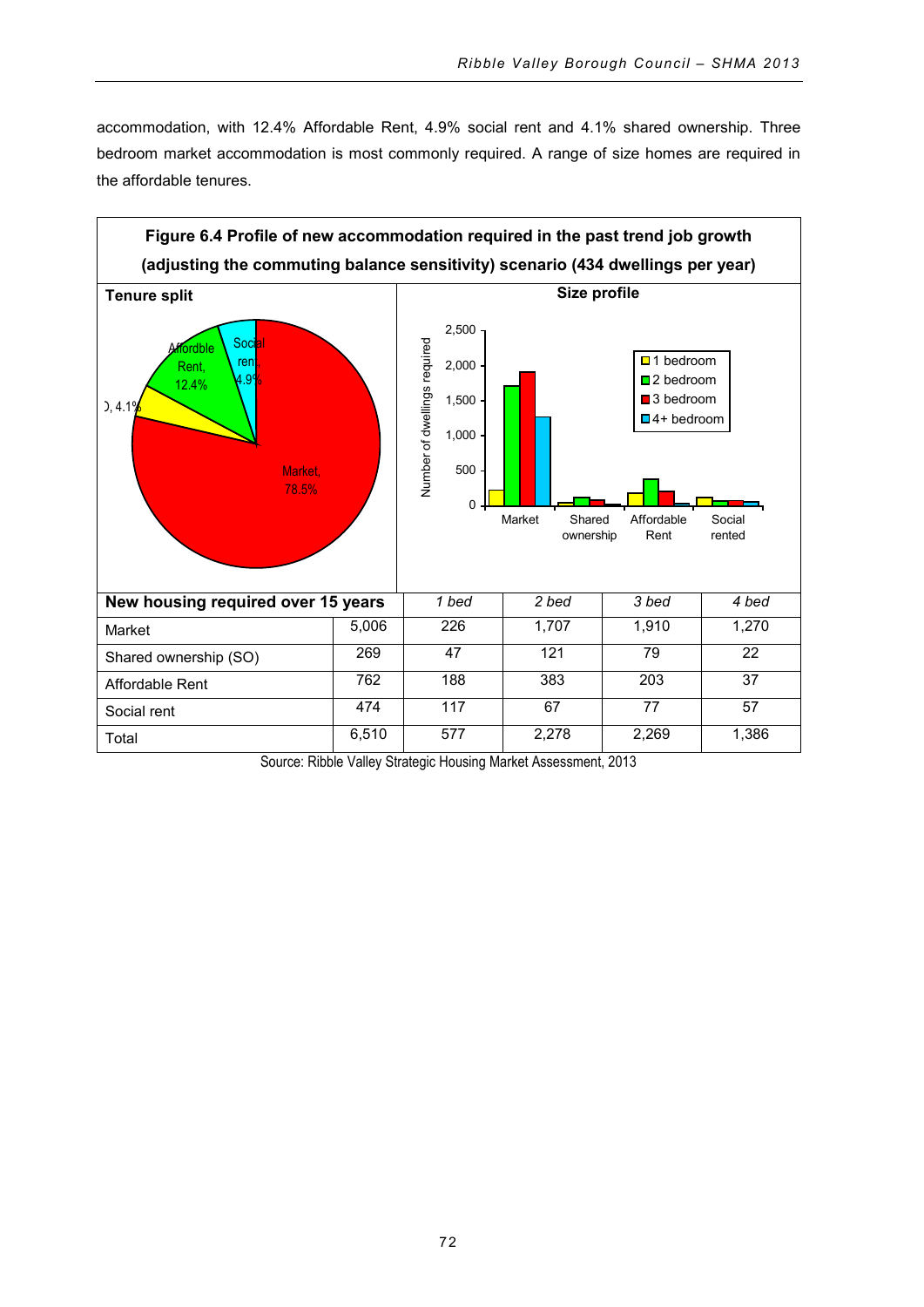accommodation, with 12.4% Affordable Rent, 4.9% social rent and 4.1% shared ownership. Three bedroom market accommodation is most commonly required. A range of size homes are required in the affordable tenures.

**Figure 6.4 Profile of new accommodation required in the past trend job growth (adjusting the commuting balance sensitivity) scenario (434 dwellings per year)**

**Tenure split**

**Size profile**

| New housing required over 15 years | | 1 bed | 2 bed | 3 bed | 4 bed |
|---|---|---|---|---|---|
| Market | 5,006 | 226 | 1,707 | 1,910 | 1,270 |
| Shared ownership (SO) | 269 | 47 | 121 | 79 | 22 |
| Affordable Rent | 762 | 188 | 383 | 203 | 37 |
| Social rent | 474 | 117 | 67 | 77 | 57 |
| Total | 6,510 | 577 | 2,278 | 2,269 | 1,386 |

Source: Ribble Valley Strategic Housing Market Assessment, 2013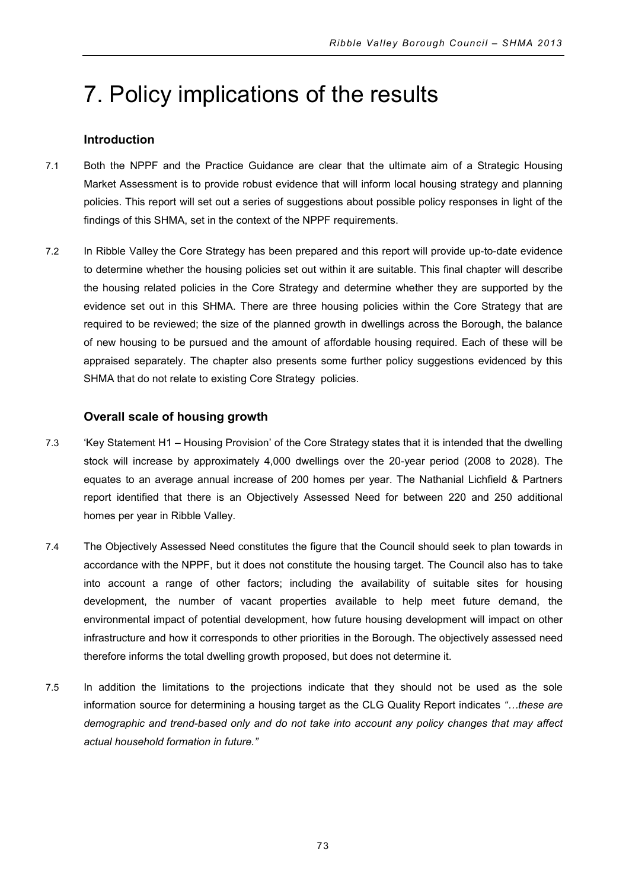# 7. Policy implications of the results

## Introduction

7.1 Both the NPPF and the Practice Guidance are clear that the ultimate aim of a Strategic Housing Market Assessment is to provide robust evidence that will inform local housing strategy and planning policies. This report will set out a series of suggestions about possible policy responses in light of the findings of this SHMA, set in the context of the NPPF requirements.

7.2 In Ribble Valley the Core Strategy has been prepared and this report will provide up-to-date evidence to determine whether the housing policies set out within it are suitable. This final chapter will describe the housing related policies in the Core Strategy and determine whether they are supported by the evidence set out in this SHMA. There are three housing policies within the Core Strategy that are required to be reviewed; the size of the planned growth in dwellings across the Borough, the balance of new housing to be pursued and the amount of affordable housing required. Each of these will be appraised separately. The chapter also presents some further policy suggestions evidenced by this SHMA that do not relate to existing Core Strategy policies.

## Overall scale of housing growth

7.3 'Key Statement H1 – Housing Provision' of the Core Strategy states that it is intended that the dwelling stock will increase by approximately 4,000 dwellings over the 20-year period (2008 to 2028). The equates to an average annual increase of 200 homes per year. The Nathanial Lichfield & Partners report identified that there is an Objectively Assessed Need for between 220 and 250 additional homes per year in Ribble Valley.

7.4 The Objectively Assessed Need constitutes the figure that the Council should seek to plan towards in accordance with the NPPF, but it does not constitute the housing target. The Council also has to take into account a range of other factors; including the availability of suitable sites for housing development, the number of vacant properties available to help meet future demand, the environmental impact of potential development, how future housing development will impact on other infrastructure and how it corresponds to other priorities in the Borough. The objectively assessed need therefore informs the total dwelling growth proposed, but does not determine it.

7.5 In addition the limitations to the projections indicate that they should not be used as the sole information source for determining a housing target as the CLG Quality Report indicates *"…these are demographic and trend-based only and do not take into account any policy changes that may affect actual household formation in future."*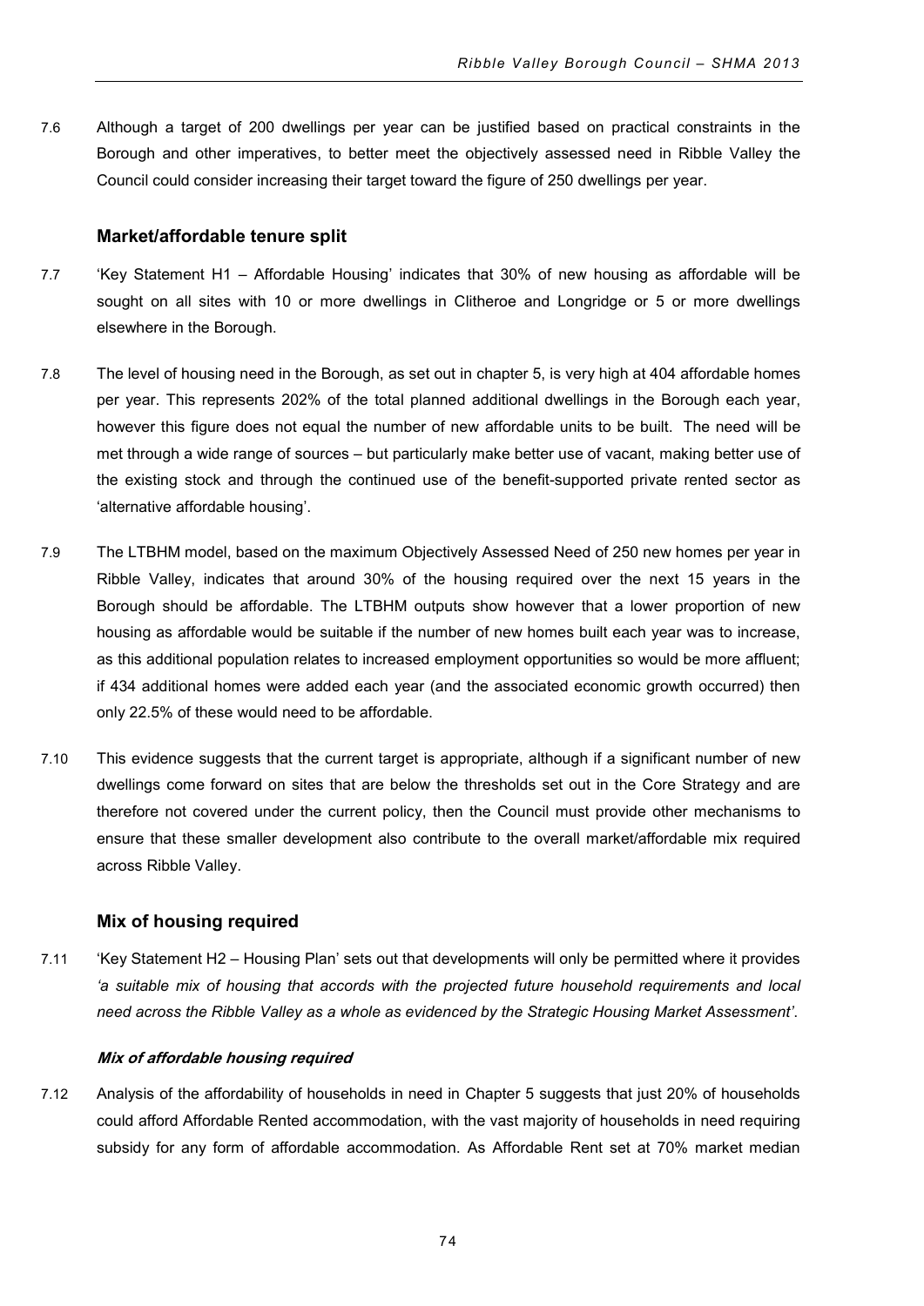7.6 Although a target of 200 dwellings per year can be justified based on practical constraints in the Borough and other imperatives, to better meet the objectively assessed need in Ribble Valley the Council could consider increasing their target toward the figure of 250 dwellings per year.

### Market/affordable tenure split

7.7 'Key Statement H1 – Affordable Housing' indicates that 30% of new housing as affordable will be sought on all sites with 10 or more dwellings in Clitheroe and Longridge or 5 or more dwellings elsewhere in the Borough.

7.8 The level of housing need in the Borough, as set out in chapter 5, is very high at 404 affordable homes per year. This represents 202% of the total planned additional dwellings in the Borough each year, however this figure does not equal the number of new affordable units to be built. The need will be met through a wide range of sources – but particularly make better use of vacant, making better use of the existing stock and through the continued use of the benefit-supported private rented sector as 'alternative affordable housing'.

7.9 The LTBHM model, based on the maximum Objectively Assessed Need of 250 new homes per year in Ribble Valley, indicates that around 30% of the housing required over the next 15 years in the Borough should be affordable. The LTBHM outputs show however that a lower proportion of new housing as affordable would be suitable if the number of new homes built each year was to increase, as this additional population relates to increased employment opportunities so would be more affluent; if 434 additional homes were added each year (and the associated economic growth occurred) then only 22.5% of these would need to be affordable.

7.10 This evidence suggests that the current target is appropriate, although if a significant number of new dwellings come forward on sites that are below the thresholds set out in the Core Strategy and are therefore not covered under the current policy, then the Council must provide other mechanisms to ensure that these smaller development also contribute to the overall market/affordable mix required across Ribble Valley.

### Mix of housing required

7.11 'Key Statement H2 – Housing Plan' sets out that developments will only be permitted where it provides *'a suitable mix of housing that accords with the projected future household requirements and local need across the Ribble Valley as a whole as evidenced by the Strategic Housing Market Assessment'*.

#### *Mix of affordable housing required*

7.12 Analysis of the affordability of households in need in Chapter 5 suggests that just 20% of households could afford Affordable Rented accommodation, with the vast majority of households in need requiring subsidy for any form of affordable accommodation. As Affordable Rent set at 70% market median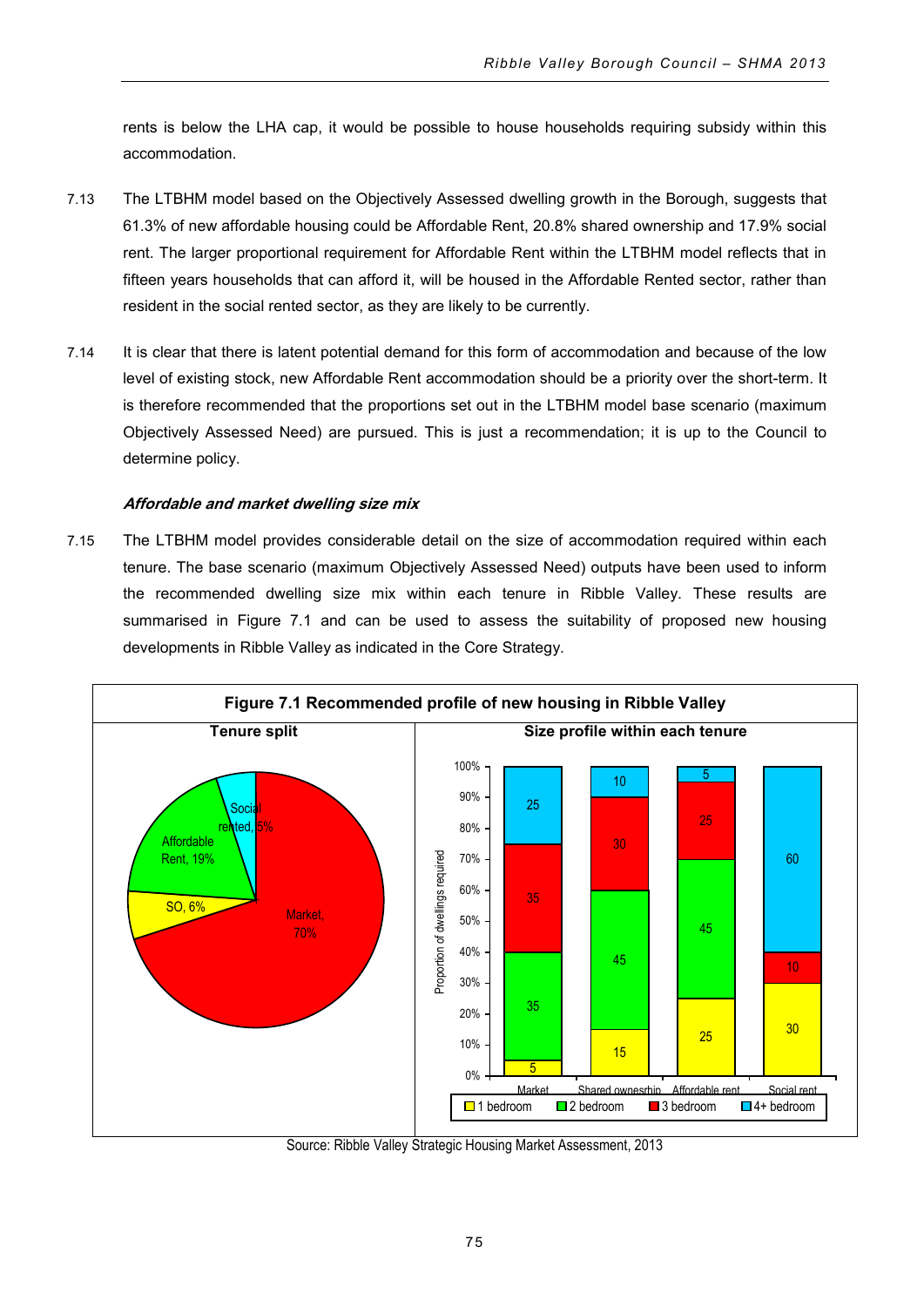rents is below the LHA cap, it would be possible to house households requiring subsidy within this accommodation.

7.13 The LTBHM model based on the Objectively Assessed dwelling growth in the Borough, suggests that 61.3% of new affordable housing could be Affordable Rent, 20.8% shared ownership and 17.9% social rent. The larger proportional requirement for Affordable Rent within the LTBHM model reflects that in fifteen years households that can afford it, will be housed in the Affordable Rented sector, rather than resident in the social rented sector, as they are likely to be currently.

7.14 It is clear that there is latent potential demand for this form of accommodation and because of the low level of existing stock, new Affordable Rent accommodation should be a priority over the short-term. It is therefore recommended that the proportions set out in the LTBHM model base scenario (maximum Objectively Assessed Need) are pursued. This is just a recommendation; it is up to the Council to determine policy.

***Affordable and market dwelling size mix***

7.15 The LTBHM model provides considerable detail on the size of accommodation required within each tenure. The base scenario (maximum Objectively Assessed Need) outputs have been used to inform the recommended dwelling size mix within each tenure in Ribble Valley. These results are summarised in Figure 7.1 and can be used to assess the suitability of proposed new housing developments in Ribble Valley as indicated in the Core Strategy.

**Figure 7.1 Recommended profile of new housing in Ribble Valley**

**Tenure split**

| Tenure | Share |
|---|---|
| Market | 70% |
| Affordable Rent | 19% |
| SO | 6% |
| Social rented | 5% |

**Size profile within each tenure** (Proportion of dwellings required)

| | Market | Shared ownesrhip | Affordable rent | Social rent |
|---|---|---|---|---|
| 1 bedroom | 5 | 15 | 25 | 30 |
| 2 bedroom | 35 | 45 | 45 | |
| 3 bedroom | 35 | 30 | 25 | 10 |
| 4+ bedroom | 25 | 10 | 5 | 60 |

Source: Ribble Valley Strategic Housing Market Assessment, 2013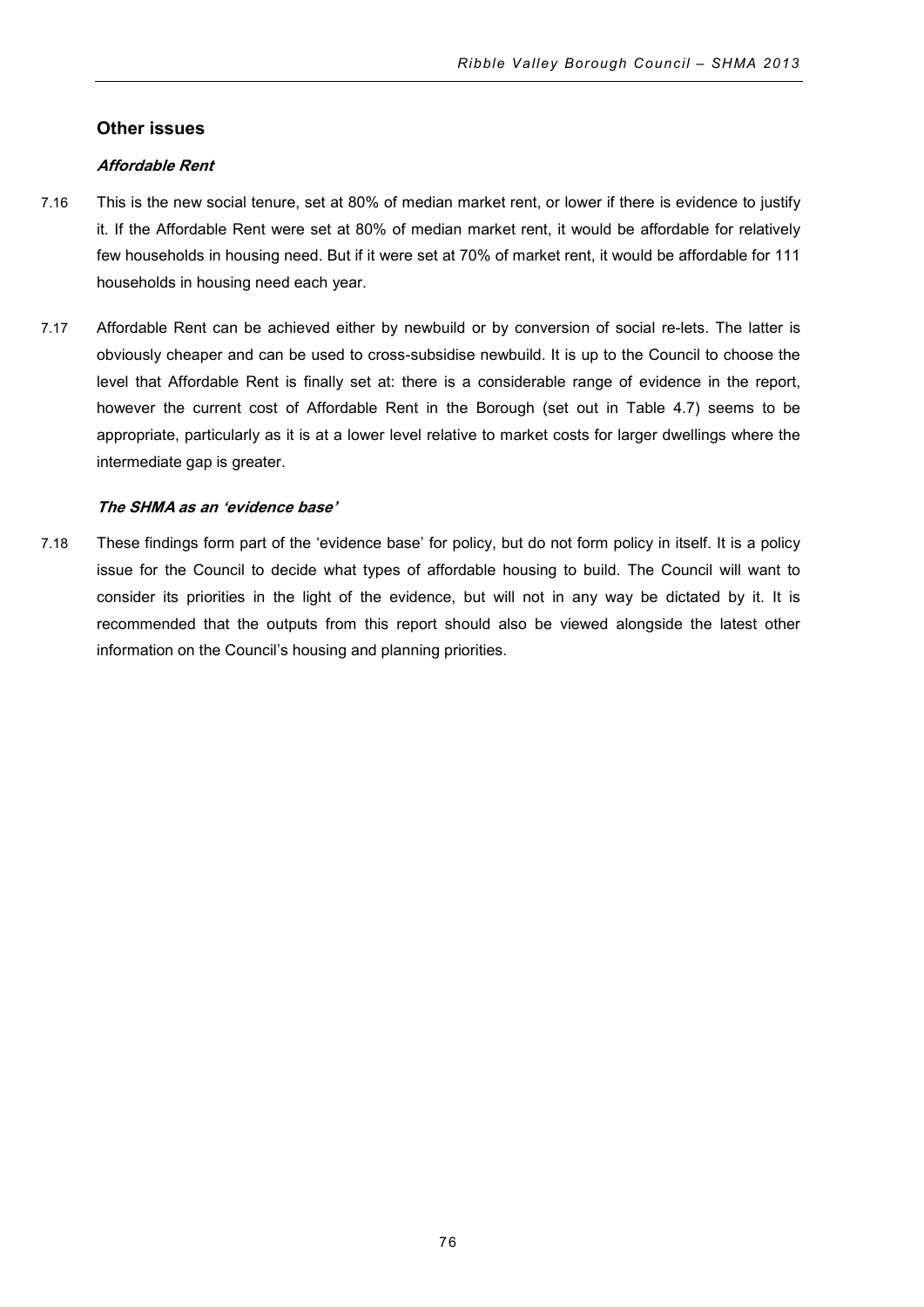## Other issues

### *Affordable Rent*

7.16 This is the new social tenure, set at 80% of median market rent, or lower if there is evidence to justify it. If the Affordable Rent were set at 80% of median market rent, it would be affordable for relatively few households in housing need. But if it were set at 70% of market rent, it would be affordable for 111 households in housing need each year.

7.17 Affordable Rent can be achieved either by newbuild or by conversion of social re-lets. The latter is obviously cheaper and can be used to cross-subsidise newbuild. It is up to the Council to choose the level that Affordable Rent is finally set at: there is a considerable range of evidence in the report, however the current cost of Affordable Rent in the Borough (set out in Table 4.7) seems to be appropriate, particularly as it is at a lower level relative to market costs for larger dwellings where the intermediate gap is greater.

### *The SHMA as an 'evidence base'*

7.18 These findings form part of the 'evidence base' for policy, but do not form policy in itself. It is a policy issue for the Council to decide what types of affordable housing to build. The Council will want to consider its priorities in the light of the evidence, but will not in any way be dictated by it. It is recommended that the outputs from this report should also be viewed alongside the latest other information on the Council's housing and planning priorities.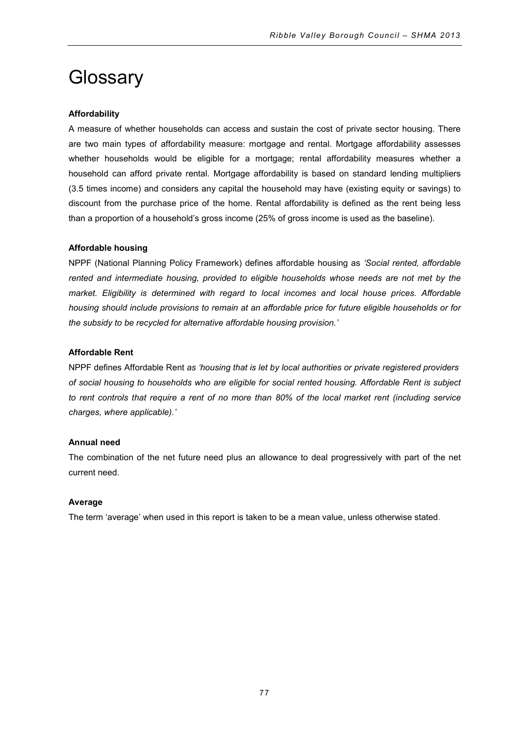# Glossary

**Affordability**

A measure of whether households can access and sustain the cost of private sector housing. There are two main types of affordability measure: mortgage and rental. Mortgage affordability assesses whether households would be eligible for a mortgage; rental affordability measures whether a household can afford private rental. Mortgage affordability is based on standard lending multipliers (3.5 times income) and considers any capital the household may have (existing equity or savings) to discount from the purchase price of the home. Rental affordability is defined as the rent being less than a proportion of a household's gross income (25% of gross income is used as the baseline).

**Affordable housing**

NPPF (National Planning Policy Framework) defines affordable housing as *'Social rented, affordable rented and intermediate housing, provided to eligible households whose needs are not met by the market. Eligibility is determined with regard to local incomes and local house prices. Affordable housing should include provisions to remain at an affordable price for future eligible households or for the subsidy to be recycled for alternative affordable housing provision.'*

**Affordable Rent**

NPPF defines Affordable Rent *as 'housing that is let by local authorities or private registered providers of social housing to households who are eligible for social rented housing. Affordable Rent is subject to rent controls that require a rent of no more than 80% of the local market rent (including service charges, where applicable).'*

**Annual need**

The combination of the net future need plus an allowance to deal progressively with part of the net current need.

**Average**

The term 'average' when used in this report is taken to be a mean value, unless otherwise stated.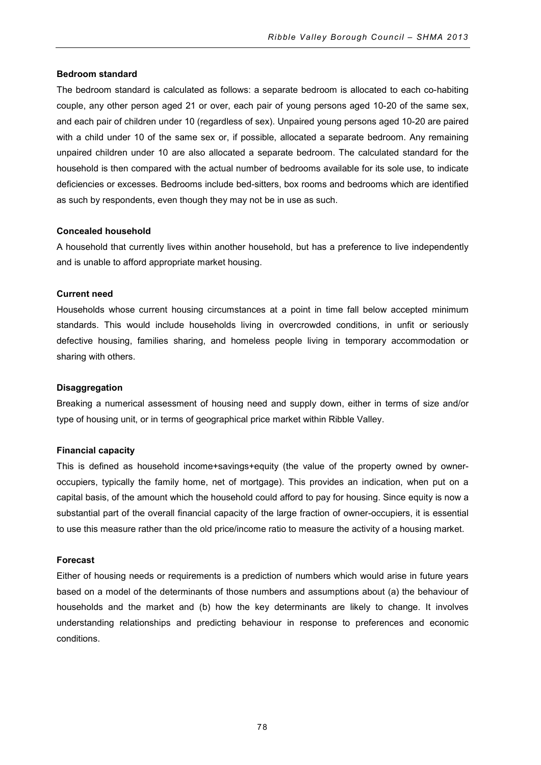**Bedroom standard**

The bedroom standard is calculated as follows: a separate bedroom is allocated to each co-habiting couple, any other person aged 21 or over, each pair of young persons aged 10-20 of the same sex, and each pair of children under 10 (regardless of sex). Unpaired young persons aged 10-20 are paired with a child under 10 of the same sex or, if possible, allocated a separate bedroom. Any remaining unpaired children under 10 are also allocated a separate bedroom. The calculated standard for the household is then compared with the actual number of bedrooms available for its sole use, to indicate deficiencies or excesses. Bedrooms include bed-sitters, box rooms and bedrooms which are identified as such by respondents, even though they may not be in use as such.

**Concealed household**

A household that currently lives within another household, but has a preference to live independently and is unable to afford appropriate market housing.

**Current need**

Households whose current housing circumstances at a point in time fall below accepted minimum standards. This would include households living in overcrowded conditions, in unfit or seriously defective housing, families sharing, and homeless people living in temporary accommodation or sharing with others.

**Disaggregation**

Breaking a numerical assessment of housing need and supply down, either in terms of size and/or type of housing unit, or in terms of geographical price market within Ribble Valley.

**Financial capacity**

This is defined as household income+savings+equity (the value of the property owned by owner-occupiers, typically the family home, net of mortgage). This provides an indication, when put on a capital basis, of the amount which the household could afford to pay for housing. Since equity is now a substantial part of the overall financial capacity of the large fraction of owner-occupiers, it is essential to use this measure rather than the old price/income ratio to measure the activity of a housing market.

**Forecast**

Either of housing needs or requirements is a prediction of numbers which would arise in future years based on a model of the determinants of those numbers and assumptions about (a) the behaviour of households and the market and (b) how the key determinants are likely to change. It involves understanding relationships and predicting behaviour in response to preferences and economic conditions.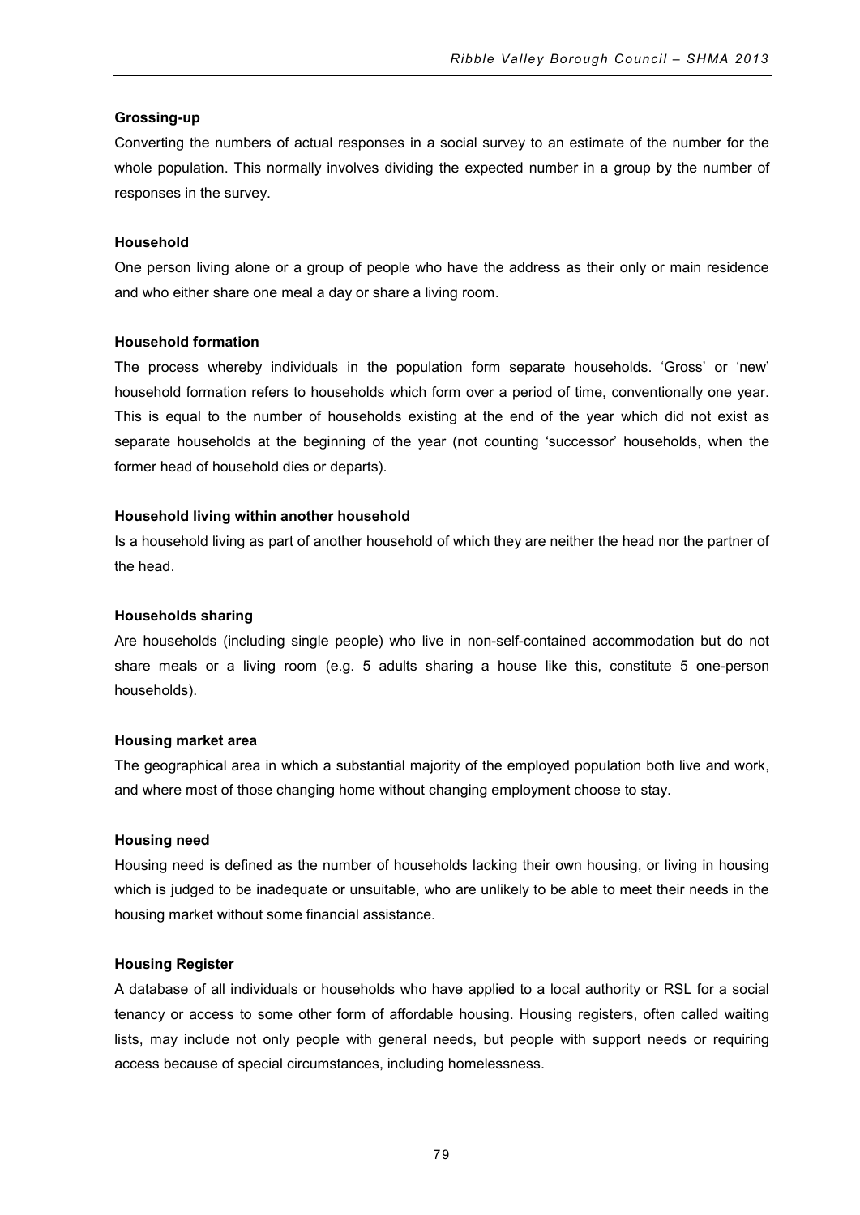**Grossing-up**

Converting the numbers of actual responses in a social survey to an estimate of the number for the whole population. This normally involves dividing the expected number in a group by the number of responses in the survey.

**Household**

One person living alone or a group of people who have the address as their only or main residence and who either share one meal a day or share a living room.

**Household formation**

The process whereby individuals in the population form separate households. 'Gross' or 'new' household formation refers to households which form over a period of time, conventionally one year. This is equal to the number of households existing at the end of the year which did not exist as separate households at the beginning of the year (not counting 'successor' households, when the former head of household dies or departs).

**Household living within another household**

Is a household living as part of another household of which they are neither the head nor the partner of the head.

**Households sharing**

Are households (including single people) who live in non-self-contained accommodation but do not share meals or a living room (e.g. 5 adults sharing a house like this, constitute 5 one-person households).

**Housing market area**

The geographical area in which a substantial majority of the employed population both live and work, and where most of those changing home without changing employment choose to stay.

**Housing need**

Housing need is defined as the number of households lacking their own housing, or living in housing which is judged to be inadequate or unsuitable, who are unlikely to be able to meet their needs in the housing market without some financial assistance.

**Housing Register**

A database of all individuals or households who have applied to a local authority or RSL for a social tenancy or access to some other form of affordable housing. Housing registers, often called waiting lists, may include not only people with general needs, but people with support needs or requiring access because of special circumstances, including homelessness.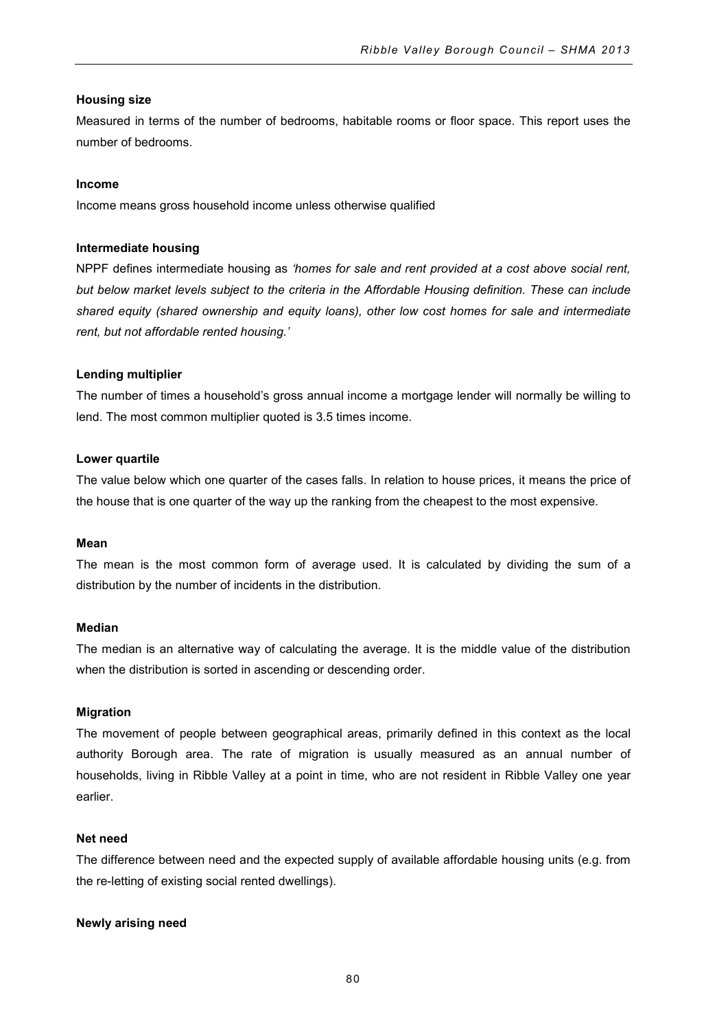**Housing size**

Measured in terms of the number of bedrooms, habitable rooms or floor space. This report uses the number of bedrooms.

**Income**

Income means gross household income unless otherwise qualified

**Intermediate housing**

NPPF defines intermediate housing as *'homes for sale and rent provided at a cost above social rent, but below market levels subject to the criteria in the Affordable Housing definition. These can include shared equity (shared ownership and equity loans), other low cost homes for sale and intermediate rent, but not affordable rented housing.'*

**Lending multiplier**

The number of times a household's gross annual income a mortgage lender will normally be willing to lend. The most common multiplier quoted is 3.5 times income.

**Lower quartile**

The value below which one quarter of the cases falls. In relation to house prices, it means the price of the house that is one quarter of the way up the ranking from the cheapest to the most expensive.

**Mean**

The mean is the most common form of average used. It is calculated by dividing the sum of a distribution by the number of incidents in the distribution.

**Median**

The median is an alternative way of calculating the average. It is the middle value of the distribution when the distribution is sorted in ascending or descending order.

**Migration**

The movement of people between geographical areas, primarily defined in this context as the local authority Borough area. The rate of migration is usually measured as an annual number of households, living in Ribble Valley at a point in time, who are not resident in Ribble Valley one year earlier.

**Net need**

The difference between need and the expected supply of available affordable housing units (e.g. from the re-letting of existing social rented dwellings).

**Newly arising need**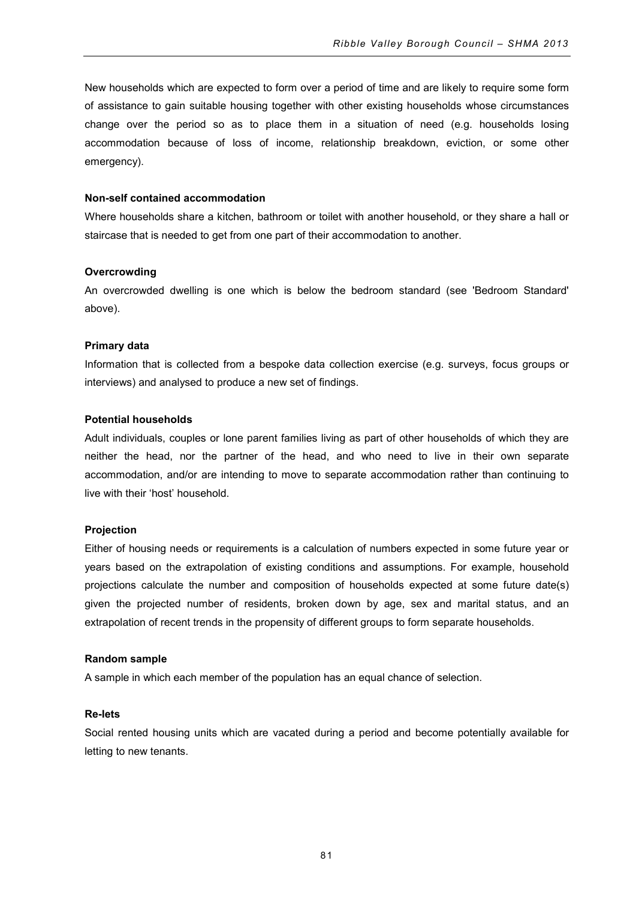New households which are expected to form over a period of time and are likely to require some form of assistance to gain suitable housing together with other existing households whose circumstances change over the period so as to place them in a situation of need (e.g. households losing accommodation because of loss of income, relationship breakdown, eviction, or some other emergency).

**Non-self contained accommodation**

Where households share a kitchen, bathroom or toilet with another household, or they share a hall or staircase that is needed to get from one part of their accommodation to another.

**Overcrowding**

An overcrowded dwelling is one which is below the bedroom standard (see 'Bedroom Standard' above).

**Primary data**

Information that is collected from a bespoke data collection exercise (e.g. surveys, focus groups or interviews) and analysed to produce a new set of findings.

**Potential households**

Adult individuals, couples or lone parent families living as part of other households of which they are neither the head, nor the partner of the head, and who need to live in their own separate accommodation, and/or are intending to move to separate accommodation rather than continuing to live with their 'host' household.

**Projection**

Either of housing needs or requirements is a calculation of numbers expected in some future year or years based on the extrapolation of existing conditions and assumptions. For example, household projections calculate the number and composition of households expected at some future date(s) given the projected number of residents, broken down by age, sex and marital status, and an extrapolation of recent trends in the propensity of different groups to form separate households.

**Random sample**

A sample in which each member of the population has an equal chance of selection.

**Re-lets**

Social rented housing units which are vacated during a period and become potentially available for letting to new tenants.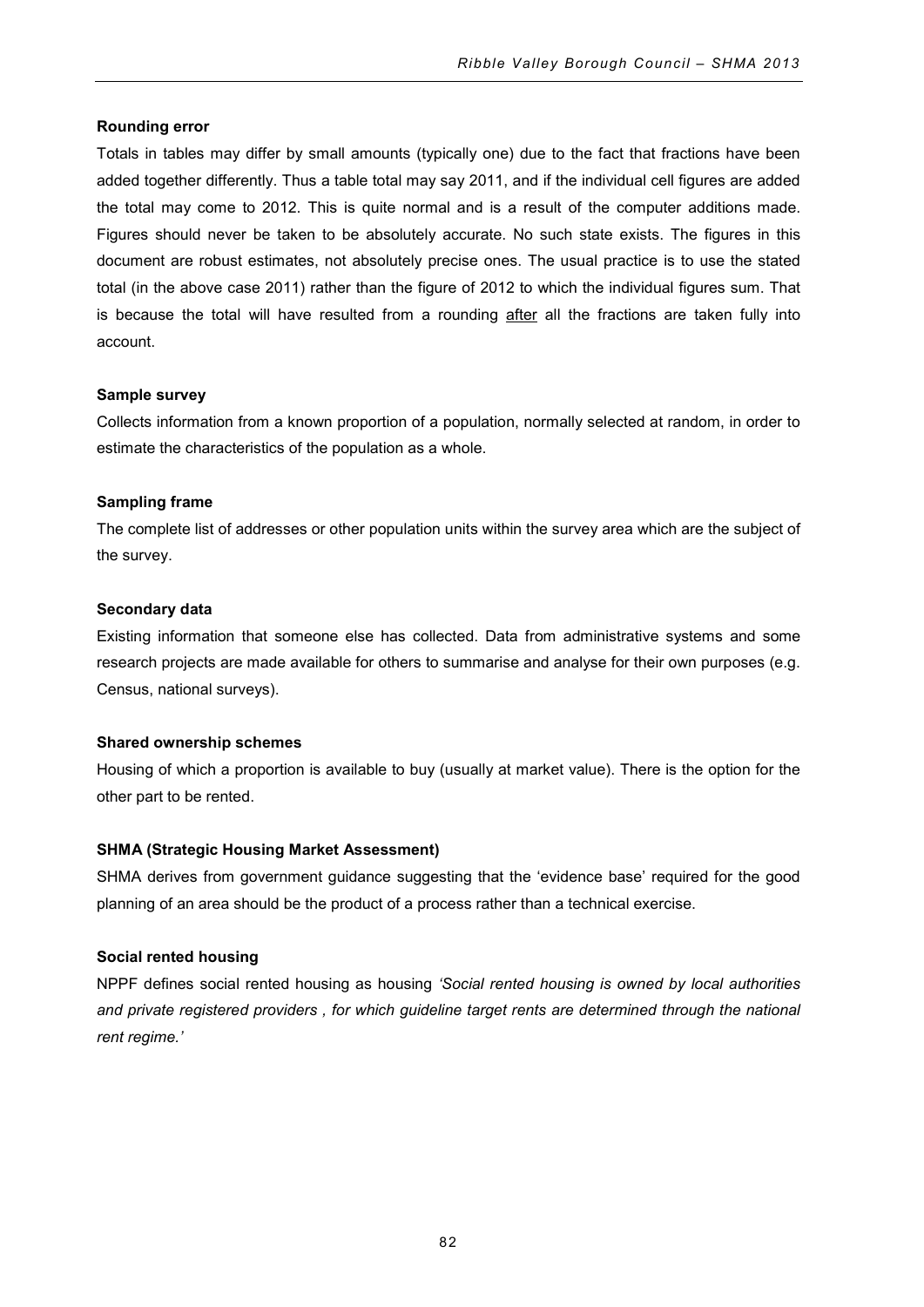**Rounding error**

Totals in tables may differ by small amounts (typically one) due to the fact that fractions have been added together differently. Thus a table total may say 2011, and if the individual cell figures are added the total may come to 2012. This is quite normal and is a result of the computer additions made. Figures should never be taken to be absolutely accurate. No such state exists. The figures in this document are robust estimates, not absolutely precise ones. The usual practice is to use the stated total (in the above case 2011) rather than the figure of 2012 to which the individual figures sum. That is because the total will have resulted from a rounding after all the fractions are taken fully into account.

**Sample survey**

Collects information from a known proportion of a population, normally selected at random, in order to estimate the characteristics of the population as a whole.

**Sampling frame**

The complete list of addresses or other population units within the survey area which are the subject of the survey.

**Secondary data**

Existing information that someone else has collected. Data from administrative systems and some research projects are made available for others to summarise and analyse for their own purposes (e.g. Census, national surveys).

**Shared ownership schemes**

Housing of which a proportion is available to buy (usually at market value). There is the option for the other part to be rented.

**SHMA (Strategic Housing Market Assessment)**

SHMA derives from government guidance suggesting that the 'evidence base' required for the good planning of an area should be the product of a process rather than a technical exercise.

**Social rented housing**

NPPF defines social rented housing as housing *'Social rented housing is owned by local authorities and private registered providers , for which guideline target rents are determined through the national rent regime.'*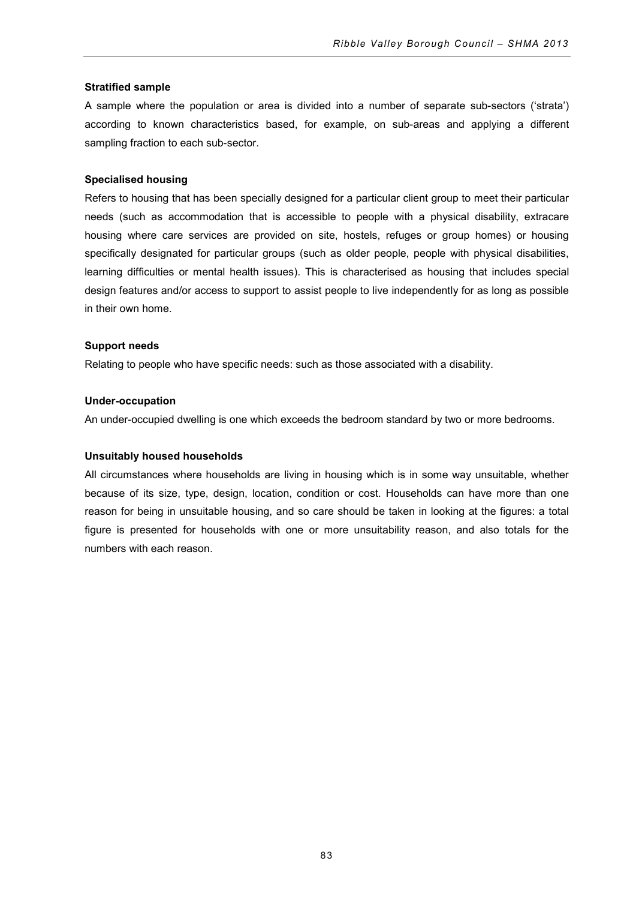**Stratified sample**

A sample where the population or area is divided into a number of separate sub-sectors ('strata') according to known characteristics based, for example, on sub-areas and applying a different sampling fraction to each sub-sector.

**Specialised housing**

Refers to housing that has been specially designed for a particular client group to meet their particular needs (such as accommodation that is accessible to people with a physical disability, extracare housing where care services are provided on site, hostels, refuges or group homes) or housing specifically designated for particular groups (such as older people, people with physical disabilities, learning difficulties or mental health issues). This is characterised as housing that includes special design features and/or access to support to assist people to live independently for as long as possible in their own home.

**Support needs**

Relating to people who have specific needs: such as those associated with a disability.

**Under-occupation**

An under-occupied dwelling is one which exceeds the bedroom standard by two or more bedrooms.

**Unsuitably housed households**

All circumstances where households are living in housing which is in some way unsuitable, whether because of its size, type, design, location, condition or cost. Households can have more than one reason for being in unsuitable housing, and so care should be taken in looking at the figures: a total figure is presented for households with one or more unsuitability reason, and also totals for the numbers with each reason.